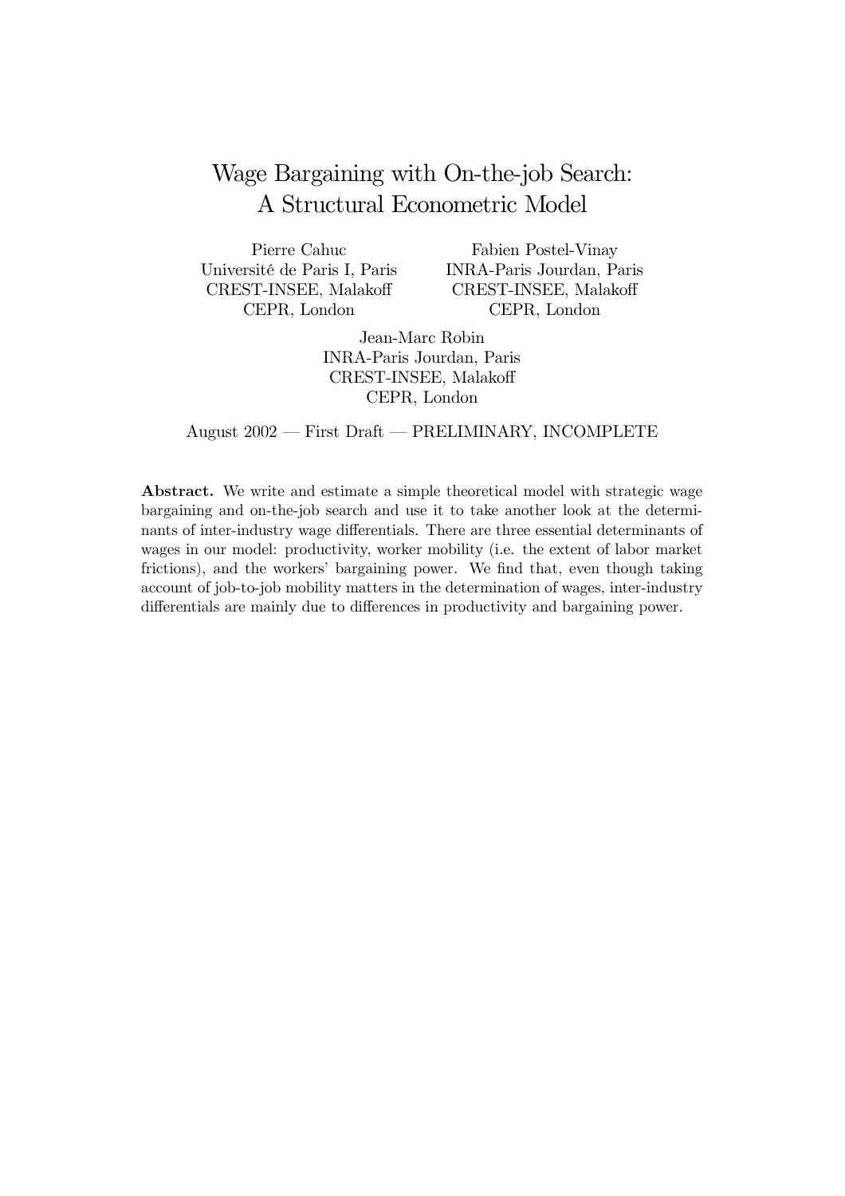# Wage Bargaining with On-the-job Search: A Structural Econometric Model

Pierre Cahuc
Université de Paris I, Paris
CREST-INSEE, Malakoff
CEPR, London

Fabien Postel-Vinay
INRA-Paris Jourdan, Paris
CREST-INSEE, Malakoff
CEPR, London

Jean-Marc Robin
INRA-Paris Jourdan, Paris
CREST-INSEE, Malakoff
CEPR, London

August 2002 — First Draft — PRELIMINARY, INCOMPLETE

**Abstract.** We write and estimate a simple theoretical model with strategic wage bargaining and on-the-job search and use it to take another look at the determinants of inter-industry wage differentials. There are three essential determinants of wages in our model: productivity, worker mobility (i.e. the extent of labor market frictions), and the workers' bargaining power. We find that, even though taking account of job-to-job mobility matters in the determination of wages, inter-industry differentials are mainly due to differences in productivity and bargaining power.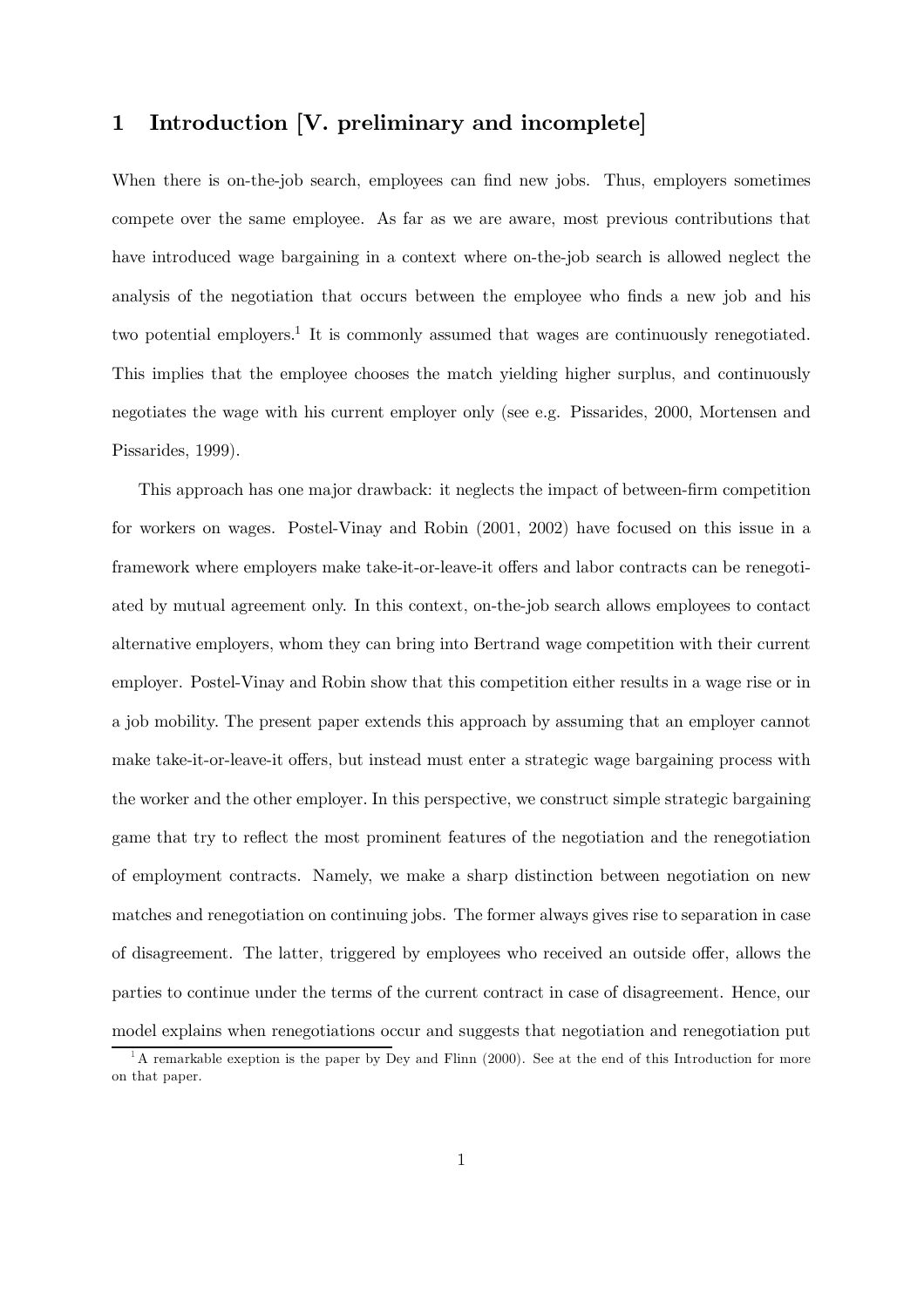# 1 Introduction [V. preliminary and incomplete]

When there is on-the-job search, employees can find new jobs. Thus, employers sometimes compete over the same employee. As far as we are aware, most previous contributions that have introduced wage bargaining in a context where on-the-job search is allowed neglect the analysis of the negotiation that occurs between the employee who finds a new job and his two potential employers.[1] It is commonly assumed that wages are continuously renegotiated. This implies that the employee chooses the match yielding higher surplus, and continuously negotiates the wage with his current employer only (see e.g. Pissarides, 2000, Mortensen and Pissarides, 1999).

This approach has one major drawback: it neglects the impact of between-firm competition for workers on wages. Postel-Vinay and Robin (2001, 2002) have focused on this issue in a framework where employers make take-it-or-leave-it offers and labor contracts can be renegotiated by mutual agreement only. In this context, on-the-job search allows employees to contact alternative employers, whom they can bring into Bertrand wage competition with their current employer. Postel-Vinay and Robin show that this competition either results in a wage rise or in a job mobility. The present paper extends this approach by assuming that an employer cannot make take-it-or-leave-it offers, but instead must enter a strategic wage bargaining process with the worker and the other employer. In this perspective, we construct simple strategic bargaining game that try to reflect the most prominent features of the negotiation and the renegotiation of employment contracts. Namely, we make a sharp distinction between negotiation on new matches and renegotiation on continuing jobs. The former always gives rise to separation in case of disagreement. The latter, triggered by employees who received an outside offer, allows the parties to continue under the terms of the current contract in case of disagreement. Hence, our model explains when renegotiations occur and suggests that negotiation and renegotiation put

[1] A remarkable exeption is the paper by Dey and Flinn (2000). See at the end of this Introduction for more on that paper.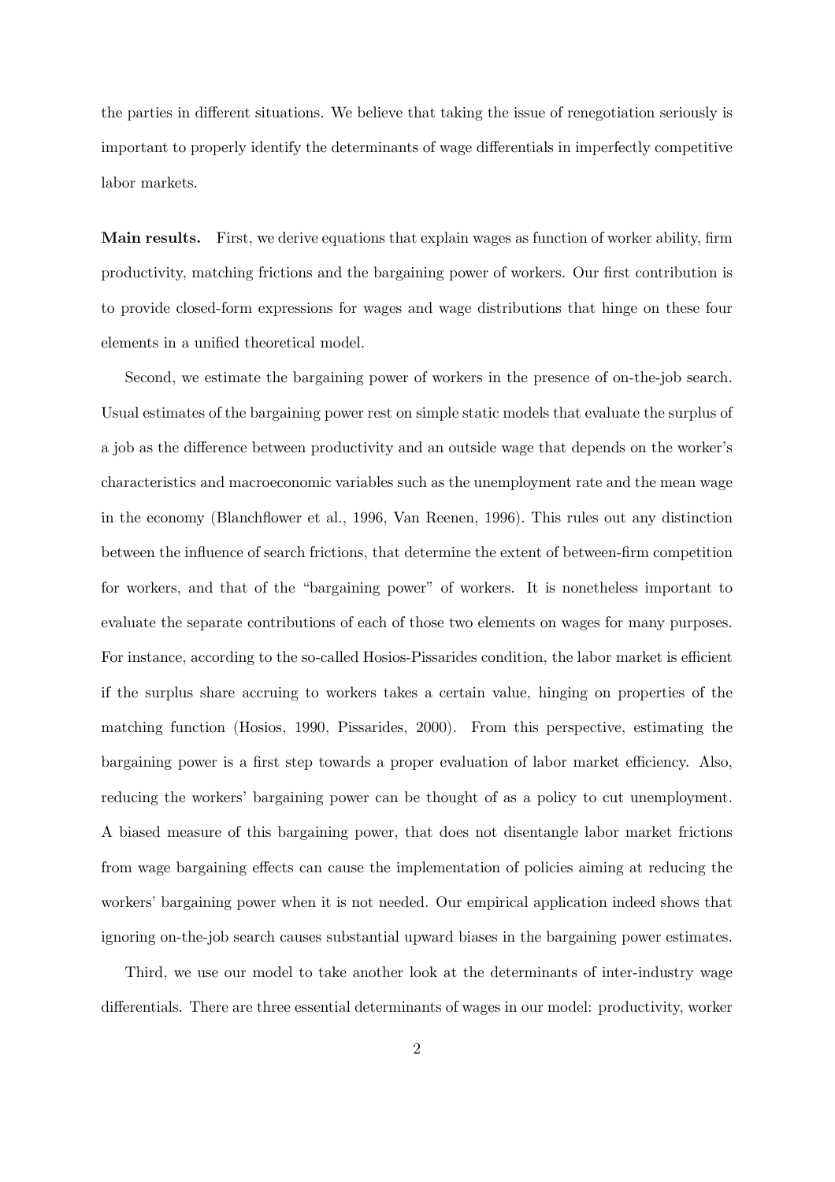the parties in different situations. We believe that taking the issue of renegotiation seriously is important to properly identify the determinants of wage differentials in imperfectly competitive labor markets.

**Main results.** First, we derive equations that explain wages as function of worker ability, firm productivity, matching frictions and the bargaining power of workers. Our first contribution is to provide closed-form expressions for wages and wage distributions that hinge on these four elements in a unified theoretical model.

Second, we estimate the bargaining power of workers in the presence of on-the-job search. Usual estimates of the bargaining power rest on simple static models that evaluate the surplus of a job as the difference between productivity and an outside wage that depends on the worker's characteristics and macroeconomic variables such as the unemployment rate and the mean wage in the economy (Blanchflower et al., 1996, Van Reenen, 1996). This rules out any distinction between the influence of search frictions, that determine the extent of between-firm competition for workers, and that of the "bargaining power" of workers. It is nonetheless important to evaluate the separate contributions of each of those two elements on wages for many purposes. For instance, according to the so-called Hosios-Pissarides condition, the labor market is efficient if the surplus share accruing to workers takes a certain value, hinging on properties of the matching function (Hosios, 1990, Pissarides, 2000). From this perspective, estimating the bargaining power is a first step towards a proper evaluation of labor market efficiency. Also, reducing the workers' bargaining power can be thought of as a policy to cut unemployment. A biased measure of this bargaining power, that does not disentangle labor market frictions from wage bargaining effects can cause the implementation of policies aiming at reducing the workers' bargaining power when it is not needed. Our empirical application indeed shows that ignoring on-the-job search causes substantial upward biases in the bargaining power estimates.

Third, we use our model to take another look at the determinants of inter-industry wage differentials. There are three essential determinants of wages in our model: productivity, worker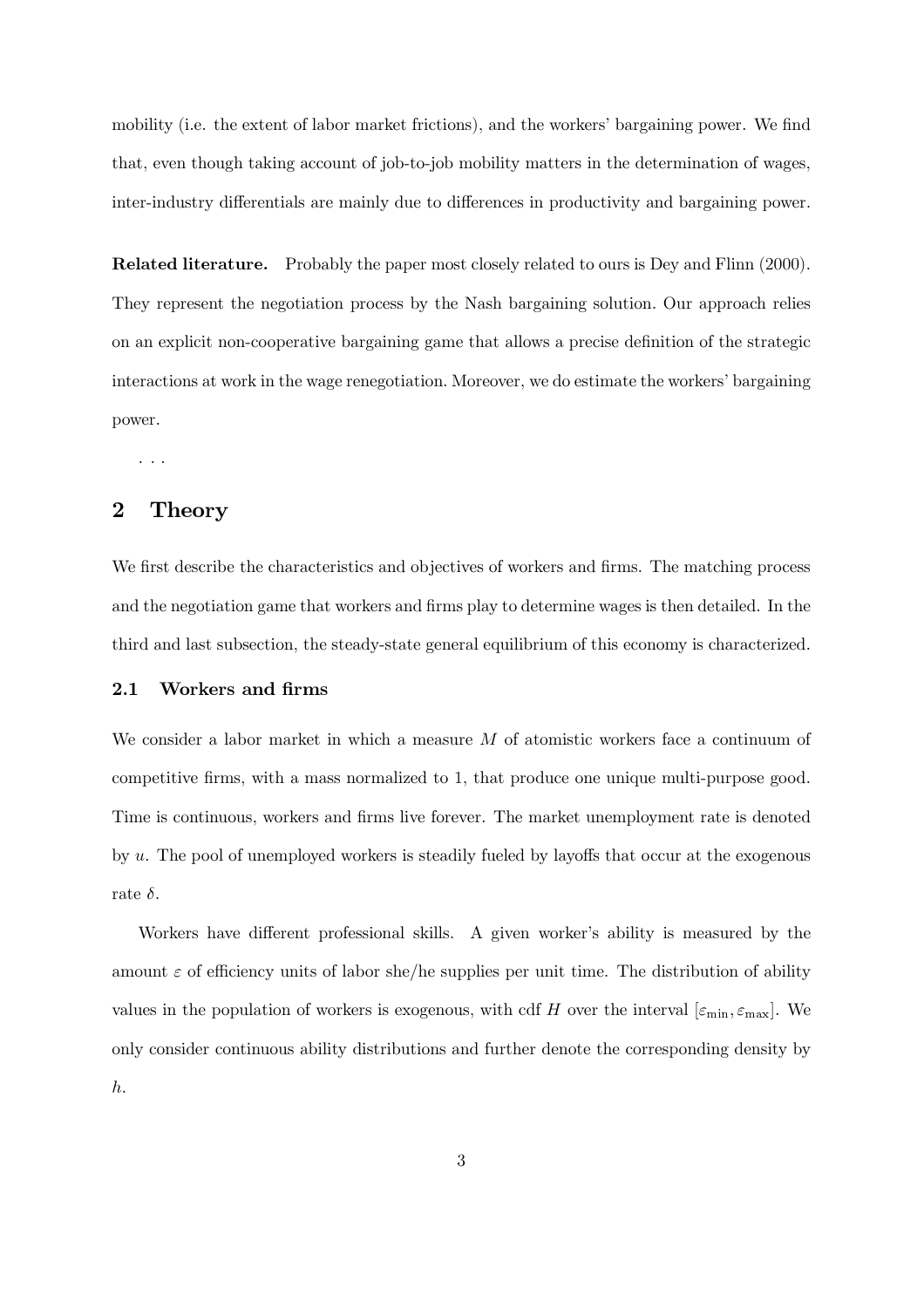mobility (i.e. the extent of labor market frictions), and the workers' bargaining power. We find that, even though taking account of job-to-job mobility matters in the determination of wages, inter-industry differentials are mainly due to differences in productivity and bargaining power.

**Related literature.** Probably the paper most closely related to ours is Dey and Flinn (2000). They represent the negotiation process by the Nash bargaining solution. Our approach relies on an explicit non-cooperative bargaining game that allows a precise definition of the strategic interactions at work in the wage renegotiation. Moreover, we do estimate the workers' bargaining power.

...

## 2 Theory

We first describe the characteristics and objectives of workers and firms. The matching process and the negotiation game that workers and firms play to determine wages is then detailed. In the third and last subsection, the steady-state general equilibrium of this economy is characterized.

### 2.1 Workers and firms

We consider a labor market in which a measure $M$ of atomistic workers face a continuum of competitive firms, with a mass normalized to 1, that produce one unique multi-purpose good. Time is continuous, workers and firms live forever. The market unemployment rate is denoted by $u$. The pool of unemployed workers is steadily fueled by layoffs that occur at the exogenous rate $\delta$.

Workers have different professional skills. A given worker's ability is measured by the amount $\varepsilon$ of efficiency units of labor she/he supplies per unit time. The distribution of ability values in the population of workers is exogenous, with cdf $H$ over the interval $[\varepsilon_{\min}, \varepsilon_{\max}]$. We only consider continuous ability distributions and further denote the corresponding density by $h$.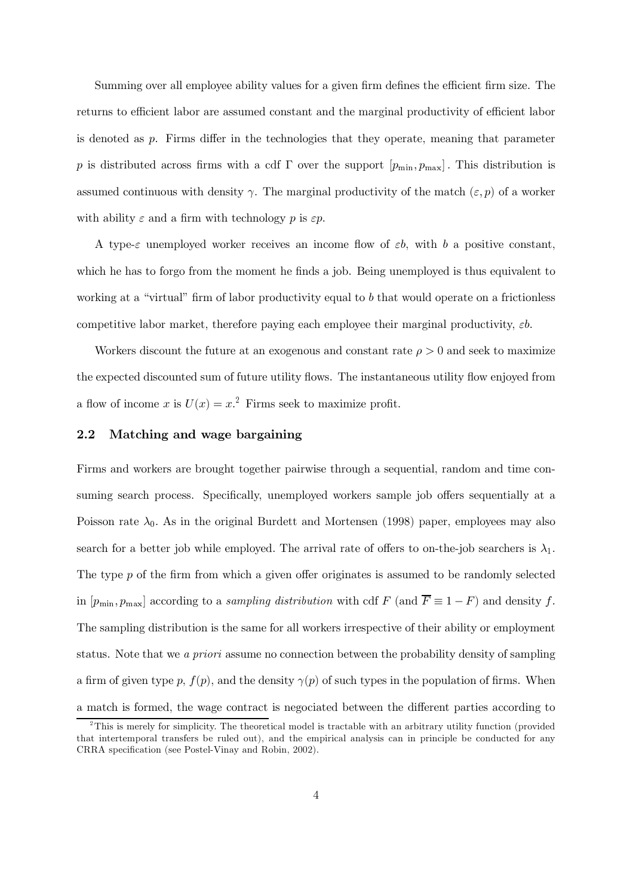Summing over all employee ability values for a given firm defines the efficient firm size. The returns to efficient labor are assumed constant and the marginal productivity of efficient labor is denoted as $p$. Firms differ in the technologies that they operate, meaning that parameter $p$ is distributed across firms with a cdf $\Gamma$ over the support $[p_{\min}, p_{\max}]$. This distribution is assumed continuous with density $\gamma$. The marginal productivity of the match $(\varepsilon, p)$ of a worker with ability $\varepsilon$ and a firm with technology $p$ is $\varepsilon p$.

A type-$\varepsilon$ unemployed worker receives an income flow of $\varepsilon b$, with $b$ a positive constant, which he has to forgo from the moment he finds a job. Being unemployed is thus equivalent to working at a "virtual" firm of labor productivity equal to $b$ that would operate on a frictionless competitive labor market, therefore paying each employee their marginal productivity, $\varepsilon b$.

Workers discount the future at an exogenous and constant rate $\rho > 0$ and seek to maximize the expected discounted sum of future utility flows. The instantaneous utility flow enjoyed from a flow of income $x$ is $U(x) = x$.[2] Firms seek to maximize profit.

### 2.2 Matching and wage bargaining

Firms and workers are brought together pairwise through a sequential, random and time consuming search process. Specifically, unemployed workers sample job offers sequentially at a Poisson rate $\lambda_0$. As in the original Burdett and Mortensen (1998) paper, employees may also search for a better job while employed. The arrival rate of offers to on-the-job searchers is $\lambda_1$. The type $p$ of the firm from which a given offer originates is assumed to be randomly selected in $[p_{\min}, p_{\max}]$ according to a *sampling distribution* with cdf $F$ (and $\overline{F} \equiv 1 - F$) and density $f$. The sampling distribution is the same for all workers irrespective of their ability or employment status. Note that we *a priori* assume no connection between the probability density of sampling a firm of given type $p$, $f(p)$, and the density $\gamma(p)$ of such types in the population of firms. When a match is formed, the wage contract is negociated between the different parties according to

[2] This is merely for simplicity. The theoretical model is tractable with an arbitrary utility function (provided that intertemporal transfers be ruled out), and the empirical analysis can in principle be conducted for any CRRA specification (see Postel-Vinay and Robin, 2002).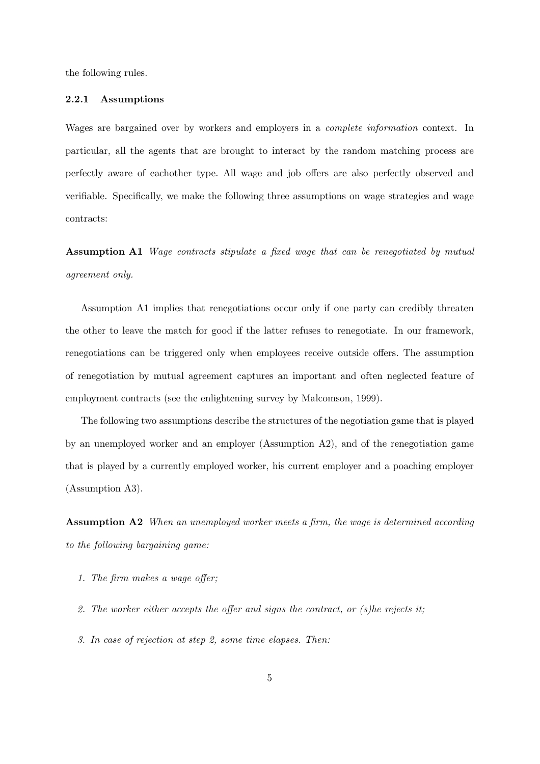the following rules.

### 2.2.1 Assumptions

Wages are bargained over by workers and employers in a *complete information* context. In particular, all the agents that are brought to interact by the random matching process are perfectly aware of eachother type. All wage and job offers are also perfectly observed and verifiable. Specifically, we make the following three assumptions on wage strategies and wage contracts:

**Assumption A1** *Wage contracts stipulate a fixed wage that can be renegotiated by mutual agreement only.*

Assumption A1 implies that renegotiations occur only if one party can credibly threaten the other to leave the match for good if the latter refuses to renegotiate. In our framework, renegotiations can be triggered only when employees receive outside offers. The assumption of renegotiation by mutual agreement captures an important and often neglected feature of employment contracts (see the enlightening survey by Malcomson, 1999).

The following two assumptions describe the structures of the negotiation game that is played by an unemployed worker and an employer (Assumption A2), and of the renegotiation game that is played by a currently employed worker, his current employer and a poaching employer (Assumption A3).

**Assumption A2** *When an unemployed worker meets a firm, the wage is determined according to the following bargaining game:*

1. *The firm makes a wage offer;*
2. *The worker either accepts the offer and signs the contract, or (s)he rejects it;*
3. *In case of rejection at step 2, some time elapses. Then:*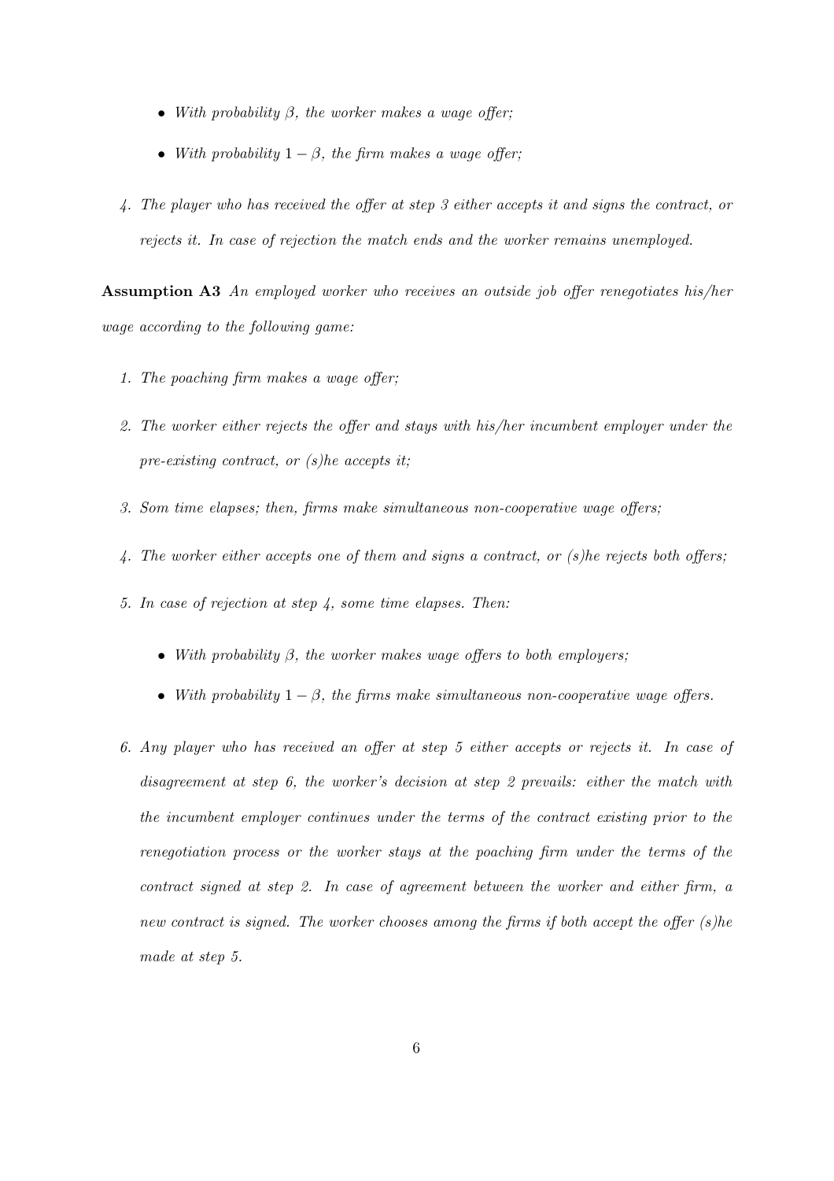- *With probability $\beta$, the worker makes a wage offer;*
- *With probability $1 - \beta$, the firm makes a wage offer;*

4. *The player who has received the offer at step 3 either accepts it and signs the contract, or rejects it. In case of rejection the match ends and the worker remains unemployed.*

**Assumption A3** *An employed worker who receives an outside job offer renegotiates his/her wage according to the following game:*

1. *The poaching firm makes a wage offer;*
2. *The worker either rejects the offer and stays with his/her incumbent employer under the pre-existing contract, or (s)he accepts it;*
3. *Som time elapses; then, firms make simultaneous non-cooperative wage offers;*
4. *The worker either accepts one of them and signs a contract, or (s)he rejects both offers;*
5. *In case of rejection at step 4, some time elapses. Then:*
   - *With probability $\beta$, the worker makes wage offers to both employers;*
   - *With probability $1 - \beta$, the firms make simultaneous non-cooperative wage offers.*
6. *Any player who has received an offer at step 5 either accepts or rejects it. In case of disagreement at step 6, the worker's decision at step 2 prevails: either the match with the incumbent employer continues under the terms of the contract existing prior to the renegotiation process or the worker stays at the poaching firm under the terms of the contract signed at step 2. In case of agreement between the worker and either firm, a new contract is signed. The worker chooses among the firms if both accept the offer (s)he made at step 5.*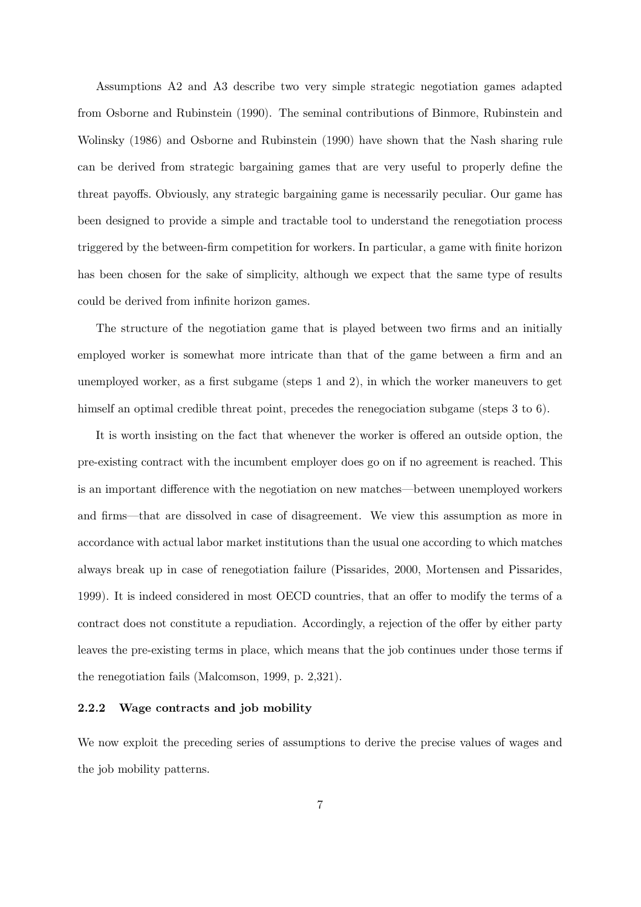Assumptions A2 and A3 describe two very simple strategic negotiation games adapted from Osborne and Rubinstein (1990). The seminal contributions of Binmore, Rubinstein and Wolinsky (1986) and Osborne and Rubinstein (1990) have shown that the Nash sharing rule can be derived from strategic bargaining games that are very useful to properly define the threat payoffs. Obviously, any strategic bargaining game is necessarily peculiar. Our game has been designed to provide a simple and tractable tool to understand the renegotiation process triggered by the between-firm competition for workers. In particular, a game with finite horizon has been chosen for the sake of simplicity, although we expect that the same type of results could be derived from infinite horizon games.

The structure of the negotiation game that is played between two firms and an initially employed worker is somewhat more intricate than that of the game between a firm and an unemployed worker, as a first subgame (steps 1 and 2), in which the worker maneuvers to get himself an optimal credible threat point, precedes the renegociation subgame (steps 3 to 6).

It is worth insisting on the fact that whenever the worker is offered an outside option, the pre-existing contract with the incumbent employer does go on if no agreement is reached. This is an important difference with the negotiation on new matches—between unemployed workers and firms—that are dissolved in case of disagreement. We view this assumption as more in accordance with actual labor market institutions than the usual one according to which matches always break up in case of renegotiation failure (Pissarides, 2000, Mortensen and Pissarides, 1999). It is indeed considered in most OECD countries, that an offer to modify the terms of a contract does not constitute a repudiation. Accordingly, a rejection of the offer by either party leaves the pre-existing terms in place, which means that the job continues under those terms if the renegotiation fails (Malcomson, 1999, p. 2,321).

### 2.2.2 Wage contracts and job mobility

We now exploit the preceding series of assumptions to derive the precise values of wages and the job mobility patterns.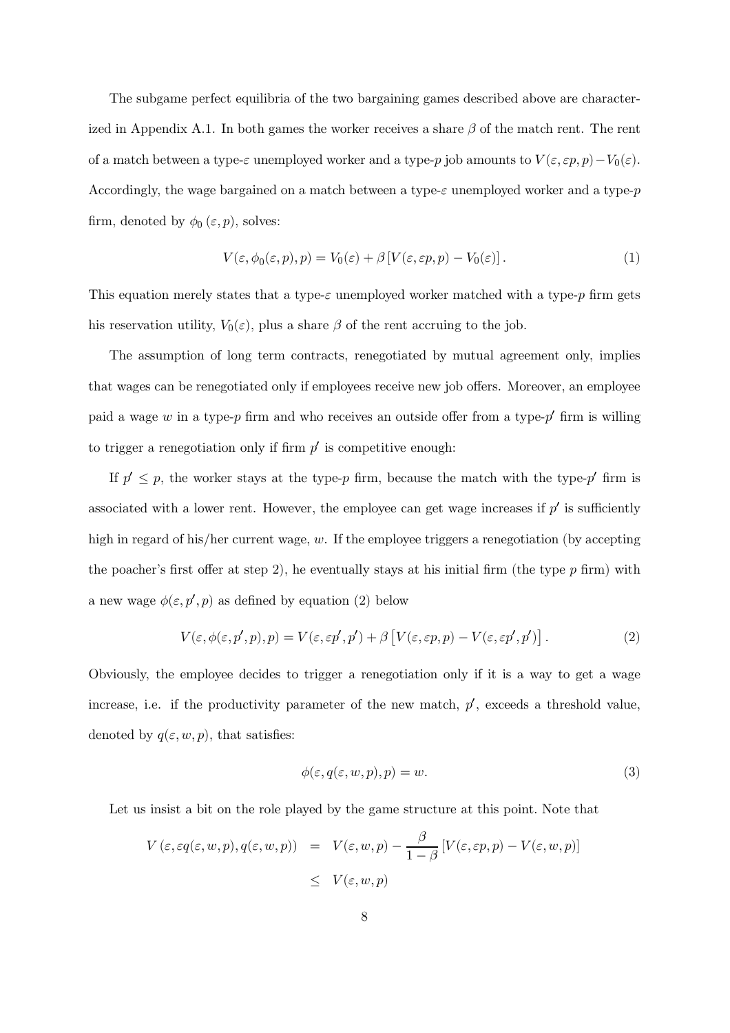The subgame perfect equilibria of the two bargaining games described above are characterized in Appendix A.1. In both games the worker receives a share $\beta$ of the match rent. The rent of a match between a type-$\varepsilon$ unemployed worker and a type-$p$ job amounts to $V(\varepsilon, \varepsilon p, p) - V_0(\varepsilon)$. Accordingly, the wage bargained on a match between a type-$\varepsilon$ unemployed worker and a type-$p$ firm, denoted by $\phi_0(\varepsilon, p)$, solves:

$$V(\varepsilon, \phi_0(\varepsilon, p), p) = V_0(\varepsilon) + \beta \left[V(\varepsilon, \varepsilon p, p) - V_0(\varepsilon)\right]. \tag{1}$$

This equation merely states that a type-$\varepsilon$ unemployed worker matched with a type-$p$ firm gets his reservation utility, $V_0(\varepsilon)$, plus a share $\beta$ of the rent accruing to the job.

The assumption of long term contracts, renegotiated by mutual agreement only, implies that wages can be renegotiated only if employees receive new job offers. Moreover, an employee paid a wage $w$ in a type-$p$ firm and who receives an outside offer from a type-$p'$ firm is willing to trigger a renegotiation only if firm $p'$ is competitive enough:

If $p' \leq p$, the worker stays at the type-$p$ firm, because the match with the type-$p'$ firm is associated with a lower rent. However, the employee can get wage increases if $p'$ is sufficiently high in regard of his/her current wage, $w$. If the employee triggers a renegotiation (by accepting the poacher's first offer at step 2), he eventually stays at his initial firm (the type $p$ firm) with a new wage $\phi(\varepsilon, p', p)$ as defined by equation (2) below

$$V(\varepsilon, \phi(\varepsilon, p', p), p) = V(\varepsilon, \varepsilon p', p') + \beta \left[V(\varepsilon, \varepsilon p, p) - V(\varepsilon, \varepsilon p', p')\right]. \tag{2}$$

Obviously, the employee decides to trigger a renegotiation only if it is a way to get a wage increase, i.e. if the productivity parameter of the new match, $p'$, exceeds a threshold value, denoted by $q(\varepsilon, w, p)$, that satisfies:

$$\phi(\varepsilon, q(\varepsilon, w, p), p) = w. \tag{3}$$

Let us insist a bit on the role played by the game structure at this point. Note that

$$\begin{aligned} V\left(\varepsilon, \varepsilon q(\varepsilon, w, p), q(\varepsilon, w, p)\right) &= V(\varepsilon, w, p) - \frac{\beta}{1-\beta}\left[V(\varepsilon, \varepsilon p, p) - V(\varepsilon, w, p)\right] \\ &\leq V(\varepsilon, w, p) \end{aligned}$$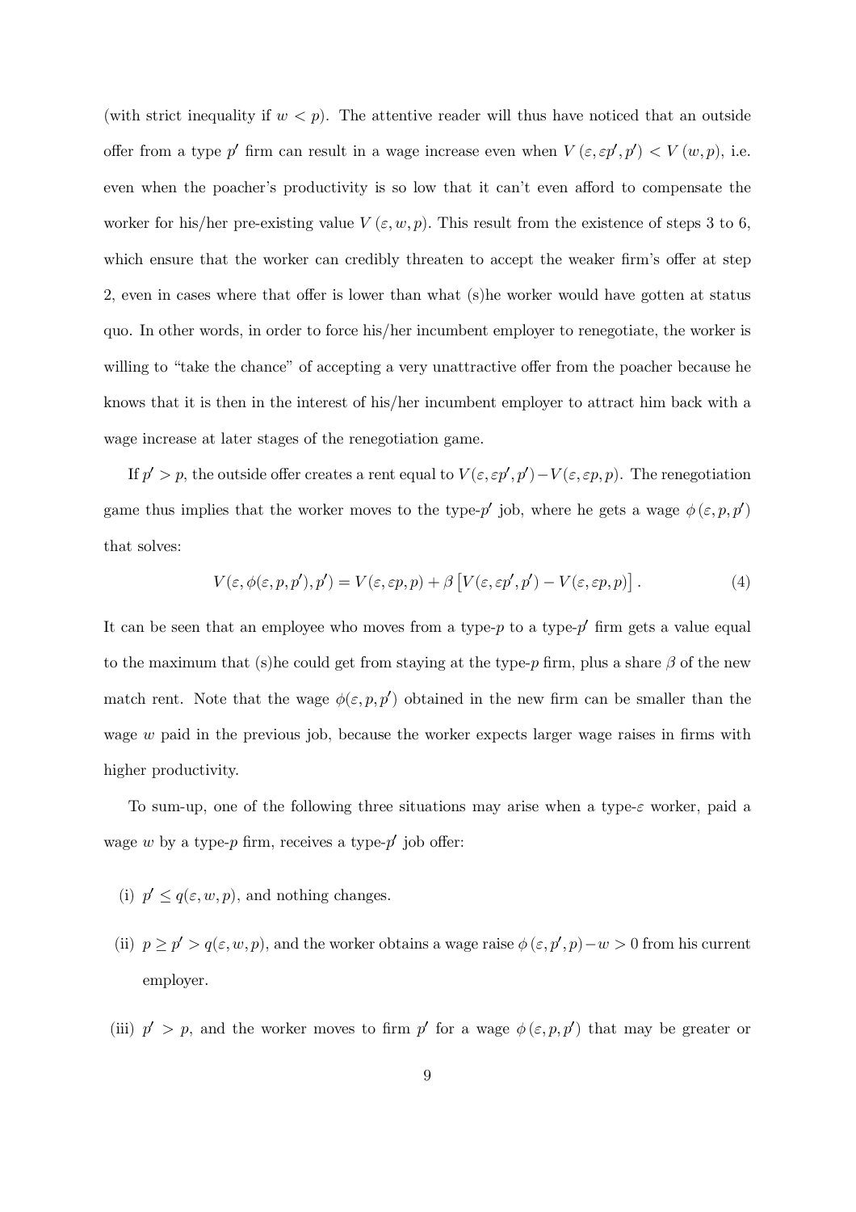(with strict inequality if $w < p$). The attentive reader will thus have noticed that an outside offer from a type $p'$ firm can result in a wage increase even when $V(\varepsilon, \varepsilon p', p') < V(w, p)$, i.e. even when the poacher's productivity is so low that it can't even afford to compensate the worker for his/her pre-existing value $V(\varepsilon, w, p)$. This result from the existence of steps 3 to 6, which ensure that the worker can credibly threaten to accept the weaker firm's offer at step 2, even in cases where that offer is lower than what (s)he worker would have gotten at status quo. In other words, in order to force his/her incumbent employer to renegotiate, the worker is willing to "take the chance" of accepting a very unattractive offer from the poacher because he knows that it is then in the interest of his/her incumbent employer to attract him back with a wage increase at later stages of the renegotiation game.

If $p' > p$, the outside offer creates a rent equal to $V(\varepsilon, \varepsilon p', p') - V(\varepsilon, \varepsilon p, p)$. The renegotiation game thus implies that the worker moves to the type-$p'$ job, where he gets a wage $\phi(\varepsilon, p, p')$ that solves:

$$V(\varepsilon, \phi(\varepsilon, p, p'), p') = V(\varepsilon, \varepsilon p, p) + \beta \left[ V(\varepsilon, \varepsilon p', p') - V(\varepsilon, \varepsilon p, p) \right]. \tag{4}$$

It can be seen that an employee who moves from a type-$p$ to a type-$p'$ firm gets a value equal to the maximum that (s)he could get from staying at the type-$p$ firm, plus a share $\beta$ of the new match rent. Note that the wage $\phi(\varepsilon, p, p')$ obtained in the new firm can be smaller than the wage $w$ paid in the previous job, because the worker expects larger wage raises in firms with higher productivity.

To sum-up, one of the following three situations may arise when a type-$\varepsilon$ worker, paid a wage $w$ by a type-$p$ firm, receives a type-$p'$ job offer:

(i) $p' \leq q(\varepsilon, w, p)$, and nothing changes.

(ii) $p \geq p' > q(\varepsilon, w, p)$, and the worker obtains a wage raise $\phi(\varepsilon, p', p) - w > 0$ from his current employer.

(iii) $p' > p$, and the worker moves to firm $p'$ for a wage $\phi(\varepsilon, p, p')$ that may be greater or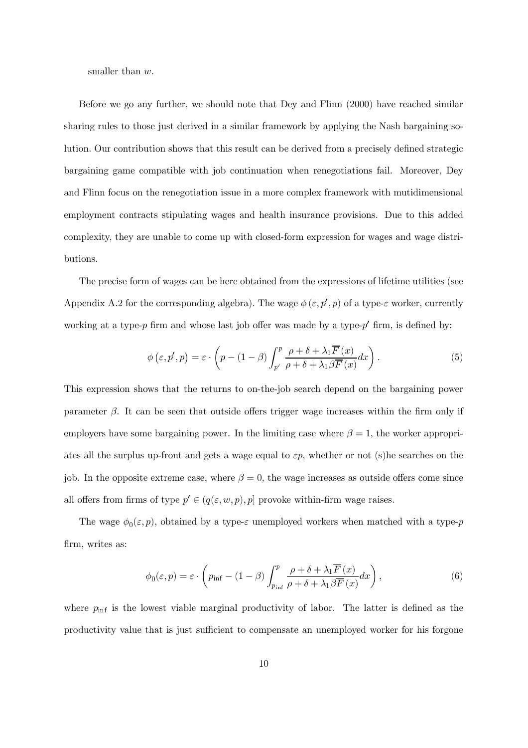smaller than $w$.

Before we go any further, we should note that Dey and Flinn (2000) have reached similar sharing rules to those just derived in a similar framework by applying the Nash bargaining solution. Our contribution shows that this result can be derived from a precisely defined strategic bargaining game compatible with job continuation when renegotiations fail. Moreover, Dey and Flinn focus on the renegotiation issue in a more complex framework with mutidimensional employment contracts stipulating wages and health insurance provisions. Due to this added complexity, they are unable to come up with closed-form expression for wages and wage distributions.

The precise form of wages can be here obtained from the expressions of lifetime utilities (see Appendix A.2 for the corresponding algebra). The wage $\phi(\varepsilon, p', p)$ of a type-$\varepsilon$ worker, currently working at a type-$p$ firm and whose last job offer was made by a type-$p'$ firm, is defined by:

$$\phi(\varepsilon, p', p) = \varepsilon \cdot \left( p - (1-\beta) \int_{p'}^{p} \frac{\rho + \delta + \lambda_1 \overline{F}(x)}{\rho + \delta + \lambda_1 \beta \overline{F}(x)} dx \right). \tag{5}$$

This expression shows that the returns to on-the-job search depend on the bargaining power parameter $\beta$. It can be seen that outside offers trigger wage increases within the firm only if employers have some bargaining power. In the limiting case where $\beta = 1$, the worker appropriates all the surplus up-front and gets a wage equal to $\varepsilon p$, whether or not (s)he searches on the job. In the opposite extreme case, where $\beta = 0$, the wage increases as outside offers come since all offers from firms of type $p' \in (q(\varepsilon, w, p), p]$ provoke within-firm wage raises.

The wage $\phi_0(\varepsilon, p)$, obtained by a type-$\varepsilon$ unemployed workers when matched with a type-$p$ firm, writes as:

$$\phi_0(\varepsilon, p) = \varepsilon \cdot \left( p_{\inf} - (1-\beta) \int_{p_{\inf}}^{p} \frac{\rho + \delta + \lambda_1 \overline{F}(x)}{\rho + \delta + \lambda_1 \beta \overline{F}(x)} dx \right), \tag{6}$$

where $p_{\inf}$ is the lowest viable marginal productivity of labor. The latter is defined as the productivity value that is just sufficient to compensate an unemployed worker for his forgone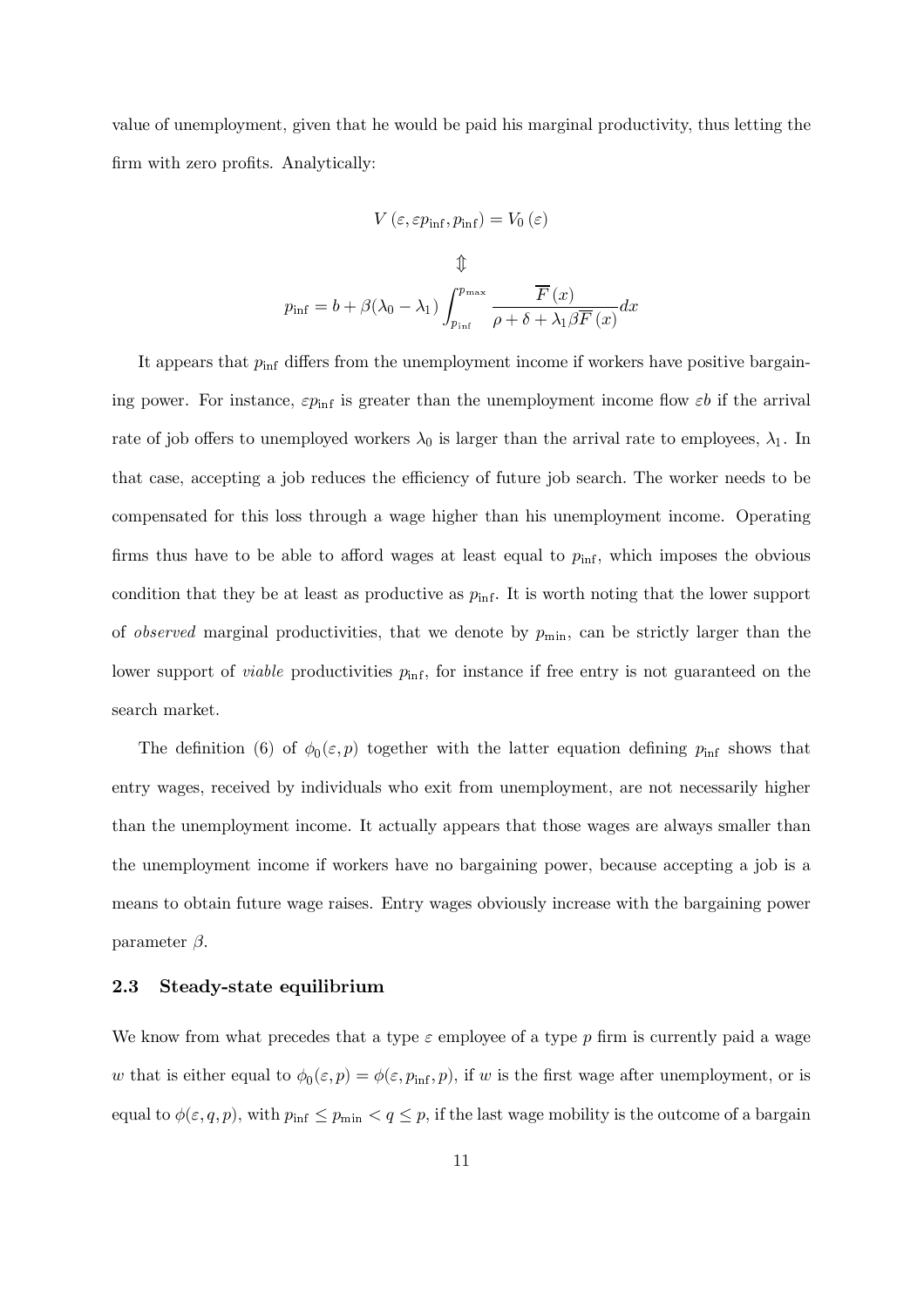value of unemployment, given that he would be paid his marginal productivity, thus letting the firm with zero profits. Analytically:

$$V(\varepsilon, \varepsilon p_{\inf}, p_{\inf}) = V_0(\varepsilon)$$

$$\Updownarrow$$

$$p_{\inf} = b + \beta(\lambda_0 - \lambda_1) \int_{p_{\inf}}^{p_{\max}} \frac{\overline{F}(x)}{\rho + \delta + \lambda_1 \beta \overline{F}(x)} dx$$

It appears that $p_{\inf}$ differs from the unemployment income if workers have positive bargaining power. For instance, $\varepsilon p_{\inf}$ is greater than the unemployment income flow $\varepsilon b$ if the arrival rate of job offers to unemployed workers $\lambda_0$ is larger than the arrival rate to employees, $\lambda_1$. In that case, accepting a job reduces the efficiency of future job search. The worker needs to be compensated for this loss through a wage higher than his unemployment income. Operating firms thus have to be able to afford wages at least equal to $p_{\inf}$, which imposes the obvious condition that they be at least as productive as $p_{\inf}$. It is worth noting that the lower support of *observed* marginal productivities, that we denote by $p_{\min}$, can be strictly larger than the lower support of *viable* productivities $p_{\inf}$, for instance if free entry is not guaranteed on the search market.

The definition (6) of $\phi_0(\varepsilon, p)$ together with the latter equation defining $p_{\inf}$ shows that entry wages, received by individuals who exit from unemployment, are not necessarily higher than the unemployment income. It actually appears that those wages are always smaller than the unemployment income if workers have no bargaining power, because accepting a job is a means to obtain future wage raises. Entry wages obviously increase with the bargaining power parameter $\beta$.

### 2.3 Steady-state equilibrium

We know from what precedes that a type $\varepsilon$ employee of a type $p$ firm is currently paid a wage $w$ that is either equal to $\phi_0(\varepsilon, p) = \phi(\varepsilon, p_{\inf}, p)$, if $w$ is the first wage after unemployment, or is equal to $\phi(\varepsilon, q, p)$, with $p_{\inf} \leq p_{\min} < q \leq p$, if the last wage mobility is the outcome of a bargain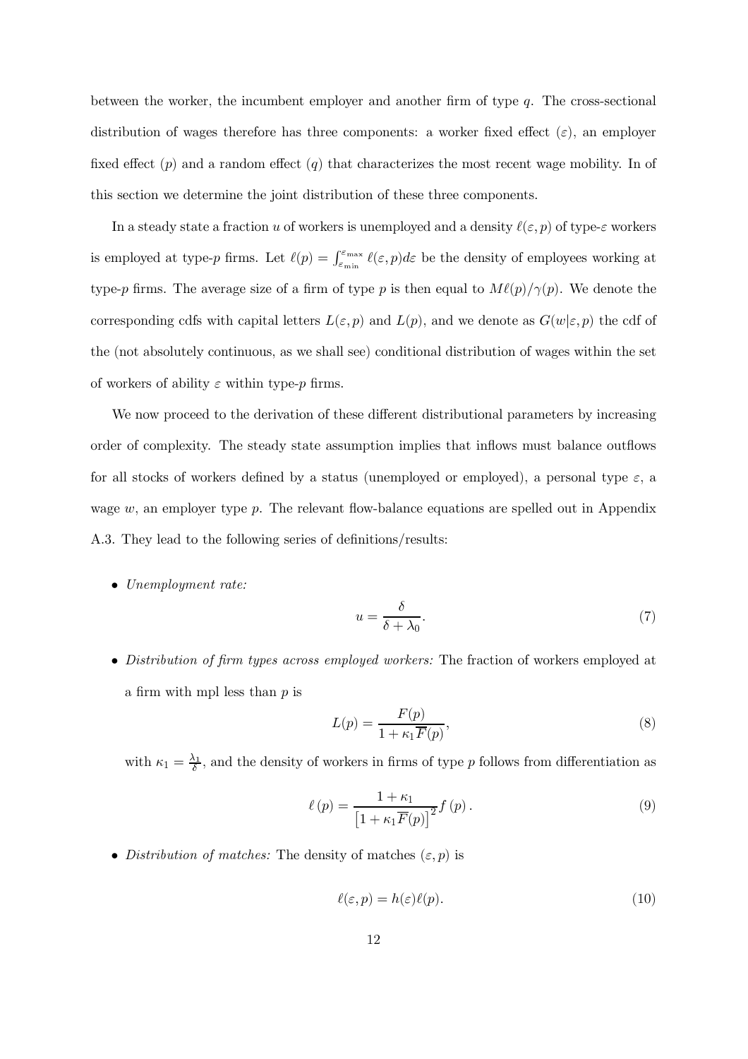between the worker, the incumbent employer and another firm of type $q$. The cross-sectional distribution of wages therefore has three components: a worker fixed effect ($\varepsilon$), an employer fixed effect ($p$) and a random effect ($q$) that characterizes the most recent wage mobility. In of this section we determine the joint distribution of these three components.

In a steady state a fraction $u$ of workers is unemployed and a density $\ell(\varepsilon, p)$ of type-$\varepsilon$ workers is employed at type-$p$ firms. Let $\ell(p) = \int_{\varepsilon_{\min}}^{\varepsilon_{\max}} \ell(\varepsilon, p) d\varepsilon$ be the density of employees working at type-$p$ firms. The average size of a firm of type $p$ is then equal to $M\ell(p)/\gamma(p)$. We denote the corresponding cdfs with capital letters $L(\varepsilon, p)$ and $L(p)$, and we denote as $G(w|\varepsilon, p)$ the cdf of the (not absolutely continuous, as we shall see) conditional distribution of wages within the set of workers of ability $\varepsilon$ within type-$p$ firms.

We now proceed to the derivation of these different distributional parameters by increasing order of complexity. The steady state assumption implies that inflows must balance outflows for all stocks of workers defined by a status (unemployed or employed), a personal type $\varepsilon$, a wage $w$, an employer type $p$. The relevant flow-balance equations are spelled out in Appendix A.3. They lead to the following series of definitions/results:

- *Unemployment rate:*

$$u = \frac{\delta}{\delta + \lambda_0}. \tag{7}$$

- *Distribution of firm types across employed workers:* The fraction of workers employed at a firm with mpl less than $p$ is

$$L(p) = \frac{F(p)}{1 + \kappa_1 \overline{F}(p)}, \tag{8}$$

with $\kappa_1 = \frac{\lambda_1}{\delta}$, and the density of workers in firms of type $p$ follows from differentiation as

$$\ell(p) = \frac{1 + \kappa_1}{\left[1 + \kappa_1 \overline{F}(p)\right]^2} f(p). \tag{9}$$

- *Distribution of matches:* The density of matches $(\varepsilon, p)$ is

$$\ell(\varepsilon, p) = h(\varepsilon)\ell(p). \tag{10}$$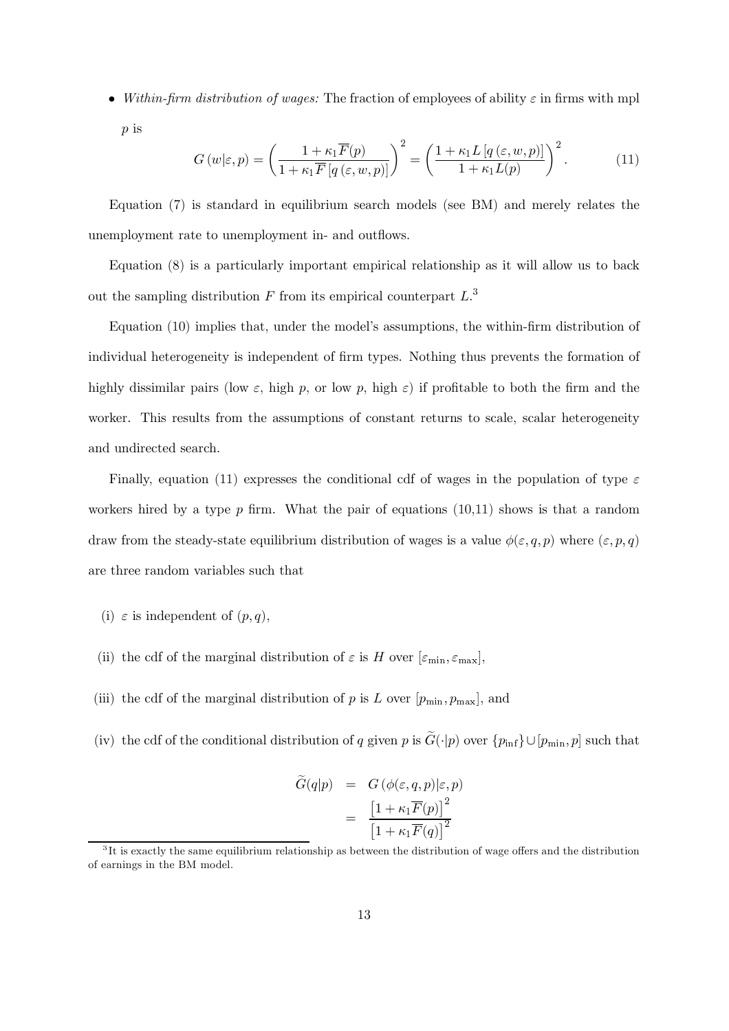- *Within-firm distribution of wages:* The fraction of employees of ability $\varepsilon$ in firms with mpl $p$ is

$$G\left(w|\varepsilon,p\right)=\left(\frac{1+\kappa_1\overline{F}(p)}{1+\kappa_1\overline{F}\left[q\left(\varepsilon,w,p\right)\right]}\right)^2=\left(\frac{1+\kappa_1 L\left[q\left(\varepsilon,w,p\right)\right]}{1+\kappa_1 L(p)}\right)^2. \tag{11}$$

Equation (7) is standard in equilibrium search models (see BM) and merely relates the unemployment rate to unemployment in- and outflows.

Equation (8) is a particularly important empirical relationship as it will allow us to back out the sampling distribution $F$ from its empirical counterpart $L$.[3]

Equation (10) implies that, under the model's assumptions, the within-firm distribution of individual heterogeneity is independent of firm types. Nothing thus prevents the formation of highly dissimilar pairs (low $\varepsilon$, high $p$, or low $p$, high $\varepsilon$) if profitable to both the firm and the worker. This results from the assumptions of constant returns to scale, scalar heterogeneity and undirected search.

Finally, equation (11) expresses the conditional cdf of wages in the population of type $\varepsilon$ workers hired by a type $p$ firm. What the pair of equations (10,11) shows is that a random draw from the steady-state equilibrium distribution of wages is a value $\phi(\varepsilon,q,p)$ where $(\varepsilon,p,q)$ are three random variables such that

(i) $\varepsilon$ is independent of $(p,q)$,

(ii) the cdf of the marginal distribution of $\varepsilon$ is $H$ over $[\varepsilon_{\min},\varepsilon_{\max}]$,

(iii) the cdf of the marginal distribution of $p$ is $L$ over $[p_{\min},p_{\max}]$, and

(iv) the cdf of the conditional distribution of $q$ given $p$ is $\widetilde{G}(\cdot|p)$ over $\{p_{\inf}\}\cup[p_{\min},p]$ such that

$$\begin{aligned}\widetilde{G}(q|p) &= G\left(\phi(\varepsilon,q,p)|\varepsilon,p\right)\\ &= \frac{\left[1+\kappa_1\overline{F}(p)\right]^2}{\left[1+\kappa_1\overline{F}(q)\right]^2}\end{aligned}$$

[3] It is exactly the same equilibrium relationship as between the distribution of wage offers and the distribution of earnings in the BM model.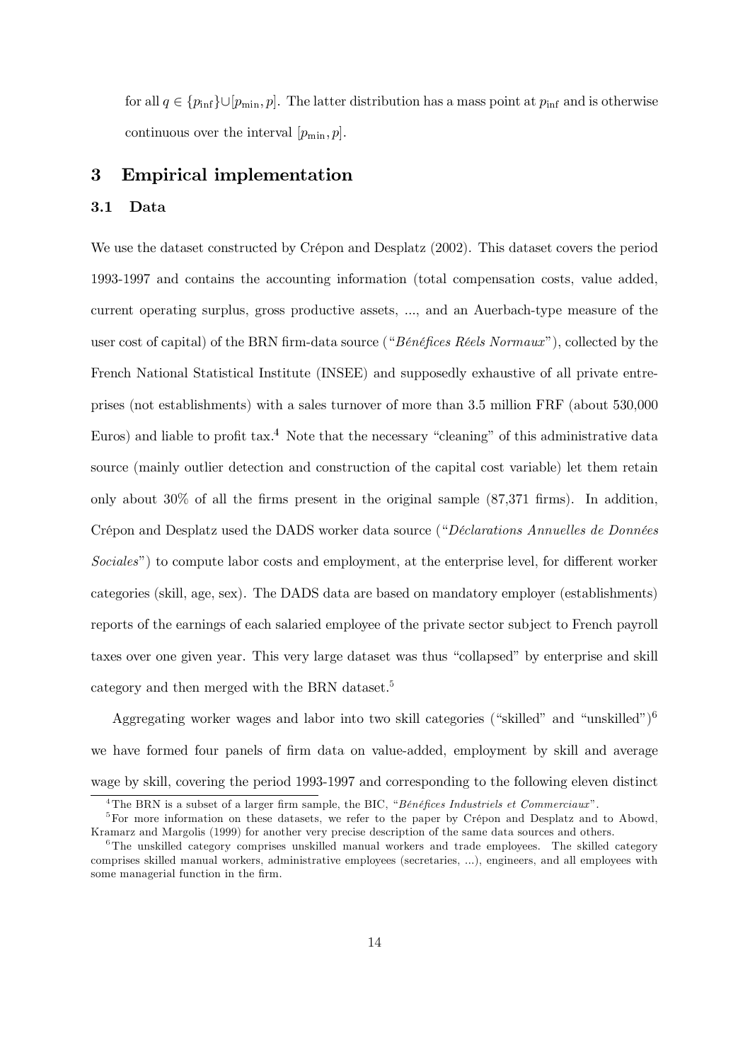for all $q \in \{p_{\inf}\} \cup [p_{\min}, p]$. The latter distribution has a mass point at $p_{\inf}$ and is otherwise continuous over the interval $[p_{\min}, p]$.

## 3 Empirical implementation

### 3.1 Data

We use the dataset constructed by Crépon and Desplatz (2002). This dataset covers the period 1993-1997 and contains the accounting information (total compensation costs, value added, current operating surplus, gross productive assets, ..., and an Auerbach-type measure of the user cost of capital) of the BRN firm-data source ("*Bénéfices Réels Normaux*"), collected by the French National Statistical Institute (INSEE) and supposedly exhaustive of all private entreprises (not establishments) with a sales turnover of more than 3.5 million FRF (about 530,000 Euros) and liable to profit tax.[4] Note that the necessary "cleaning" of this administrative data source (mainly outlier detection and construction of the capital cost variable) let them retain only about 30% of all the firms present in the original sample (87,371 firms). In addition, Crépon and Desplatz used the DADS worker data source ("*Déclarations Annuelles de Données Sociales*") to compute labor costs and employment, at the enterprise level, for different worker categories (skill, age, sex). The DADS data are based on mandatory employer (establishments) reports of the earnings of each salaried employee of the private sector subject to French payroll taxes over one given year. This very large dataset was thus "collapsed" by enterprise and skill category and then merged with the BRN dataset.[5]

Aggregating worker wages and labor into two skill categories ("skilled" and "unskilled")[6] we have formed four panels of firm data on value-added, employment by skill and average wage by skill, covering the period 1993-1997 and corresponding to the following eleven distinct

[4] The BRN is a subset of a larger firm sample, the BIC, "*Bénéfices Industriels et Commerciaux*".

[5] For more information on these datasets, we refer to the paper by Crépon and Desplatz and to Abowd, Kramarz and Margolis (1999) for another very precise description of the same data sources and others.

[6] The unskilled category comprises unskilled manual workers and trade employees. The skilled category comprises skilled manual workers, administrative employees (secretaries, ...), engineers, and all employees with some managerial function in the firm.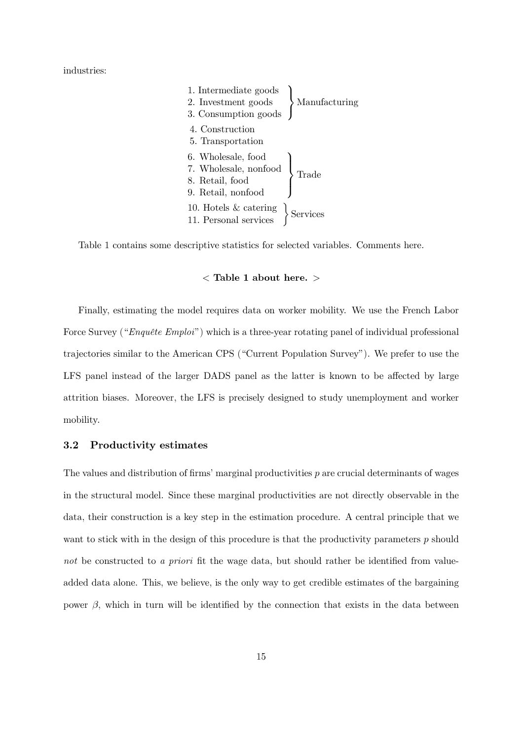industries:

1. Intermediate goods
2. Investment goods
3. Consumption goods

} Manufacturing

4. Construction
5. Transportation
6. Wholesale, food
7. Wholesale, nonfood
8. Retail, food
9. Retail, nonfood

} Trade

10. Hotels & catering
11. Personal services

} Services

Table 1 contains some descriptive statistics for selected variables. Comments here.

**< Table 1 about here. >**

Finally, estimating the model requires data on worker mobility. We use the French Labor Force Survey ("*Enquête Emploi*") which is a three-year rotating panel of individual professional trajectories similar to the American CPS ("Current Population Survey"). We prefer to use the LFS panel instead of the larger DADS panel as the latter is known to be affected by large attrition biases. Moreover, the LFS is precisely designed to study unemployment and worker mobility.

### 3.2 Productivity estimates

The values and distribution of firms' marginal productivities $p$ are crucial determinants of wages in the structural model. Since these marginal productivities are not directly observable in the data, their construction is a key step in the estimation procedure. A central principle that we want to stick with in the design of this procedure is that the productivity parameters $p$ should *not* be constructed to *a priori* fit the wage data, but should rather be identified from value-added data alone. This, we believe, is the only way to get credible estimates of the bargaining power $\beta$, which in turn will be identified by the connection that exists in the data between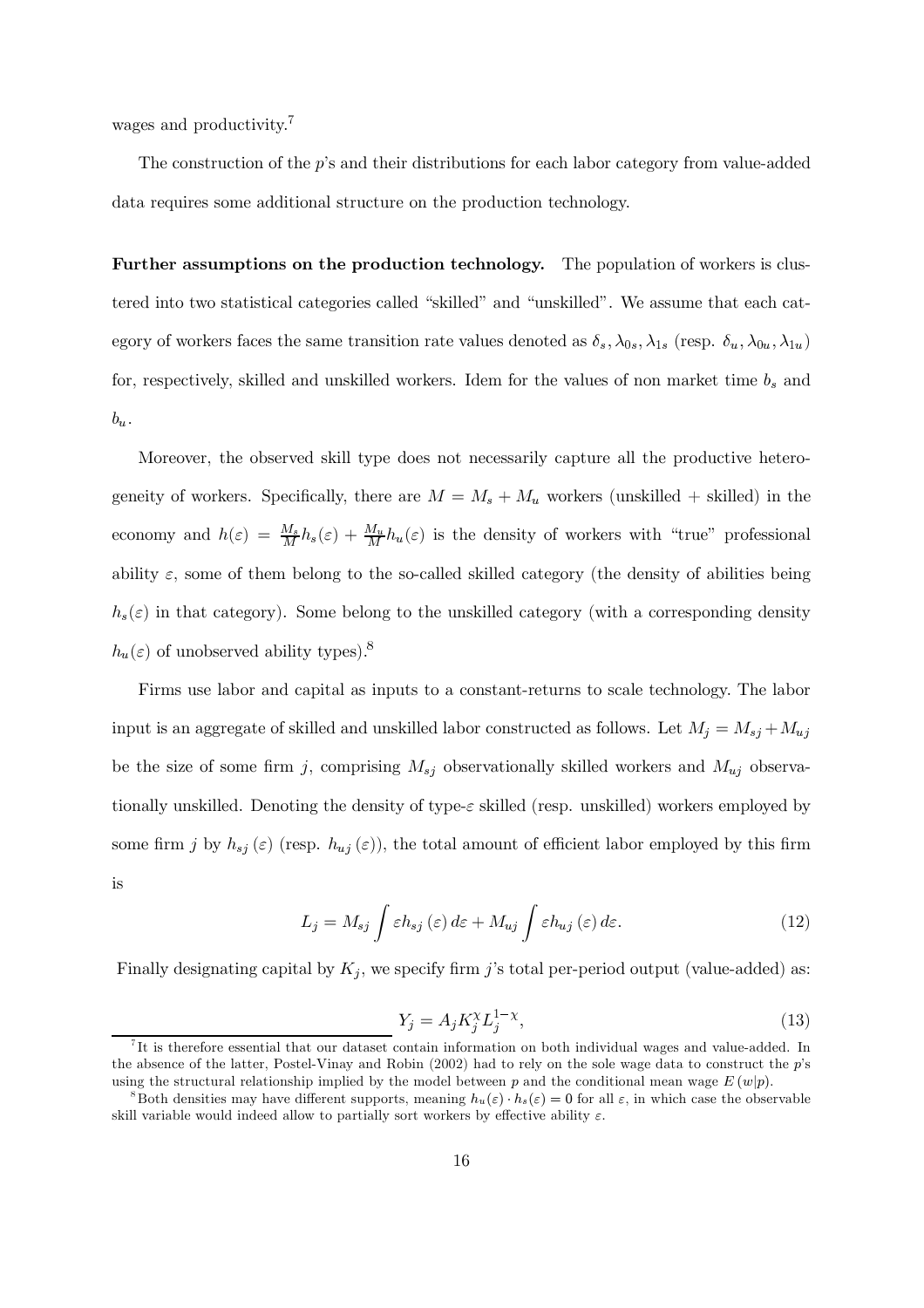wages and productivity.[7]

The construction of the $p$'s and their distributions for each labor category from value-added data requires some additional structure on the production technology.

**Further assumptions on the production technology.** The population of workers is clustered into two statistical categories called "skilled" and "unskilled". We assume that each category of workers faces the same transition rate values denoted as $\delta_s, \lambda_{0s}, \lambda_{1s}$ (resp. $\delta_u, \lambda_{0u}, \lambda_{1u}$) for, respectively, skilled and unskilled workers. Idem for the values of non market time $b_s$ and $b_u$.

Moreover, the observed skill type does not necessarily capture all the productive heterogeneity of workers. Specifically, there are $M = M_s + M_u$ workers (unskilled + skilled) in the economy and $h(\varepsilon) = \frac{M_s}{M} h_s(\varepsilon) + \frac{M_u}{M} h_u(\varepsilon)$ is the density of workers with "true" professional ability $\varepsilon$, some of them belong to the so-called skilled category (the density of abilities being $h_s(\varepsilon)$ in that category). Some belong to the unskilled category (with a corresponding density $h_u(\varepsilon)$ of unobserved ability types).[8]

Firms use labor and capital as inputs to a constant-returns to scale technology. The labor input is an aggregate of skilled and unskilled labor constructed as follows. Let $M_j = M_{sj} + M_{uj}$ be the size of some firm $j$, comprising $M_{sj}$ observationally skilled workers and $M_{uj}$ observationally unskilled. Denoting the density of type-$\varepsilon$ skilled (resp. unskilled) workers employed by some firm $j$ by $h_{sj}(\varepsilon)$ (resp. $h_{uj}(\varepsilon)$), the total amount of efficient labor employed by this firm is

$$L_j = M_{sj} \int \varepsilon h_{sj}(\varepsilon)\, d\varepsilon + M_{uj} \int \varepsilon h_{uj}(\varepsilon)\, d\varepsilon. \tag{12}$$

Finally designating capital by $K_j$, we specify firm $j$'s total per-period output (value-added) as:

$$Y_j = A_j K_j^{\chi} L_j^{1-\chi}, \tag{13}$$

[7] It is therefore essential that our dataset contain information on both individual wages and value-added. In the absence of the latter, Postel-Vinay and Robin (2002) had to rely on the sole wage data to construct the $p$'s using the structural relationship implied by the model between $p$ and the conditional mean wage $E(w|p)$.

[8] Both densities may have different supports, meaning $h_u(\varepsilon) \cdot h_s(\varepsilon) = 0$ for all $\varepsilon$, in which case the observable skill variable would indeed allow to partially sort workers by effective ability $\varepsilon$.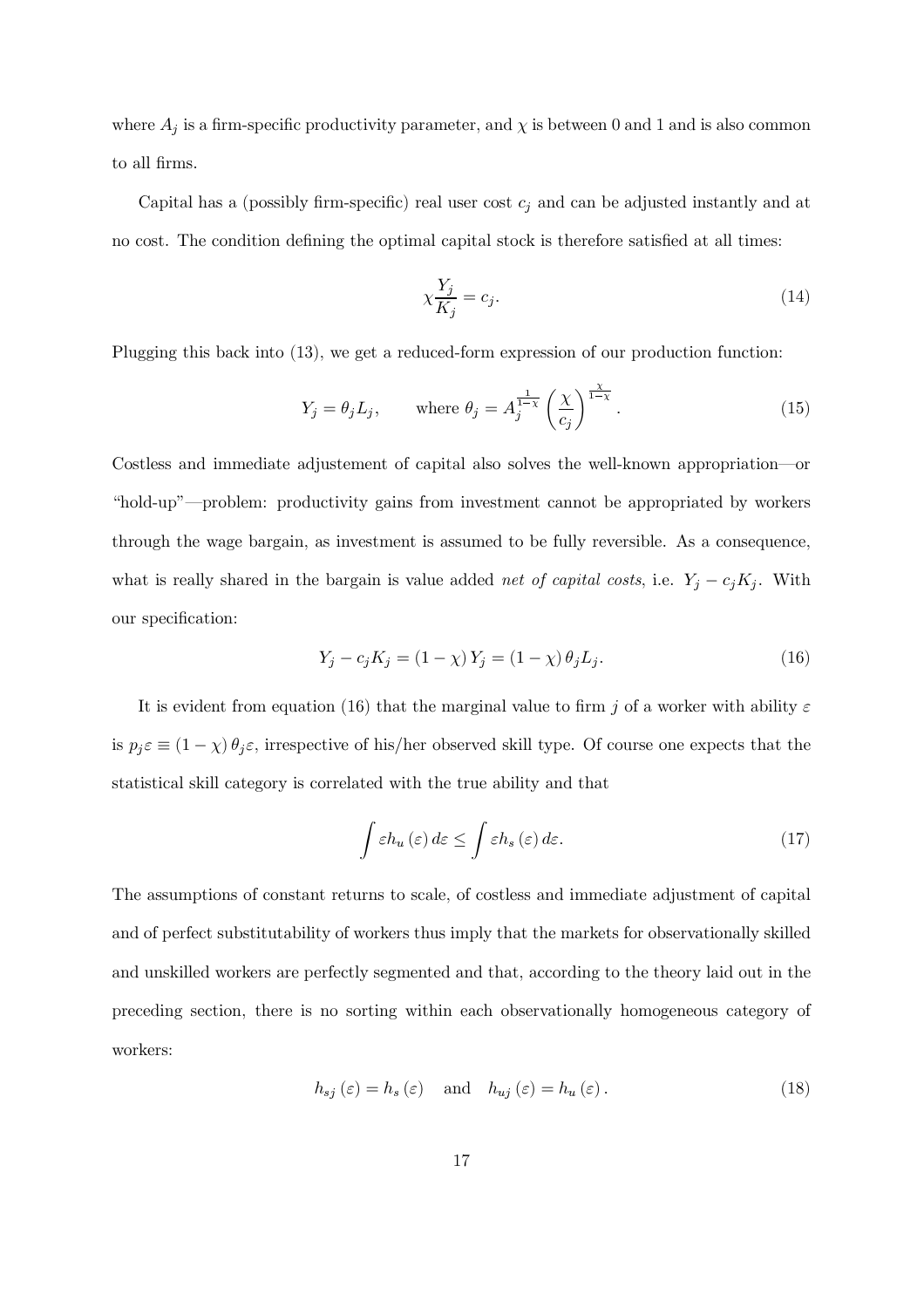where $A_j$ is a firm-specific productivity parameter, and $\chi$ is between 0 and 1 and is also common to all firms.

Capital has a (possibly firm-specific) real user cost $c_j$ and can be adjusted instantly and at no cost. The condition defining the optimal capital stock is therefore satisfied at all times:

$$\chi \frac{Y_j}{K_j} = c_j. \tag{14}$$

Plugging this back into (13), we get a reduced-form expression of our production function:

$$Y_j = \theta_j L_j, \qquad \text{where } \theta_j = A_j^{\frac{1}{1-\chi}} \left( \frac{\chi}{c_j} \right)^{\frac{\chi}{1-\chi}}. \tag{15}$$

Costless and immediate adjustement of capital also solves the well-known appropriation—or "hold-up"—problem: productivity gains from investment cannot be appropriated by workers through the wage bargain, as investment is assumed to be fully reversible. As a consequence, what is really shared in the bargain is value added *net of capital costs*, i.e. $Y_j - c_j K_j$. With our specification:

$$Y_j - c_j K_j = (1-\chi) Y_j = (1-\chi) \theta_j L_j. \tag{16}$$

It is evident from equation (16) that the marginal value to firm $j$ of a worker with ability $\varepsilon$ is $p_j \varepsilon \equiv (1-\chi) \theta_j \varepsilon$, irrespective of his/her observed skill type. Of course one expects that the statistical skill category is correlated with the true ability and that

$$\int \varepsilon h_u(\varepsilon) \, d\varepsilon \leq \int \varepsilon h_s(\varepsilon) \, d\varepsilon. \tag{17}$$

The assumptions of constant returns to scale, of costless and immediate adjustment of capital and of perfect substitutability of workers thus imply that the markets for observationally skilled and unskilled workers are perfectly segmented and that, according to the theory laid out in the preceding section, there is no sorting within each observationally homogeneous category of workers:

$$h_{sj}(\varepsilon) = h_s(\varepsilon) \quad \text{and} \quad h_{uj}(\varepsilon) = h_u(\varepsilon). \tag{18}$$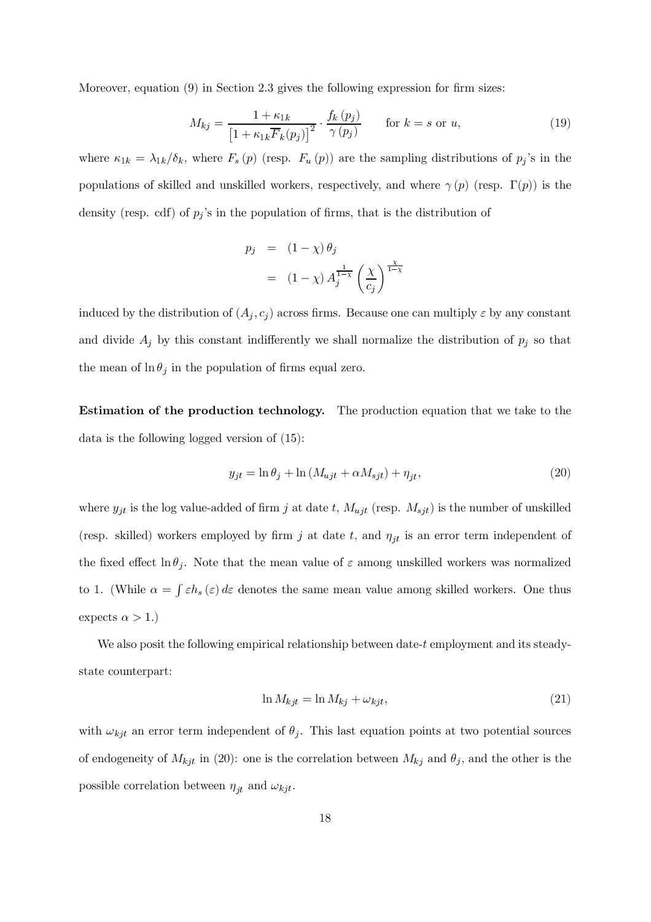Moreover, equation (9) in Section 2.3 gives the following expression for firm sizes:

$$M_{kj} = \frac{1+\kappa_{1k}}{\left[1+\kappa_{1k}\overline{F}_k(p_j)\right]^2} \cdot \frac{f_k(p_j)}{\gamma(p_j)} \qquad \text{for } k = s \text{ or } u, \tag{19}$$

where $\kappa_{1k} = \lambda_{1k}/\delta_k$, where $F_s(p)$ (resp. $F_u(p)$) are the sampling distributions of $p_j$'s in the populations of skilled and unskilled workers, respectively, and where $\gamma(p)$ (resp. $\Gamma(p)$) is the density (resp. cdf) of $p_j$'s in the population of firms, that is the distribution of

$$\begin{aligned} p_j &= (1-\chi)\,\theta_j \\ &= (1-\chi)\,A_j^{\frac{1}{1-\chi}}\left(\frac{\chi}{c_j}\right)^{\frac{\chi}{1-\chi}} \end{aligned}$$

induced by the distribution of $(A_j, c_j)$ across firms. Because one can multiply $\varepsilon$ by any constant and divide $A_j$ by this constant indifferently we shall normalize the distribution of $p_j$ so that the mean of $\ln\theta_j$ in the population of firms equal zero.

**Estimation of the production technology.** The production equation that we take to the data is the following logged version of (15):

$$y_{jt} = \ln\theta_j + \ln\left(M_{ujt} + \alpha M_{sjt}\right) + \eta_{jt}, \tag{20}$$

where $y_{jt}$ is the log value-added of firm $j$ at date $t$, $M_{ujt}$ (resp. $M_{sjt}$) is the number of unskilled (resp. skilled) workers employed by firm $j$ at date $t$, and $\eta_{jt}$ is an error term independent of the fixed effect $\ln\theta_j$. Note that the mean value of $\varepsilon$ among unskilled workers was normalized to 1. (While $\alpha = \int \varepsilon h_s(\varepsilon)\,d\varepsilon$ denotes the same mean value among skilled workers. One thus expects $\alpha > 1$.)

We also posit the following empirical relationship between date-$t$ employment and its steady-state counterpart:

$$\ln M_{kjt} = \ln M_{kj} + \omega_{kjt}, \tag{21}$$

with $\omega_{kjt}$ an error term independent of $\theta_j$. This last equation points at two potential sources of endogeneity of $M_{kjt}$ in (20): one is the correlation between $M_{kj}$ and $\theta_j$, and the other is the possible correlation between $\eta_{jt}$ and $\omega_{kjt}$.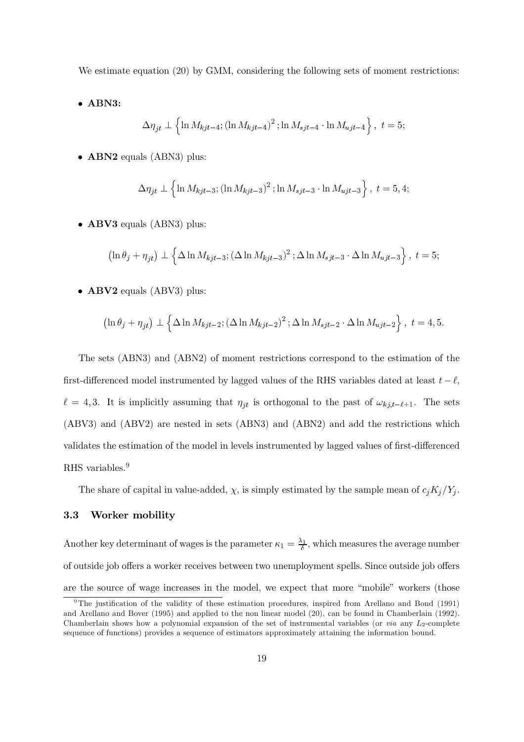We estimate equation (20) by GMM, considering the following sets of moment restrictions:

- **ABN3:**

$$\Delta \eta_{jt} \perp \left\{ \ln M_{kjt-4}; (\ln M_{kjt-4})^2 ; \ln M_{sjt-4} \cdot \ln M_{ujt-4} \right\}, \ t = 5;$$

- **ABN2** equals (ABN3) plus:

$$\Delta \eta_{jt} \perp \left\{ \ln M_{kjt-3}; (\ln M_{kjt-3})^2 ; \ln M_{sjt-3} \cdot \ln M_{ujt-3} \right\}, \ t = 5, 4;$$

- **ABV3** equals (ABN3) plus:

$$\left(\ln \theta_j + \eta_{jt}\right) \perp \left\{ \Delta \ln M_{kjt-3}; (\Delta \ln M_{kjt-3})^2 ; \Delta \ln M_{sjt-3} \cdot \Delta \ln M_{ujt-3} \right\}, \ t = 5;$$

- **ABV2** equals (ABV3) plus:

$$\left(\ln \theta_j + \eta_{jt}\right) \perp \left\{ \Delta \ln M_{kjt-2}; (\Delta \ln M_{kjt-2})^2 ; \Delta \ln M_{sjt-2} \cdot \Delta \ln M_{ujt-2} \right\}, \ t = 4, 5.$$

The sets (ABN3) and (ABN2) of moment restrictions correspond to the estimation of the first-differenced model instrumented by lagged values of the RHS variables dated at least $t - \ell$, $\ell = 4, 3$. It is implicitly assuming that $\eta_{jt}$ is orthogonal to the past of $\omega_{kj,t-\ell+1}$. The sets (ABV3) and (ABV2) are nested in sets (ABN3) and (ABN2) and add the restrictions which validates the estimation of the model in levels instrumented by lagged values of first-differenced RHS variables.[9]

The share of capital in value-added, $\chi$, is simply estimated by the sample mean of $c_j K_j / Y_j$.

### 3.3 Worker mobility

Another key determinant of wages is the parameter $\kappa_1 = \frac{\lambda_1}{\delta}$, which measures the average number of outside job offers a worker receives between two unemployment spells. Since outside job offers are the source of wage increases in the model, we expect that more "mobile" workers (those

[9] The justification of the validity of these estimation procedures, inspired from Arellano and Bond (1991) and Arellano and Bover (1995) and applied to the non linear model (20), can be found in Chamberlain (1992). Chamberlain shows how a polynomial expansion of the set of instrumental variables (or *via* any $L_2$-complete sequence of functions) provides a sequence of estimators approximately attaining the information bound.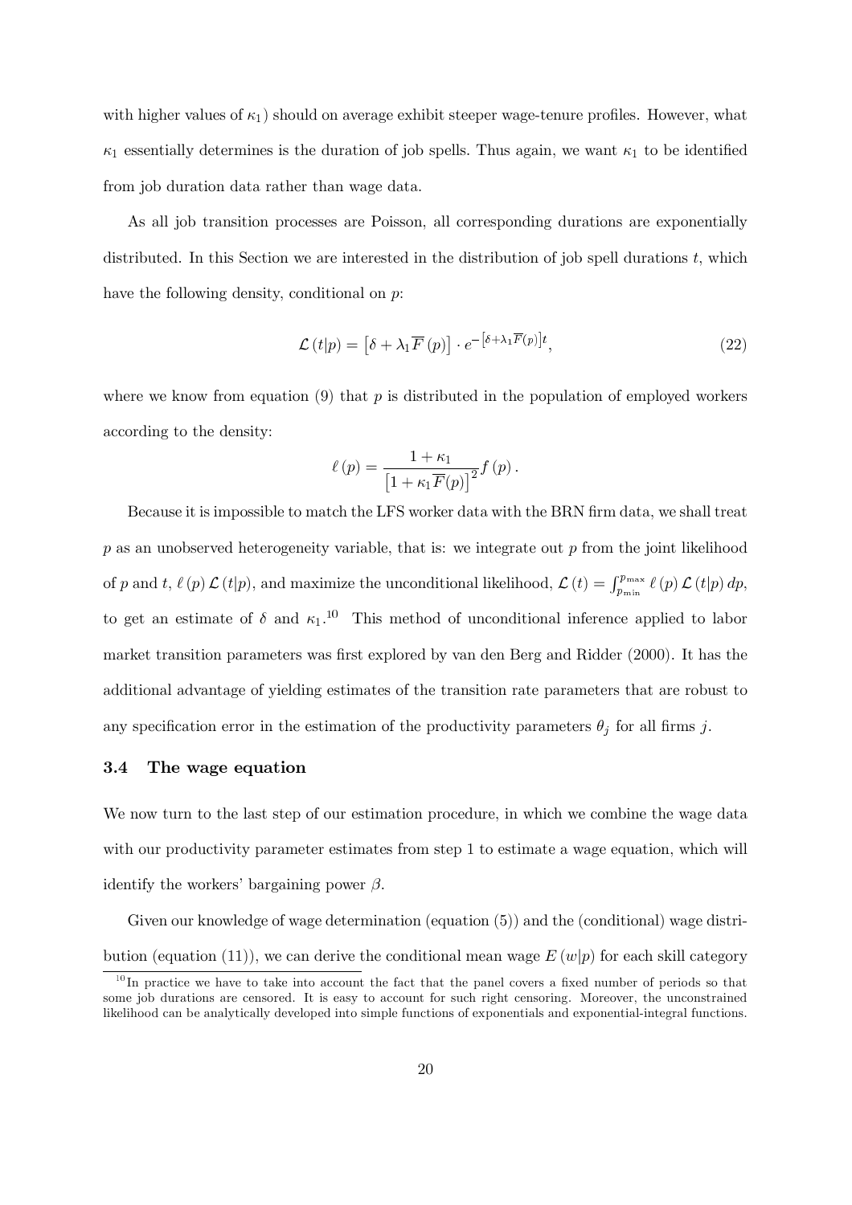with higher values of $\kappa_1$) should on average exhibit steeper wage-tenure profiles. However, what $\kappa_1$ essentially determines is the duration of job spells. Thus again, we want $\kappa_1$ to be identified from job duration data rather than wage data.

As all job transition processes are Poisson, all corresponding durations are exponentially distributed. In this Section we are interested in the distribution of job spell durations $t$, which have the following density, conditional on $p$:

$$\mathcal{L}(t|p) = \left[\delta + \lambda_1 \overline{F}(p)\right] \cdot e^{-\left[\delta + \lambda_1 \overline{F}(p)\right] t}, \tag{22}$$

where we know from equation (9) that $p$ is distributed in the population of employed workers according to the density:

$$\ell(p) = \frac{1 + \kappa_1}{\left[1 + \kappa_1 \overline{F}(p)\right]^2} f(p).$$

Because it is impossible to match the LFS worker data with the BRN firm data, we shall treat $p$ as an unobserved heterogeneity variable, that is: we integrate out $p$ from the joint likelihood of $p$ and $t$, $\ell(p)\mathcal{L}(t|p)$, and maximize the unconditional likelihood, $\mathcal{L}(t) = \int_{p_{\min}}^{p_{\max}} \ell(p)\mathcal{L}(t|p)\,dp$, to get an estimate of $\delta$ and $\kappa_1$.[10] This method of unconditional inference applied to labor market transition parameters was first explored by van den Berg and Ridder (2000). It has the additional advantage of yielding estimates of the transition rate parameters that are robust to any specification error in the estimation of the productivity parameters $\theta_j$ for all firms $j$.

### 3.4 The wage equation

We now turn to the last step of our estimation procedure, in which we combine the wage data with our productivity parameter estimates from step 1 to estimate a wage equation, which will identify the workers' bargaining power $\beta$.

Given our knowledge of wage determination (equation (5)) and the (conditional) wage distribution (equation (11)), we can derive the conditional mean wage $E(w|p)$ for each skill category

[10] In practice we have to take into account the fact that the panel covers a fixed number of periods so that some job durations are censored. It is easy to account for such right censoring. Moreover, the unconstrained likelihood can be analytically developed into simple functions of exponentials and exponential-integral functions.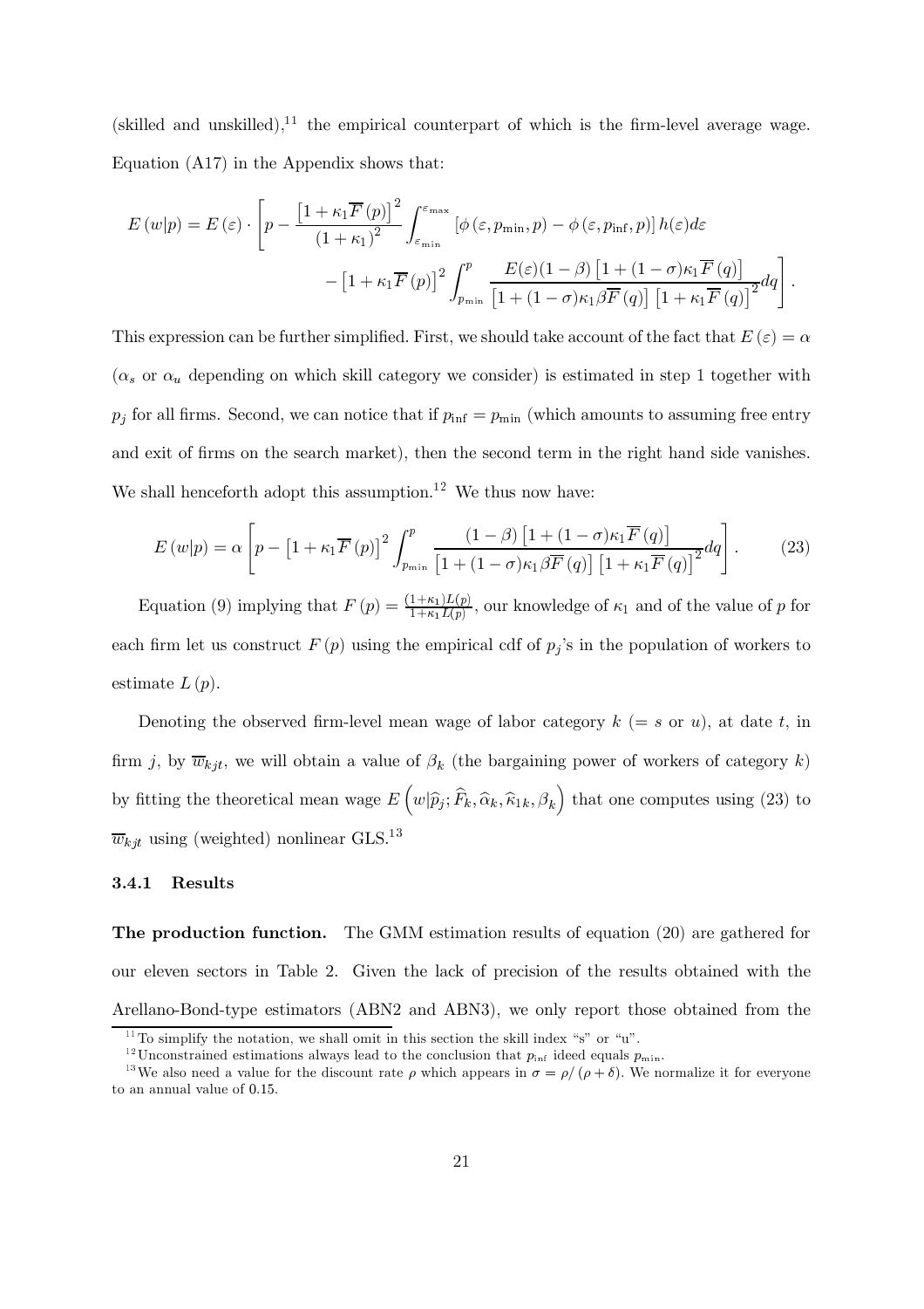(skilled and unskilled),[11] the empirical counterpart of which is the firm-level average wage. Equation (A17) in the Appendix shows that:

$$E(w|p) = E(\varepsilon) \cdot \left[ p - \frac{\left[1+\kappa_1 \overline{F}(p)\right]^2}{(1+\kappa_1)^2} \int_{\varepsilon_{\min}}^{\varepsilon_{\max}} \left[\phi(\varepsilon, p_{\min}, p) - \phi(\varepsilon, p_{\inf}, p)\right] h(\varepsilon) d\varepsilon \right.$$
$$\left. - \left[1+\kappa_1 \overline{F}(p)\right]^2 \int_{p_{\min}}^{p} \frac{E(\varepsilon)(1-\beta)\left[1+(1-\sigma)\kappa_1 \overline{F}(q)\right]}{\left[1+(1-\sigma)\kappa_1 \beta \overline{F}(q)\right]\left[1+\kappa_1 \overline{F}(q)\right]^2} dq \right].$$

This expression can be further simplified. First, we should take account of the fact that $E(\varepsilon) = \alpha$ ($\alpha_s$ or $\alpha_u$ depending on which skill category we consider) is estimated in step 1 together with $p_j$ for all firms. Second, we can notice that if $p_{\inf} = p_{\min}$ (which amounts to assuming free entry and exit of firms on the search market), then the second term in the right hand side vanishes. We shall henceforth adopt this assumption.[12] We thus now have:

$$E(w|p) = \alpha \left[ p - \left[1+\kappa_1 \overline{F}(p)\right]^2 \int_{p_{\min}}^{p} \frac{(1-\beta)\left[1+(1-\sigma)\kappa_1 \overline{F}(q)\right]}{\left[1+(1-\sigma)\kappa_1 \beta \overline{F}(q)\right]\left[1+\kappa_1 \overline{F}(q)\right]^2} dq \right]. \tag{23}$$

Equation (9) implying that $F(p) = \frac{(1+\kappa_1)L(p)}{1+\kappa_1 L(p)}$, our knowledge of $\kappa_1$ and of the value of $p$ for each firm let us construct $F(p)$ using the empirical cdf of $p_j$'s in the population of workers to estimate $L(p)$.

Denoting the observed firm-level mean wage of labor category $k$ ($= s$ or $u$), at date $t$, in firm $j$, by $\overline{w}_{kjt}$, we will obtain a value of $\beta_k$ (the bargaining power of workers of category $k$) by fitting the theoretical mean wage $E\left(w|\widehat{p}_j; \widehat{F}_k, \widehat{\alpha}_k, \widehat{\kappa}_{1k}, \beta_k\right)$ that one computes using (23) to $\overline{w}_{kjt}$ using (weighted) nonlinear GLS.[13]

### 3.4.1 Results

**The production function.** The GMM estimation results of equation (20) are gathered for our eleven sectors in Table 2. Given the lack of precision of the results obtained with the Arellano-Bond-type estimators (ABN2 and ABN3), we only report those obtained from the

[11] To simplify the notation, we shall omit in this section the skill index "s" or "u".

[12] Unconstrained estimations always lead to the conclusion that $p_{\inf}$ ideed equals $p_{\min}$.

[13] We also need a value for the discount rate $\rho$ which appears in $\sigma = \rho/(\rho+\delta)$. We normalize it for everyone to an annual value of 0.15.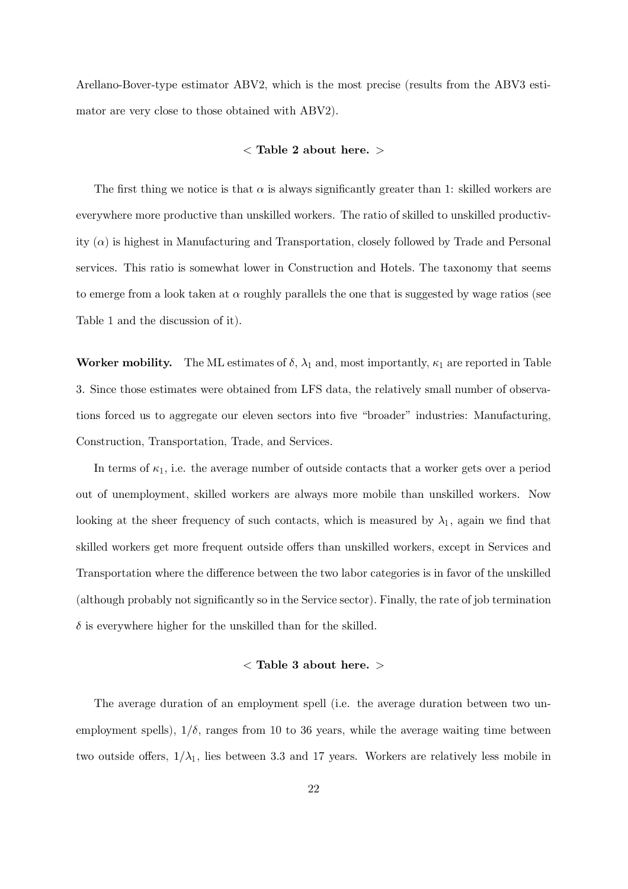Arellano-Bover-type estimator ABV2, which is the most precise (results from the ABV3 estimator are very close to those obtained with ABV2).

< **Table 2 about here.** >

The first thing we notice is that $\alpha$ is always significantly greater than 1: skilled workers are everywhere more productive than unskilled workers. The ratio of skilled to unskilled productivity ($\alpha$) is highest in Manufacturing and Transportation, closely followed by Trade and Personal services. This ratio is somewhat lower in Construction and Hotels. The taxonomy that seems to emerge from a look taken at $\alpha$ roughly parallels the one that is suggested by wage ratios (see Table 1 and the discussion of it).

**Worker mobility.** The ML estimates of $\delta$, $\lambda_1$ and, most importantly, $\kappa_1$ are reported in Table 3. Since those estimates were obtained from LFS data, the relatively small number of observations forced us to aggregate our eleven sectors into five "broader" industries: Manufacturing, Construction, Transportation, Trade, and Services.

In terms of $\kappa_1$, i.e. the average number of outside contacts that a worker gets over a period out of unemployment, skilled workers are always more mobile than unskilled workers. Now looking at the sheer frequency of such contacts, which is measured by $\lambda_1$, again we find that skilled workers get more frequent outside offers than unskilled workers, except in Services and Transportation where the difference between the two labor categories is in favor of the unskilled (although probably not significantly so in the Service sector). Finally, the rate of job termination $\delta$ is everywhere higher for the unskilled than for the skilled.

< **Table 3 about here.** >

The average duration of an employment spell (i.e. the average duration between two unemployment spells), $1/\delta$, ranges from 10 to 36 years, while the average waiting time between two outside offers, $1/\lambda_1$, lies between 3.3 and 17 years. Workers are relatively less mobile in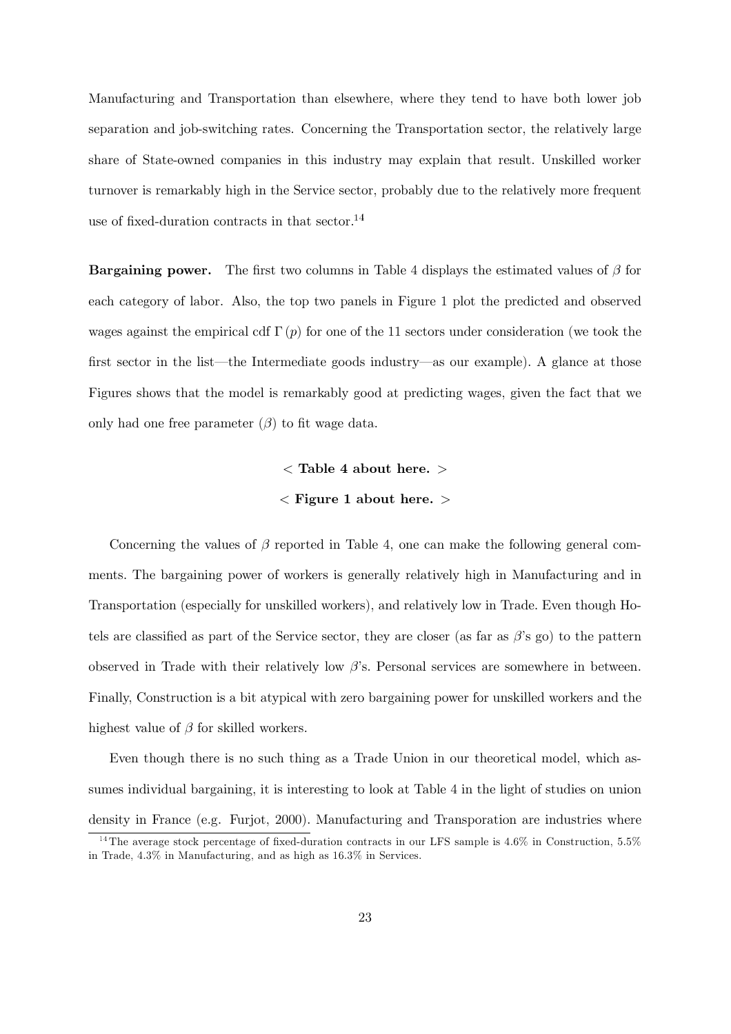Manufacturing and Transportation than elsewhere, where they tend to have both lower job separation and job-switching rates. Concerning the Transportation sector, the relatively large share of State-owned companies in this industry may explain that result. Unskilled worker turnover is remarkably high in the Service sector, probably due to the relatively more frequent use of fixed-duration contracts in that sector.[14]

**Bargaining power.** The first two columns in Table 4 displays the estimated values of $\beta$ for each category of labor. Also, the top two panels in Figure 1 plot the predicted and observed wages against the empirical cdf $\Gamma(p)$ for one of the 11 sectors under consideration (we took the first sector in the list—the Intermediate goods industry—as our example). A glance at those Figures shows that the model is remarkably good at predicting wages, given the fact that we only had one free parameter ($\beta$) to fit wage data.

< **Table 4 about here.** >

< **Figure 1 about here.** >

Concerning the values of $\beta$ reported in Table 4, one can make the following general comments. The bargaining power of workers is generally relatively high in Manufacturing and in Transportation (especially for unskilled workers), and relatively low in Trade. Even though Hotels are classified as part of the Service sector, they are closer (as far as $\beta$'s go) to the pattern observed in Trade with their relatively low $\beta$'s. Personal services are somewhere in between. Finally, Construction is a bit atypical with zero bargaining power for unskilled workers and the highest value of $\beta$ for skilled workers.

Even though there is no such thing as a Trade Union in our theoretical model, which assumes individual bargaining, it is interesting to look at Table 4 in the light of studies on union density in France (e.g. Furjot, 2000). Manufacturing and Transporation are industries where

[14] The average stock percentage of fixed-duration contracts in our LFS sample is 4.6% in Construction, 5.5% in Trade, 4.3% in Manufacturing, and as high as 16.3% in Services.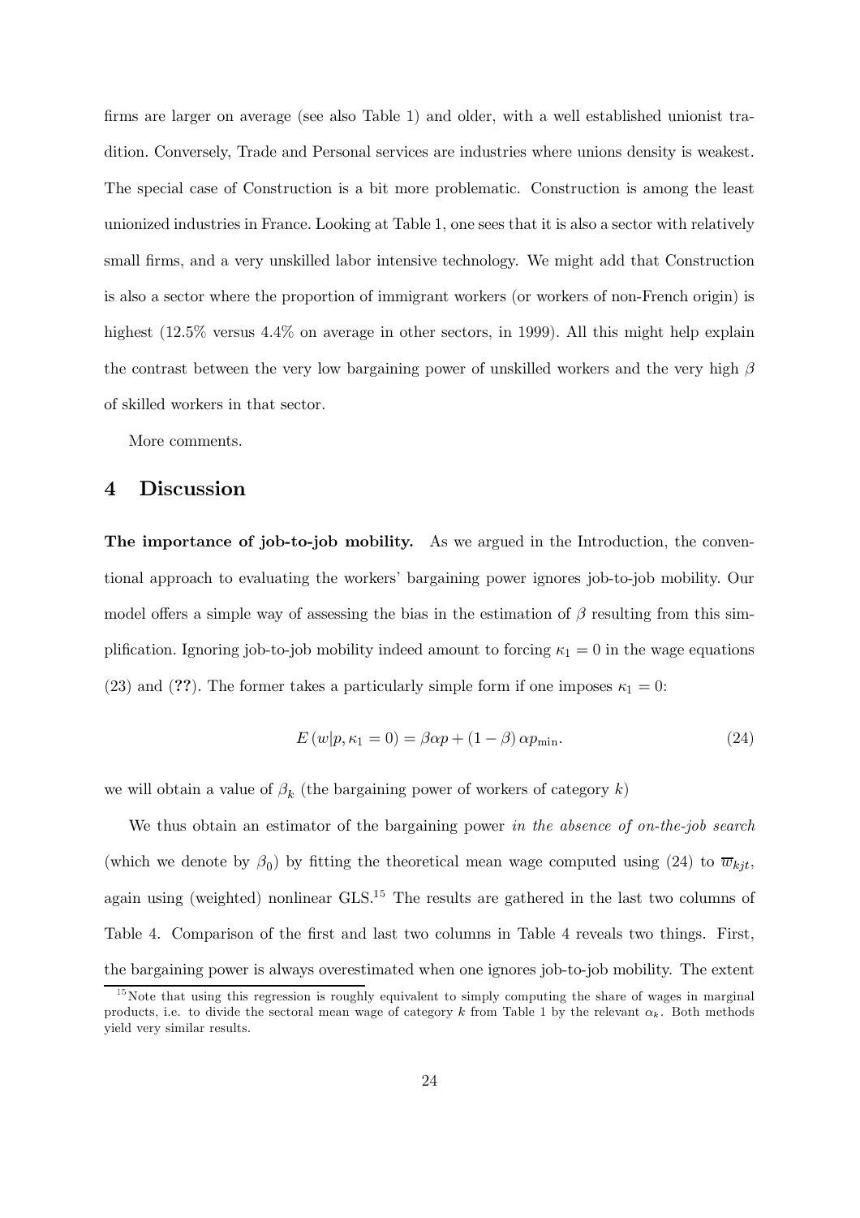firms are larger on average (see also Table 1) and older, with a well established unionist tradition. Conversely, Trade and Personal services are industries where unions density is weakest. The special case of Construction is a bit more problematic. Construction is among the least unionized industries in France. Looking at Table 1, one sees that it is also a sector with relatively small firms, and a very unskilled labor intensive technology. We might add that Construction is also a sector where the proportion of immigrant workers (or workers of non-French origin) is highest (12.5% versus 4.4% on average in other sectors, in 1999). All this might help explain the contrast between the very low bargaining power of unskilled workers and the very high $\beta$ of skilled workers in that sector.

More comments.

## 4 Discussion

**The importance of job-to-job mobility.** As we argued in the Introduction, the conventional approach to evaluating the workers' bargaining power ignores job-to-job mobility. Our model offers a simple way of assessing the bias in the estimation of $\beta$ resulting from this simplification. Ignoring job-to-job mobility indeed amount to forcing $\kappa_1 = 0$ in the wage equations (23) and (**??**). The former takes a particularly simple form if one imposes $\kappa_1 = 0$:

$$E\left(w|p, \kappa_1 = 0\right) = \beta \alpha p + (1 - \beta)\, \alpha p_{\min}. \tag{24}$$

we will obtain a value of $\beta_k$ (the bargaining power of workers of category $k$)

We thus obtain an estimator of the bargaining power *in the absence of on-the-job search* (which we denote by $\beta_0$) by fitting the theoretical mean wage computed using (24) to $\overline{w}_{kjt}$, again using (weighted) nonlinear GLS.[15] The results are gathered in the last two columns of Table 4. Comparison of the first and last two columns in Table 4 reveals two things. First, the bargaining power is always overestimated when one ignores job-to-job mobility. The extent

[15] Note that using this regression is roughly equivalent to simply computing the share of wages in marginal products, i.e. to divide the sectoral mean wage of category $k$ from Table 1 by the relevant $\alpha_k$. Both methods yield very similar results.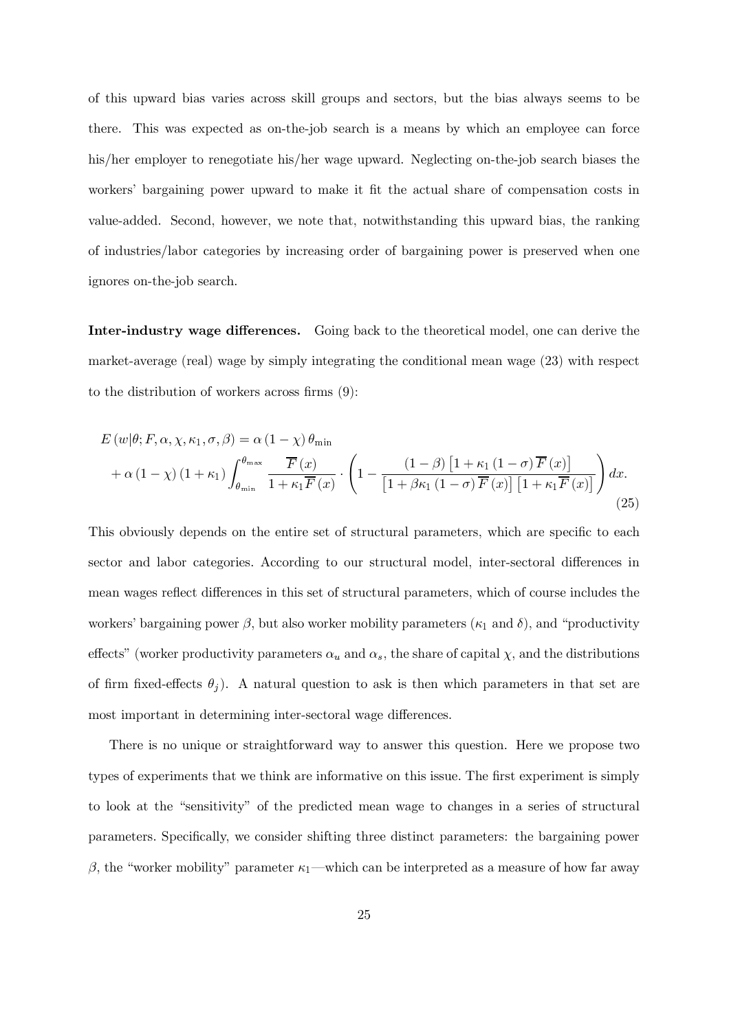of this upward bias varies across skill groups and sectors, but the bias always seems to be there. This was expected as on-the-job search is a means by which an employee can force his/her employer to renegotiate his/her wage upward. Neglecting on-the-job search biases the workers' bargaining power upward to make it fit the actual share of compensation costs in value-added. Second, however, we note that, notwithstanding this upward bias, the ranking of industries/labor categories by increasing order of bargaining power is preserved when one ignores on-the-job search.

**Inter-industry wage differences.** Going back to the theoretical model, one can derive the market-average (real) wage by simply integrating the conditional mean wage (23) with respect to the distribution of workers across firms (9):

$$
\begin{aligned}
E\left(w|\theta; F, \alpha, \chi, \kappa_1, \sigma, \beta\right) &= \alpha\left(1-\chi\right)\theta_{\min} \\
&+ \alpha\left(1-\chi\right)\left(1+\kappa_1\right)\int_{\theta_{\min}}^{\theta_{\max}} \frac{\overline{F}\left(x\right)}{1+\kappa_1\overline{F}\left(x\right)} \cdot \left(1 - \frac{\left(1-\beta\right)\left[1+\kappa_1\left(1-\sigma\right)\overline{F}\left(x\right)\right]}{\left[1+\beta\kappa_1\left(1-\sigma\right)\overline{F}\left(x\right)\right]\left[1+\kappa_1\overline{F}\left(x\right)\right]}\right) dx.
\end{aligned}
\tag{25}
$$

This obviously depends on the entire set of structural parameters, which are specific to each sector and labor categories. According to our structural model, inter-sectoral differences in mean wages reflect differences in this set of structural parameters, which of course includes the workers' bargaining power $\beta$, but also worker mobility parameters ($\kappa_1$ and $\delta$), and "productivity effects" (worker productivity parameters $\alpha_u$ and $\alpha_s$, the share of capital $\chi$, and the distributions of firm fixed-effects $\theta_j$). A natural question to ask is then which parameters in that set are most important in determining inter-sectoral wage differences.

There is no unique or straightforward way to answer this question. Here we propose two types of experiments that we think are informative on this issue. The first experiment is simply to look at the "sensitivity" of the predicted mean wage to changes in a series of structural parameters. Specifically, we consider shifting three distinct parameters: the bargaining power $\beta$, the "worker mobility" parameter $\kappa_1$—which can be interpreted as a measure of how far away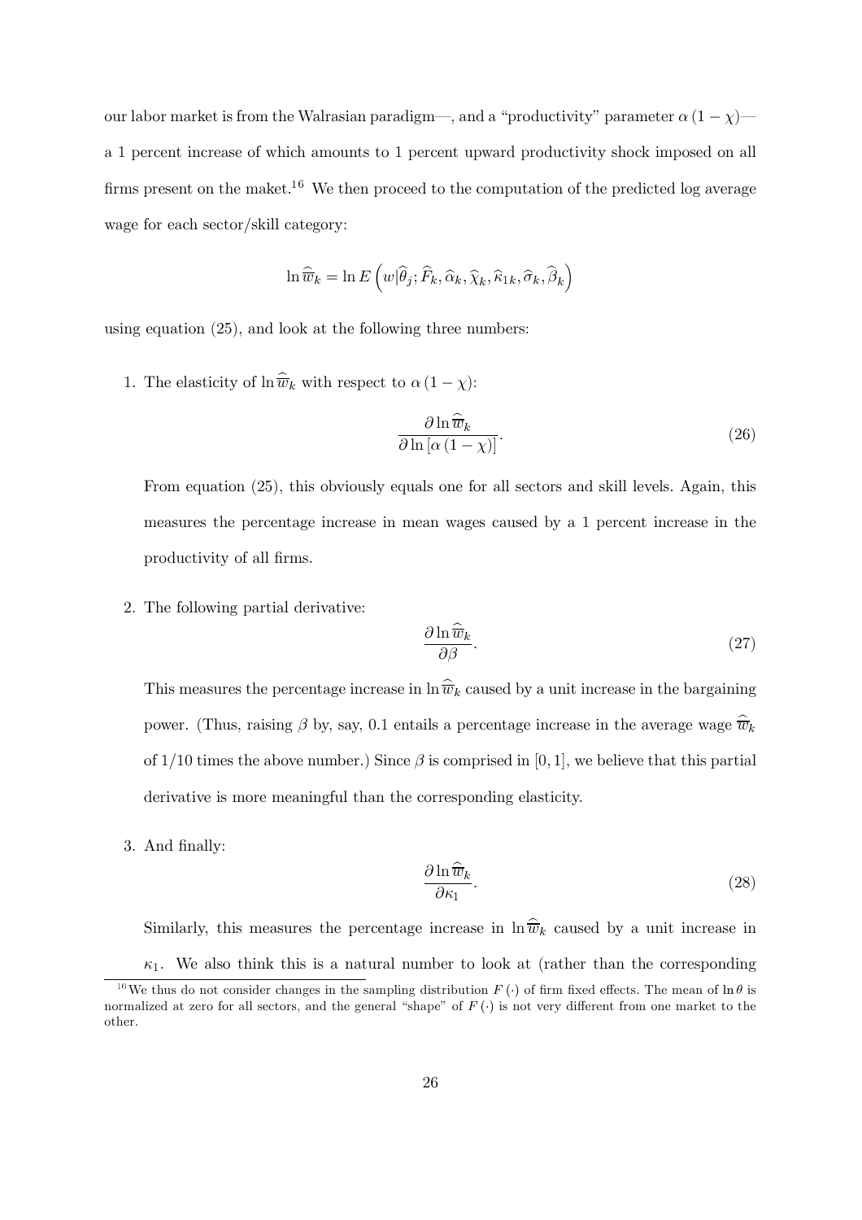our labor market is from the Walrasian paradigm—, and a "productivity" parameter $\alpha(1-\chi)$—a 1 percent increase of which amounts to 1 percent upward productivity shock imposed on all firms present on the maket.[16] We then proceed to the computation of the predicted log average wage for each sector/skill category:

$$\ln \widehat{\overline{w}}_k = \ln E\left(w|\widehat{\theta}_j; \widehat{F}_k, \widehat{\alpha}_k, \widehat{\chi}_k, \widehat{\kappa}_{1k}, \widehat{\sigma}_k, \widehat{\beta}_k\right)$$

using equation (25), and look at the following three numbers:

1. The elasticity of $\ln \widehat{\overline{w}}_k$ with respect to $\alpha(1-\chi)$:
$$\frac{\partial \ln \widehat{\overline{w}}_k}{\partial \ln\left[\alpha(1-\chi)\right]}. \tag{26}$$
From equation (25), this obviously equals one for all sectors and skill levels. Again, this measures the percentage increase in mean wages caused by a 1 percent increase in the productivity of all firms.

2. The following partial derivative:
$$\frac{\partial \ln \widehat{\overline{w}}_k}{\partial \beta}. \tag{27}$$
This measures the percentage increase in $\ln \widehat{\overline{w}}_k$ caused by a unit increase in the bargaining power. (Thus, raising $\beta$ by, say, 0.1 entails a percentage increase in the average wage $\widehat{\overline{w}}_k$ of 1/10 times the above number.) Since $\beta$ is comprised in $[0,1]$, we believe that this partial derivative is more meaningful than the corresponding elasticity.

3. And finally:
$$\frac{\partial \ln \widehat{\overline{w}}_k}{\partial \kappa_1}. \tag{28}$$
Similarly, this measures the percentage increase in $\ln \widehat{\overline{w}}_k$ caused by a unit increase in $\kappa_1$. We also think this is a natural number to look at (rather than the corresponding

[16] We thus do not consider changes in the sampling distribution $F(\cdot)$ of firm fixed effects. The mean of $\ln\theta$ is normalized at zero for all sectors, and the general "shape" of $F(\cdot)$ is not very different from one market to the other.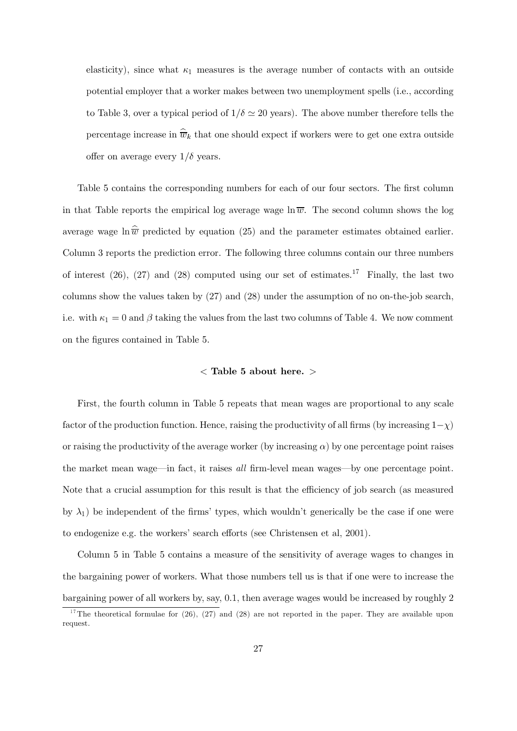elasticity), since what $\kappa_1$ measures is the average number of contacts with an outside potential employer that a worker makes between two unemployment spells (i.e., according to Table 3, over a typical period of $1/\delta \simeq 20$ years). The above number therefore tells the percentage increase in $\widehat{\overline{w}}_k$ that one should expect if workers were to get one extra outside offer on average every $1/\delta$ years.

Table 5 contains the corresponding numbers for each of our four sectors. The first column in that Table reports the empirical log average wage $\ln \overline{w}$. The second column shows the log average wage $\ln \widehat{\overline{w}}$ predicted by equation (25) and the parameter estimates obtained earlier. Column 3 reports the prediction error. The following three columns contain our three numbers of interest (26), (27) and (28) computed using our set of estimates.[17] Finally, the last two columns show the values taken by (27) and (28) under the assumption of no on-the-job search, i.e. with $\kappa_1 = 0$ and $\beta$ taking the values from the last two columns of Table 4. We now comment on the figures contained in Table 5.

< **Table 5 about here.** >

First, the fourth column in Table 5 repeats that mean wages are proportional to any scale factor of the production function. Hence, raising the productivity of all firms (by increasing $1-\chi$) or raising the productivity of the average worker (by increasing $\alpha$) by one percentage point raises the market mean wage—in fact, it raises *all* firm-level mean wages—by one percentage point. Note that a crucial assumption for this result is that the efficiency of job search (as measured by $\lambda_1$) be independent of the firms' types, which wouldn't generically be the case if one were to endogenize e.g. the workers' search efforts (see Christensen et al, 2001).

Column 5 in Table 5 contains a measure of the sensitivity of average wages to changes in the bargaining power of workers. What those numbers tell us is that if one were to increase the bargaining power of all workers by, say, 0.1, then average wages would be increased by roughly 2

[17] The theoretical formulae for (26), (27) and (28) are not reported in the paper. They are available upon request.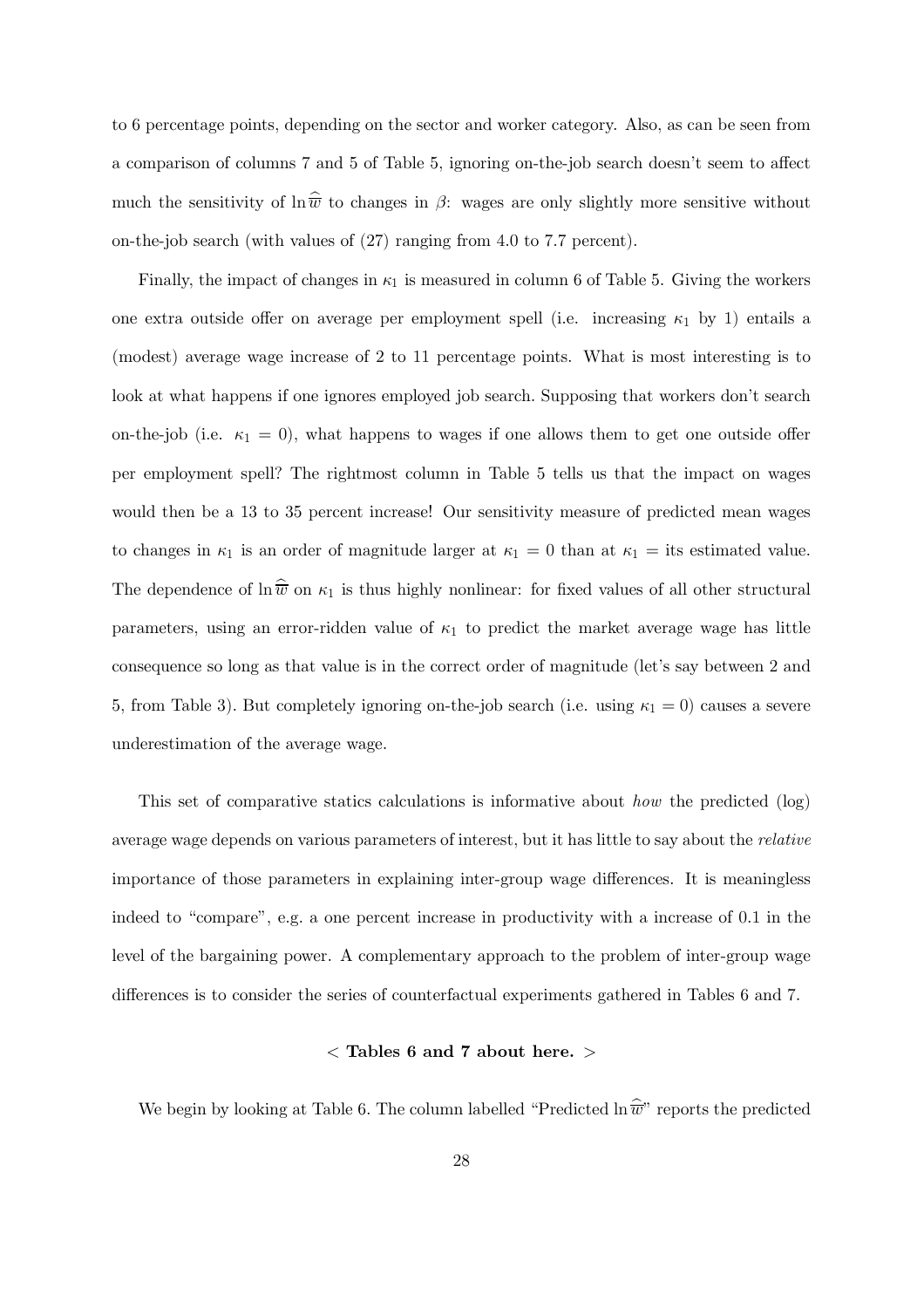to 6 percentage points, depending on the sector and worker category. Also, as can be seen from a comparison of columns 7 and 5 of Table 5, ignoring on-the-job search doesn't seem to affect much the sensitivity of $\ln \widehat{\overline{w}}$ to changes in $\beta$: wages are only slightly more sensitive without on-the-job search (with values of (27) ranging from 4.0 to 7.7 percent).

Finally, the impact of changes in $\kappa_1$ is measured in column 6 of Table 5. Giving the workers one extra outside offer on average per employment spell (i.e. increasing $\kappa_1$ by 1) entails a (modest) average wage increase of 2 to 11 percentage points. What is most interesting is to look at what happens if one ignores employed job search. Supposing that workers don't search on-the-job (i.e. $\kappa_1 = 0$), what happens to wages if one allows them to get one outside offer per employment spell? The rightmost column in Table 5 tells us that the impact on wages would then be a 13 to 35 percent increase! Our sensitivity measure of predicted mean wages to changes in $\kappa_1$ is an order of magnitude larger at $\kappa_1 = 0$ than at $\kappa_1 =$ its estimated value. The dependence of $\ln \widehat{\overline{w}}$ on $\kappa_1$ is thus highly nonlinear: for fixed values of all other structural parameters, using an error-ridden value of $\kappa_1$ to predict the market average wage has little consequence so long as that value is in the correct order of magnitude (let's say between 2 and 5, from Table 3). But completely ignoring on-the-job search (i.e. using $\kappa_1 = 0$) causes a severe underestimation of the average wage.

This set of comparative statics calculations is informative about *how* the predicted (log) average wage depends on various parameters of interest, but it has little to say about the *relative* importance of those parameters in explaining inter-group wage differences. It is meaningless indeed to "compare", e.g. a one percent increase in productivity with a increase of 0.1 in the level of the bargaining power. A complementary approach to the problem of inter-group wage differences is to consider the series of counterfactual experiments gathered in Tables 6 and 7.

**< Tables 6 and 7 about here. >**

We begin by looking at Table 6. The column labelled "Predicted $\ln \widehat{\overline{w}}$" reports the predicted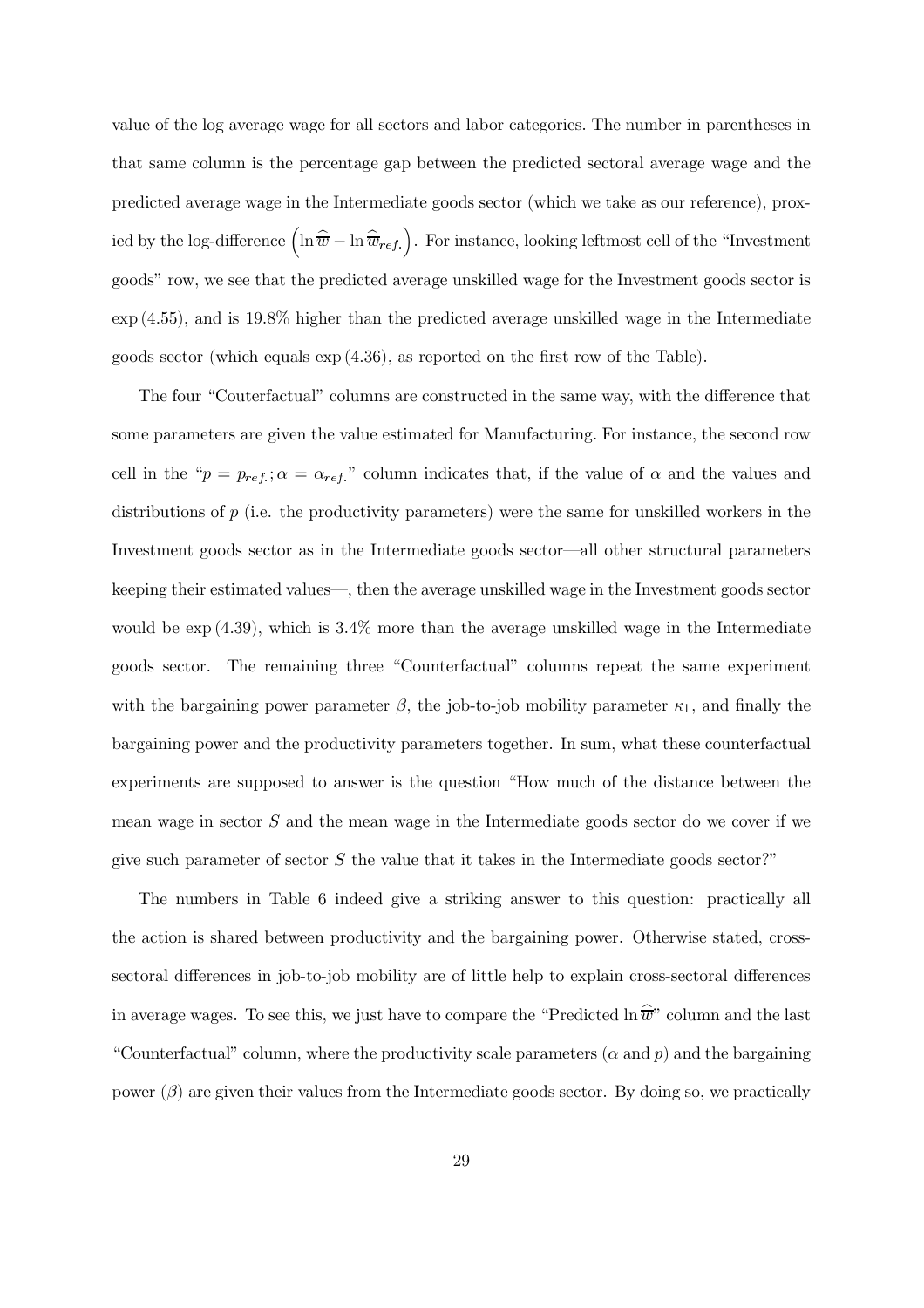value of the log average wage for all sectors and labor categories. The number in parentheses in that same column is the percentage gap between the predicted sectoral average wage and the predicted average wage in the Intermediate goods sector (which we take as our reference), proxied by the log-difference $\left(\ln \widehat{\overline{w}} - \ln \widehat{\overline{w}}_{ref.}\right)$. For instance, looking leftmost cell of the "Investment goods" row, we see that the predicted average unskilled wage for the Investment goods sector is $\exp(4.55)$, and is 19.8% higher than the predicted average unskilled wage in the Intermediate goods sector (which equals $\exp(4.36)$, as reported on the first row of the Table).

The four "Couterfactual" columns are constructed in the same way, with the difference that some parameters are given the value estimated for Manufacturing. For instance, the second row cell in the "$p = p_{ref.}; \alpha = \alpha_{ref.}$" column indicates that, if the value of $\alpha$ and the values and distributions of $p$ (i.e. the productivity parameters) were the same for unskilled workers in the Investment goods sector as in the Intermediate goods sector—all other structural parameters keeping their estimated values—, then the average unskilled wage in the Investment goods sector would be $\exp(4.39)$, which is 3.4% more than the average unskilled wage in the Intermediate goods sector. The remaining three "Counterfactual" columns repeat the same experiment with the bargaining power parameter $\beta$, the job-to-job mobility parameter $\kappa_1$, and finally the bargaining power and the productivity parameters together. In sum, what these counterfactual experiments are supposed to answer is the question "How much of the distance between the mean wage in sector $S$ and the mean wage in the Intermediate goods sector do we cover if we give such parameter of sector $S$ the value that it takes in the Intermediate goods sector?"

The numbers in Table 6 indeed give a striking answer to this question: practically all the action is shared between productivity and the bargaining power. Otherwise stated, cross-sectoral differences in job-to-job mobility are of little help to explain cross-sectoral differences in average wages. To see this, we just have to compare the "Predicted $\ln \widehat{\overline{w}}$" column and the last "Counterfactual" column, where the productivity scale parameters ($\alpha$ and $p$) and the bargaining power ($\beta$) are given their values from the Intermediate goods sector. By doing so, we practically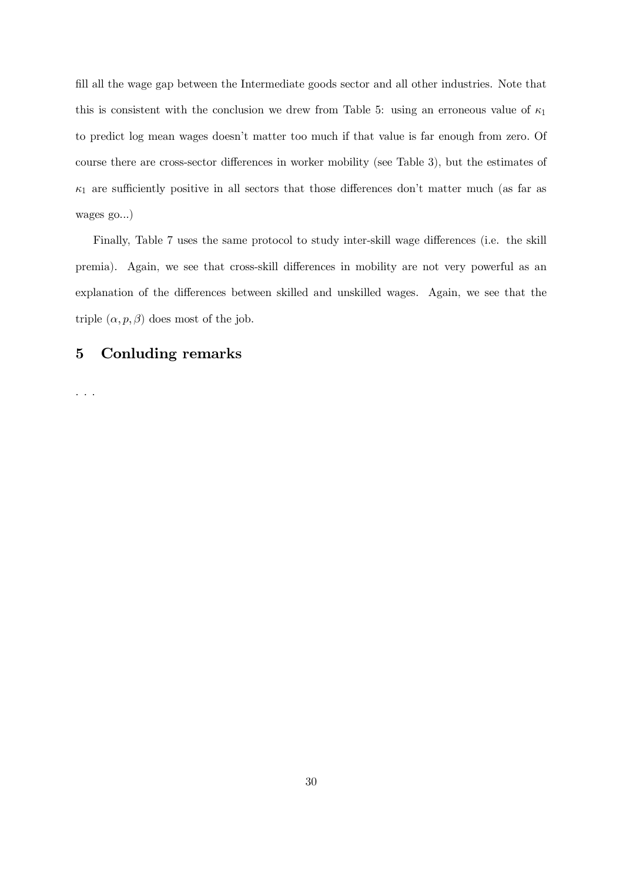fill all the wage gap between the Intermediate goods sector and all other industries. Note that this is consistent with the conclusion we drew from Table 5: using an erroneous value of $\kappa_1$ to predict log mean wages doesn't matter too much if that value is far enough from zero. Of course there are cross-sector differences in worker mobility (see Table 3), but the estimates of $\kappa_1$ are sufficiently positive in all sectors that those differences don't matter much (as far as wages go...)

Finally, Table 7 uses the same protocol to study inter-skill wage differences (i.e. the skill premia). Again, we see that cross-skill differences in mobility are not very powerful as an explanation of the differences between skilled and unskilled wages. Again, we see that the triple $(\alpha, p, \beta)$ does most of the job.

## 5 Conluding remarks

. . .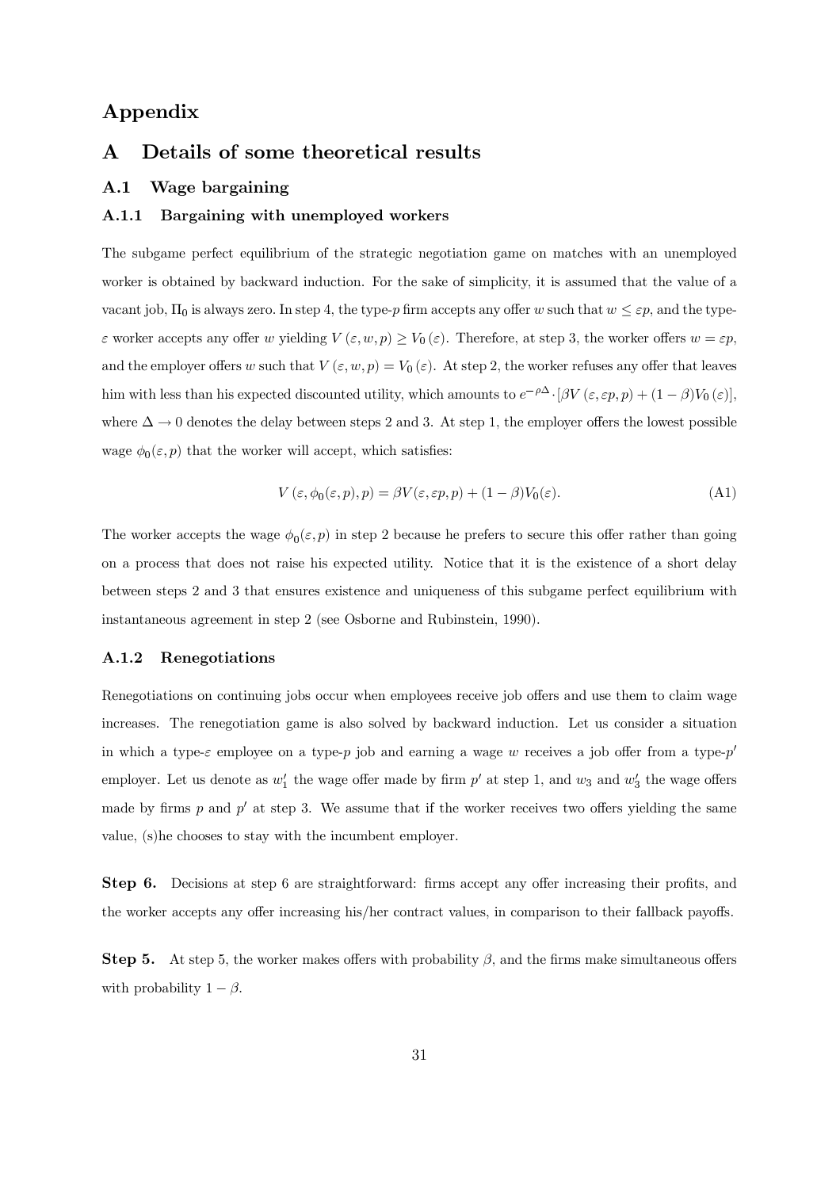# Appendix

# A Details of some theoretical results

## A.1 Wage bargaining

### A.1.1 Bargaining with unemployed workers

The subgame perfect equilibrium of the strategic negotiation game on matches with an unemployed worker is obtained by backward induction. For the sake of simplicity, it is assumed that the value of a vacant job, $\Pi_0$ is always zero. In step 4, the type-$p$ firm accepts any offer $w$ such that $w \leq \varepsilon p$, and the type-$\varepsilon$ worker accepts any offer $w$ yielding $V(\varepsilon, w, p) \geq V_0(\varepsilon)$. Therefore, at step 3, the worker offers $w = \varepsilon p$, and the employer offers $w$ such that $V(\varepsilon, w, p) = V_0(\varepsilon)$. At step 2, the worker refuses any offer that leaves him with less than his expected discounted utility, which amounts to $e^{-\rho\Delta} \cdot [\beta V(\varepsilon, \varepsilon p, p) + (1-\beta)V_0(\varepsilon)]$, where $\Delta \to 0$ denotes the delay between steps 2 and 3. At step 1, the employer offers the lowest possible wage $\phi_0(\varepsilon, p)$ that the worker will accept, which satisfies:

$$V(\varepsilon, \phi_0(\varepsilon, p), p) = \beta V(\varepsilon, \varepsilon p, p) + (1-\beta)V_0(\varepsilon). \tag{A1}$$

The worker accepts the wage $\phi_0(\varepsilon, p)$ in step 2 because he prefers to secure this offer rather than going on a process that does not raise his expected utility. Notice that it is the existence of a short delay between steps 2 and 3 that ensures existence and uniqueness of this subgame perfect equilibrium with instantaneous agreement in step 2 (see Osborne and Rubinstein, 1990).

### A.1.2 Renegotiations

Renegotiations on continuing jobs occur when employees receive job offers and use them to claim wage increases. The renegotiation game is also solved by backward induction. Let us consider a situation in which a type-$\varepsilon$ employee on a type-$p$ job and earning a wage $w$ receives a job offer from a type-$p'$ employer. Let us denote as $w_1'$ the wage offer made by firm $p'$ at step 1, and $w_3$ and $w_3'$ the wage offers made by firms $p$ and $p'$ at step 3. We assume that if the worker receives two offers yielding the same value, (s)he chooses to stay with the incumbent employer.

**Step 6.** Decisions at step 6 are straightforward: firms accept any offer increasing their profits, and the worker accepts any offer increasing his/her contract values, in comparison to their fallback payoffs.

**Step 5.** At step 5, the worker makes offers with probability $\beta$, and the firms make simultaneous offers with probability $1-\beta$.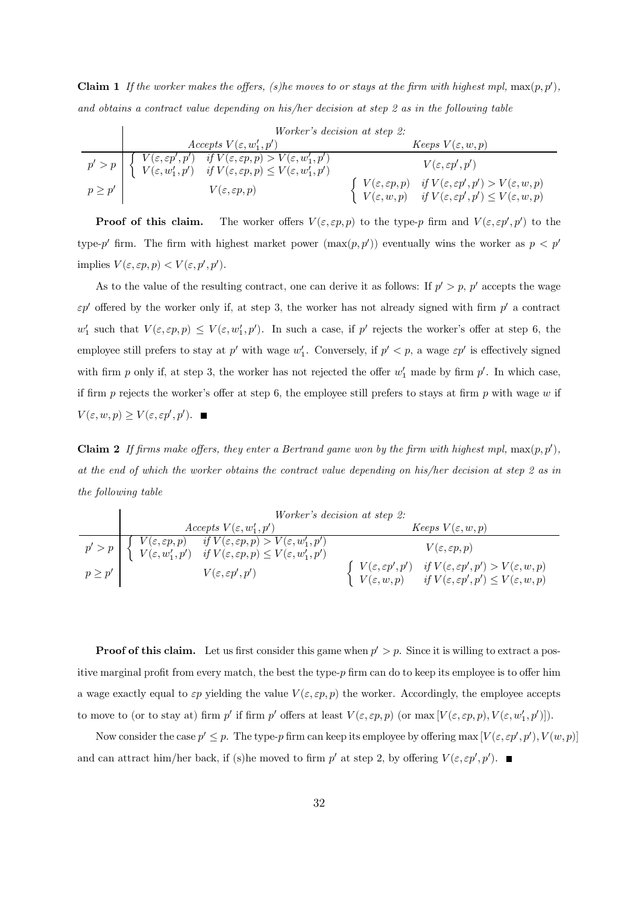**Claim 1** *If the worker makes the offers, (s)he moves to or stays at the firm with highest mpl,* $\max(p, p')$*, and obtains a contract value depending on his/her decision at step 2 as in the following table*

| | *Worker's decision at step 2:* | |
|---|---|---|
| | *Accepts* $V(\varepsilon, w_1', p')$ | *Keeps* $V(\varepsilon, w, p)$ |
| $p' > p$ | $\begin{cases} V(\varepsilon, \varepsilon p', p') & \text{if } V(\varepsilon, \varepsilon p, p) > V(\varepsilon, w_1', p') \\ V(\varepsilon, w_1', p') & \text{if } V(\varepsilon, \varepsilon p, p) \leq V(\varepsilon, w_1', p') \end{cases}$ | $V(\varepsilon, \varepsilon p', p')$ |
| $p \geq p'$ | $V(\varepsilon, \varepsilon p, p)$ | $\begin{cases} V(\varepsilon, \varepsilon p, p) & \text{if } V(\varepsilon, \varepsilon p', p') > V(\varepsilon, w, p) \\ V(\varepsilon, w, p) & \text{if } V(\varepsilon, \varepsilon p', p') \leq V(\varepsilon, w, p) \end{cases}$ |

**Proof of this claim.** The worker offers $V(\varepsilon, \varepsilon p, p)$ to the type-$p$ firm and $V(\varepsilon, \varepsilon p', p')$ to the type-$p'$ firm. The firm with highest market power ($\max(p, p')$) eventually wins the worker as $p < p'$ implies $V(\varepsilon, \varepsilon p, p) < V(\varepsilon, p', p')$.

As to the value of the resulting contract, one can derive it as follows: If $p' > p$, $p'$ accepts the wage $\varepsilon p'$ offered by the worker only if, at step 3, the worker has not already signed with firm $p'$ a contract $w_1'$ such that $V(\varepsilon, \varepsilon p, p) \leq V(\varepsilon, w_1', p')$. In such a case, if $p'$ rejects the worker's offer at step 6, the employee still prefers to stay at $p'$ with wage $w_1'$. Conversely, if $p' < p$, a wage $\varepsilon p'$ is effectively signed with firm $p$ only if, at step 3, the worker has not rejected the offer $w_1'$ made by firm $p'$. In which case, if firm $p$ rejects the worker's offer at step 6, the employee still prefers to stays at firm $p$ with wage $w$ if $V(\varepsilon, w, p) \geq V(\varepsilon, \varepsilon p', p')$. ■

**Claim 2** *If firms make offers, they enter a Bertrand game won by the firm with highest mpl,* $\max(p, p')$*, at the end of which the worker obtains the contract value depending on his/her decision at step 2 as in the following table*

| | *Worker's decision at step 2:* | |
|---|---|---|
| | *Accepts* $V(\varepsilon, w_1', p')$ | *Keeps* $V(\varepsilon, w, p)$ |
| $p' > p$ | $\begin{cases} V(\varepsilon, \varepsilon p, p) & \text{if } V(\varepsilon, \varepsilon p, p) > V(\varepsilon, w_1', p') \\ V(\varepsilon, w_1', p') & \text{if } V(\varepsilon, \varepsilon p, p) \leq V(\varepsilon, w_1', p') \end{cases}$ | $V(\varepsilon, \varepsilon p, p)$ |
| $p \geq p'$ | $V(\varepsilon, \varepsilon p', p')$ | $\begin{cases} V(\varepsilon, \varepsilon p', p') & \text{if } V(\varepsilon, \varepsilon p', p') > V(\varepsilon, w, p) \\ V(\varepsilon, w, p) & \text{if } V(\varepsilon, \varepsilon p', p') \leq V(\varepsilon, w, p) \end{cases}$ |

**Proof of this claim.** Let us first consider this game when $p' > p$. Since it is willing to extract a positive marginal profit from every match, the best the type-$p$ firm can do to keep its employee is to offer him a wage exactly equal to $\varepsilon p$ yielding the value $V(\varepsilon, \varepsilon p, p)$ the worker. Accordingly, the employee accepts to move to (or to stay at) firm $p'$ if firm $p'$ offers at least $V(\varepsilon, \varepsilon p, p)$ (or $\max[V(\varepsilon, \varepsilon p, p), V(\varepsilon, w_1', p')]$).

Now consider the case $p' \leq p$. The type-$p$ firm can keep its employee by offering $\max[V(\varepsilon, \varepsilon p', p'), V(w, p)]$ and can attract him/her back, if (s)he moved to firm $p'$ at step 2, by offering $V(\varepsilon, \varepsilon p', p')$. ■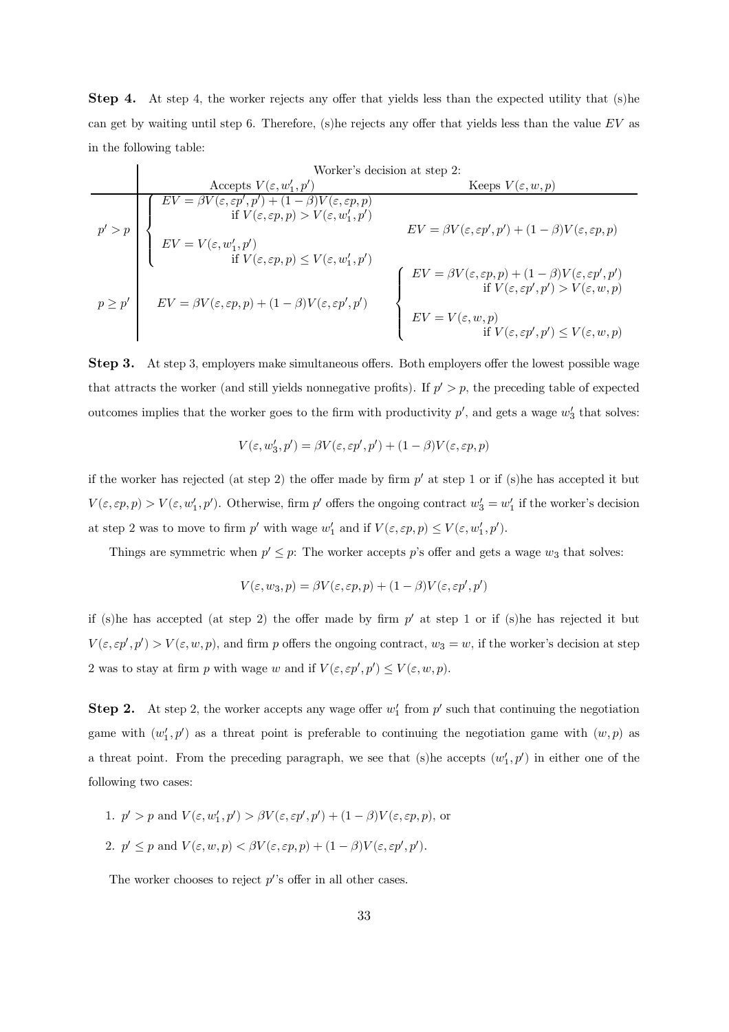**Step 4.** At step 4, the worker rejects any offer that yields less than the expected utility that (s)he can get by waiting until step 6. Therefore, (s)he rejects any offer that yields less than the value $EV$ as in the following table:

| | Worker's decision at step 2: Accepts $V(\varepsilon, w_1', p')$ | Keeps $V(\varepsilon, w, p)$ |
|---|---|---|
| $p' > p$ | $\begin{cases} EV = \beta V(\varepsilon, \varepsilon p', p') + (1-\beta)V(\varepsilon, \varepsilon p, p) \\ \quad \text{if } V(\varepsilon, \varepsilon p, p) > V(\varepsilon, w_1', p') \\ EV = V(\varepsilon, w_1', p') \\ \quad \text{if } V(\varepsilon, \varepsilon p, p) \leq V(\varepsilon, w_1', p') \end{cases}$ | $EV = \beta V(\varepsilon, \varepsilon p', p') + (1-\beta)V(\varepsilon, \varepsilon p, p)$ |
| $p \geq p'$ | $EV = \beta V(\varepsilon, \varepsilon p, p) + (1-\beta)V(\varepsilon, \varepsilon p', p')$ | $\begin{cases} EV = \beta V(\varepsilon, \varepsilon p, p) + (1-\beta)V(\varepsilon, \varepsilon p', p') \\ \quad \text{if } V(\varepsilon, \varepsilon p', p') > V(\varepsilon, w, p) \\ EV = V(\varepsilon, w, p) \\ \quad \text{if } V(\varepsilon, \varepsilon p', p') \leq V(\varepsilon, w, p) \end{cases}$ |

**Step 3.** At step 3, employers make simultaneous offers. Both employers offer the lowest possible wage that attracts the worker (and still yields nonnegative profits). If $p' > p$, the preceding table of expected outcomes implies that the worker goes to the firm with productivity $p'$, and gets a wage $w_3'$ that solves:

$$V(\varepsilon, w_3', p') = \beta V(\varepsilon, \varepsilon p', p') + (1-\beta)V(\varepsilon, \varepsilon p, p)$$

if the worker has rejected (at step 2) the offer made by firm $p'$ at step 1 or if (s)he has accepted it but $V(\varepsilon, \varepsilon p, p) > V(\varepsilon, w_1', p')$. Otherwise, firm $p'$ offers the ongoing contract $w_3' = w_1'$ if the worker's decision at step 2 was to move to firm $p'$ with wage $w_1'$ and if $V(\varepsilon, \varepsilon p, p) \leq V(\varepsilon, w_1', p')$.

Things are symmetric when $p' \leq p$: The worker accepts $p$'s offer and gets a wage $w_3$ that solves:

$$V(\varepsilon, w_3, p) = \beta V(\varepsilon, \varepsilon p, p) + (1-\beta)V(\varepsilon, \varepsilon p', p')$$

if (s)he has accepted (at step 2) the offer made by firm $p'$ at step 1 or if (s)he has rejected it but $V(\varepsilon, \varepsilon p', p') > V(\varepsilon, w, p)$, and firm $p$ offers the ongoing contract, $w_3 = w$, if the worker's decision at step 2 was to stay at firm $p$ with wage $w$ and if $V(\varepsilon, \varepsilon p', p') \leq V(\varepsilon, w, p)$.

**Step 2.** At step 2, the worker accepts any wage offer $w_1'$ from $p'$ such that continuing the negotiation game with $(w_1', p')$ as a threat point is preferable to continuing the negotiation game with $(w, p)$ as a threat point. From the preceding paragraph, we see that (s)he accepts $(w_1', p')$ in either one of the following two cases:

1. $p' > p$ and $V(\varepsilon, w_1', p') > \beta V(\varepsilon, \varepsilon p', p') + (1-\beta)V(\varepsilon, \varepsilon p, p)$, or
2. $p' \leq p$ and $V(\varepsilon, w, p) < \beta V(\varepsilon, \varepsilon p, p) + (1-\beta)V(\varepsilon, \varepsilon p', p')$.

The worker chooses to reject $p'$'s offer in all other cases.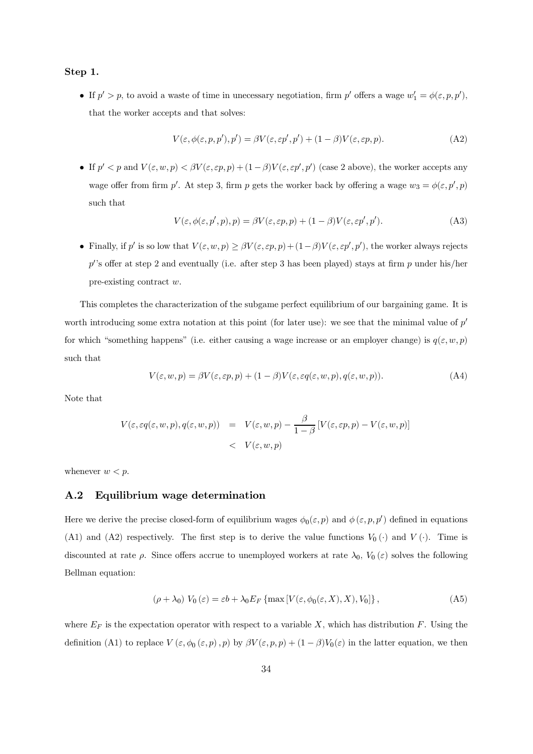**Step 1.**

- If $p' > p$, to avoid a waste of time in unecessary negotiation, firm $p'$ offers a wage $w_1' = \phi(\varepsilon, p, p')$, that the worker accepts and that solves:

$$V(\varepsilon, \phi(\varepsilon, p, p'), p') = \beta V(\varepsilon, \varepsilon p', p') + (1 - \beta) V(\varepsilon, \varepsilon p, p). \tag{A2}$$

- If $p' < p$ and $V(\varepsilon, w, p) < \beta V(\varepsilon, \varepsilon p, p) + (1 - \beta) V(\varepsilon, \varepsilon p', p')$ (case 2 above), the worker accepts any wage offer from firm $p'$. At step 3, firm $p$ gets the worker back by offering a wage $w_3 = \phi(\varepsilon, p', p)$ such that

$$V(\varepsilon, \phi(\varepsilon, p', p), p) = \beta V(\varepsilon, \varepsilon p, p) + (1 - \beta) V(\varepsilon, \varepsilon p', p'). \tag{A3}$$

- Finally, if $p'$ is so low that $V(\varepsilon, w, p) \geq \beta V(\varepsilon, \varepsilon p, p) + (1 - \beta) V(\varepsilon, \varepsilon p', p')$, the worker always rejects $p'$'s offer at step 2 and eventually (i.e. after step 3 has been played) stays at firm $p$ under his/her pre-existing contract $w$.

This completes the characterization of the subgame perfect equilibrium of our bargaining game. It is worth introducing some extra notation at this point (for later use): we see that the minimal value of $p'$ for which "something happens" (i.e. either causing a wage increase or an employer change) is $q(\varepsilon, w, p)$ such that

$$V(\varepsilon, w, p) = \beta V(\varepsilon, \varepsilon p, p) + (1 - \beta) V(\varepsilon, \varepsilon q(\varepsilon, w, p), q(\varepsilon, w, p)). \tag{A4}$$

Note that

$$\begin{aligned} V(\varepsilon, \varepsilon q(\varepsilon, w, p), q(\varepsilon, w, p)) &= V(\varepsilon, w, p) - \frac{\beta}{1 - \beta} \left[ V(\varepsilon, \varepsilon p, p) - V(\varepsilon, w, p) \right] \\ &< V(\varepsilon, w, p) \end{aligned}$$

whenever $w < p$.

## A.2 Equilibrium wage determination

Here we derive the precise closed-form of equilibrium wages $\phi_0(\varepsilon, p)$ and $\phi(\varepsilon, p, p')$ defined in equations (A1) and (A2) respectively. The first step is to derive the value functions $V_0(\cdot)$ and $V(\cdot)$. Time is discounted at rate $\rho$. Since offers accrue to unemployed workers at rate $\lambda_0$, $V_0(\varepsilon)$ solves the following Bellman equation:

$$(\rho + \lambda_0) V_0(\varepsilon) = \varepsilon b + \lambda_0 E_F \left\{ \max \left[ V(\varepsilon, \phi_0(\varepsilon, X), X), V_0 \right] \right\}, \tag{A5}$$

where $E_F$ is the expectation operator with respect to a variable $X$, which has distribution $F$. Using the definition (A1) to replace $V(\varepsilon, \phi_0(\varepsilon, p), p)$ by $\beta V(\varepsilon, p, p) + (1 - \beta) V_0(\varepsilon)$ in the latter equation, we then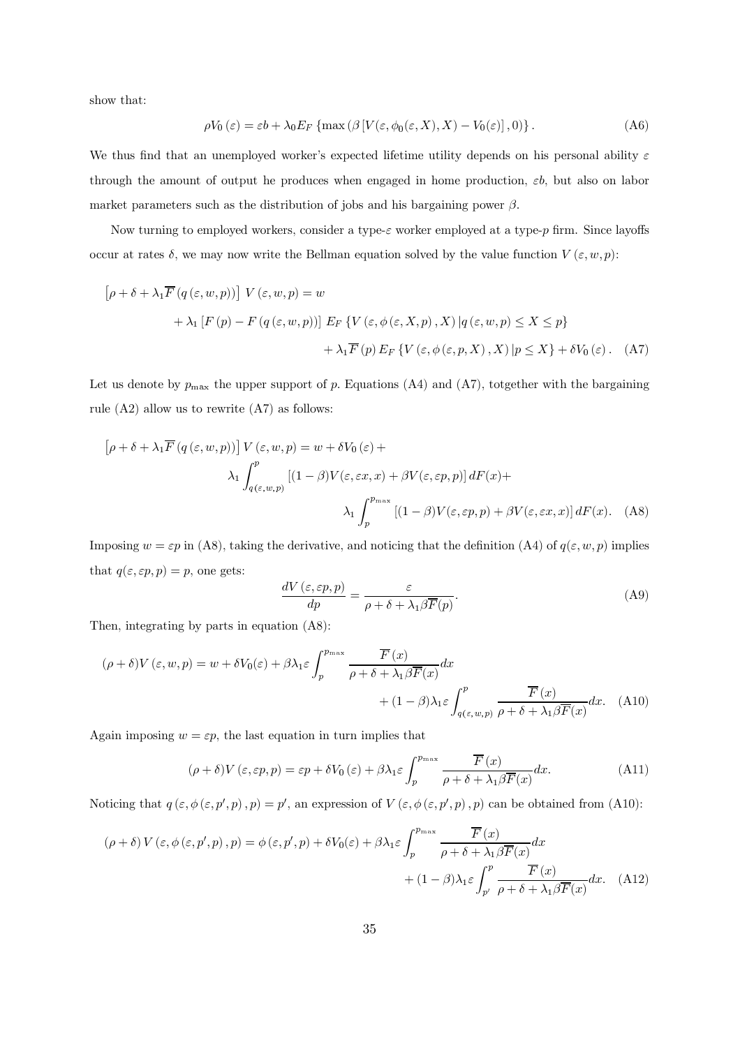show that:

$$\rho V_0(\varepsilon) = \varepsilon b + \lambda_0 E_F \left\{ \max \left( \beta \left[ V(\varepsilon, \phi_0(\varepsilon, X), X) - V_0(\varepsilon) \right], 0 \right) \right\}. \tag{A6}$$

We thus find that an unemployed worker's expected lifetime utility depends on his personal ability $\varepsilon$ through the amount of output he produces when engaged in home production, $\varepsilon b$, but also on labor market parameters such as the distribution of jobs and his bargaining power $\beta$.

Now turning to employed workers, consider a type-$\varepsilon$ worker employed at a type-$p$ firm. Since layoffs occur at rates $\delta$, we may now write the Bellman equation solved by the value function $V(\varepsilon, w, p)$:

$$\begin{aligned}
\left[\rho + \delta + \lambda_1 \overline{F}(q(\varepsilon, w, p))\right] V(\varepsilon, w, p) &= w \\
&+ \lambda_1 \left[F(p) - F(q(\varepsilon, w, p))\right] E_F \left\{ V(\varepsilon, \phi(\varepsilon, X, p), X) \,|\, q(\varepsilon, w, p) \leq X \leq p \right\} \\
&+ \lambda_1 \overline{F}(p) E_F \left\{ V(\varepsilon, \phi(\varepsilon, p, X), X) \,|\, p \leq X \right\} + \delta V_0(\varepsilon).
\end{aligned} \tag{A7}$$

Let us denote by $p_{\max}$ the upper support of $p$. Equations (A4) and (A7), totgether with the bargaining rule (A2) allow us to rewrite (A7) as follows:

$$\begin{aligned}
\left[\rho + \delta + \lambda_1 \overline{F}(q(\varepsilon, w, p))\right] V(\varepsilon, w, p) &= w + \delta V_0(\varepsilon) + \\
&\lambda_1 \int_{q(\varepsilon, w, p)}^{p} \left[(1-\beta) V(\varepsilon, \varepsilon x, x) + \beta V(\varepsilon, \varepsilon p, p)\right] dF(x) + \\
&\lambda_1 \int_{p}^{p_{\max}} \left[(1-\beta) V(\varepsilon, \varepsilon p, p) + \beta V(\varepsilon, \varepsilon x, x)\right] dF(x).
\end{aligned} \tag{A8}$$

Imposing $w = \varepsilon p$ in (A8), taking the derivative, and noticing that the definition (A4) of $q(\varepsilon, w, p)$ implies that $q(\varepsilon, \varepsilon p, p) = p$, one gets:

$$\frac{dV(\varepsilon, \varepsilon p, p)}{dp} = \frac{\varepsilon}{\rho + \delta + \lambda_1 \beta \overline{F}(p)}. \tag{A9}$$

Then, integrating by parts in equation (A8):

$$\begin{aligned}
(\rho + \delta) V(\varepsilon, w, p) = w + \delta V_0(\varepsilon) + \beta \lambda_1 \varepsilon \int_{p}^{p_{\max}} \frac{\overline{F}(x)}{\rho + \delta + \lambda_1 \beta \overline{F}(x)} dx \\
+ (1-\beta) \lambda_1 \varepsilon \int_{q(\varepsilon, w, p)}^{p} \frac{\overline{F}(x)}{\rho + \delta + \lambda_1 \beta \overline{F}(x)} dx.
\end{aligned} \tag{A10}$$

Again imposing $w = \varepsilon p$, the last equation in turn implies that

$$(\rho + \delta) V(\varepsilon, \varepsilon p, p) = \varepsilon p + \delta V_0(\varepsilon) + \beta \lambda_1 \varepsilon \int_{p}^{p_{\max}} \frac{\overline{F}(x)}{\rho + \delta + \lambda_1 \beta \overline{F}(x)} dx. \tag{A11}$$

Noticing that $q(\varepsilon, \phi(\varepsilon, p', p), p) = p'$, an expression of $V(\varepsilon, \phi(\varepsilon, p', p), p)$ can be obtained from (A10):

$$\begin{aligned}
(\rho + \delta) V(\varepsilon, \phi(\varepsilon, p', p), p) = \phi(\varepsilon, p', p) + \delta V_0(\varepsilon) + \beta \lambda_1 \varepsilon \int_{p}^{p_{\max}} \frac{\overline{F}(x)}{\rho + \delta + \lambda_1 \beta \overline{F}(x)} dx \\
+ (1-\beta) \lambda_1 \varepsilon \int_{p'}^{p} \frac{\overline{F}(x)}{\rho + \delta + \lambda_1 \beta \overline{F}(x)} dx.
\end{aligned} \tag{A12}$$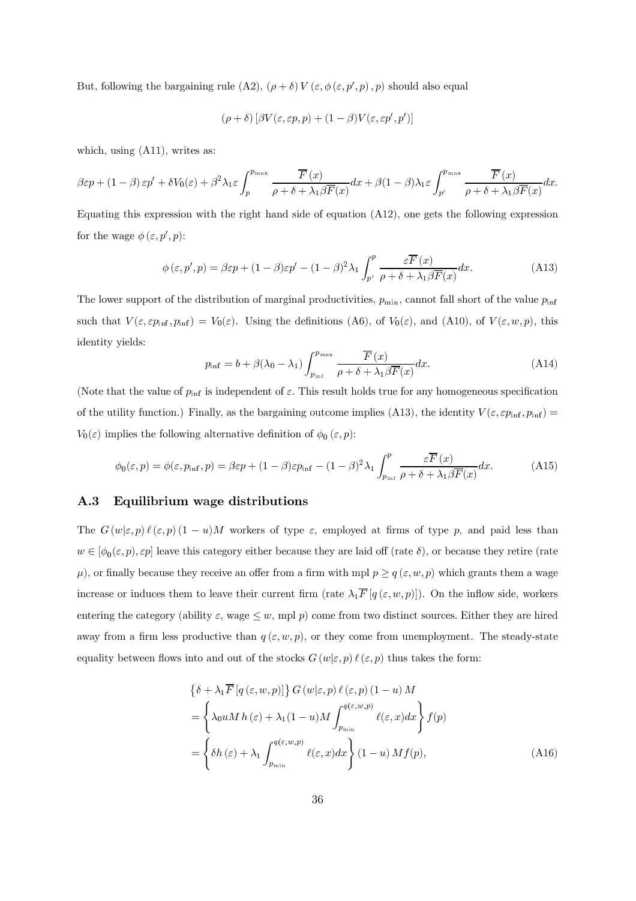But, following the bargaining rule (A2), $(\rho+\delta)\, V(\varepsilon, \phi(\varepsilon, p', p), p)$ should also equal

$$(\rho+\delta)\left[\beta V(\varepsilon, \varepsilon p, p) + (1-\beta) V(\varepsilon, \varepsilon p', p')\right]$$

which, using (A11), writes as:

$$\beta \varepsilon p + (1-\beta)\, \varepsilon p' + \delta V_0(\varepsilon) + \beta^2 \lambda_1 \varepsilon \int_p^{p_{\max}} \frac{\overline{F}(x)}{\rho+\delta+\lambda_1 \beta \overline{F}(x)} dx + \beta(1-\beta)\lambda_1 \varepsilon \int_{p'}^{p_{\max}} \frac{\overline{F}(x)}{\rho+\delta+\lambda_1 \beta \overline{F}(x)} dx.$$

Equating this expression with the right hand side of equation (A12), one gets the following expression for the wage $\phi(\varepsilon, p', p)$:

$$\phi(\varepsilon, p', p) = \beta \varepsilon p + (1-\beta)\varepsilon p' - (1-\beta)^2 \lambda_1 \int_{p'}^{p} \frac{\varepsilon \overline{F}(x)}{\rho+\delta+\lambda_1 \beta \overline{F}(x)} dx. \tag{A13}$$

The lower support of the distribution of marginal productivities, $p_{\min}$, cannot fall short of the value $p_{\inf}$ such that $V(\varepsilon, \varepsilon p_{\inf}, p_{\inf}) = V_0(\varepsilon)$. Using the definitions (A6), of $V_0(\varepsilon)$, and (A10), of $V(\varepsilon, w, p)$, this identity yields:

$$p_{\inf} = b + \beta(\lambda_0 - \lambda_1) \int_{p_{\inf}}^{p_{\max}} \frac{\overline{F}(x)}{\rho+\delta+\lambda_1 \beta \overline{F}(x)} dx. \tag{A14}$$

(Note that the value of $p_{\inf}$ is independent of $\varepsilon$. This result holds true for any homogeneous specification of the utility function.) Finally, as the bargaining outcome implies (A13), the identity $V(\varepsilon, \varepsilon p_{\inf}, p_{\inf}) = V_0(\varepsilon)$ implies the following alternative definition of $\phi_0(\varepsilon, p)$:

$$\phi_0(\varepsilon, p) = \phi(\varepsilon, p_{\inf}, p) = \beta \varepsilon p + (1-\beta)\varepsilon p_{\inf} - (1-\beta)^2 \lambda_1 \int_{p_{\inf}}^{p} \frac{\varepsilon \overline{F}(x)}{\rho+\delta+\lambda_1 \beta \overline{F}(x)} dx. \tag{A15}$$

### A.3 Equilibrium wage distributions

The $G(w|\varepsilon, p)\, \ell(\varepsilon, p)\, (1-u)M$ workers of type $\varepsilon$, employed at firms of type $p$, and paid less than $w \in [\phi_0(\varepsilon, p), \varepsilon p]$ leave this category either because they are laid off (rate $\delta$), or because they retire (rate $\mu$), or finally because they receive an offer from a firm with mpl $p \geq q(\varepsilon, w, p)$ which grants them a wage increase or induces them to leave their current firm (rate $\lambda_1 \overline{F}[q(\varepsilon, w, p)]$). On the inflow side, workers entering the category (ability $\varepsilon$, wage $\leq w$, mpl $p$) come from two distinct sources. Either they are hired away from a firm less productive than $q(\varepsilon, w, p)$, or they come from unemployment. The steady-state equality between flows into and out of the stocks $G(w|\varepsilon, p)\, \ell(\varepsilon, p)$ thus takes the form:

$$\begin{aligned}
&\left\{\delta + \lambda_1 \overline{F}[q(\varepsilon, w, p)]\right\} G(w|\varepsilon, p)\, \ell(\varepsilon, p)\, (1-u)\, M \\
&= \left\{\lambda_0 u M\, h(\varepsilon) + \lambda_1 (1-u) M \int_{p_{\min}}^{q(\varepsilon, w, p)} \ell(\varepsilon, x) dx\right\} f(p) \\
&= \left\{\delta h(\varepsilon) + \lambda_1 \int_{p_{\min}}^{q(\varepsilon, w, p)} \ell(\varepsilon, x) dx\right\} (1-u)\, M f(p),
\end{aligned} \tag{A16}$$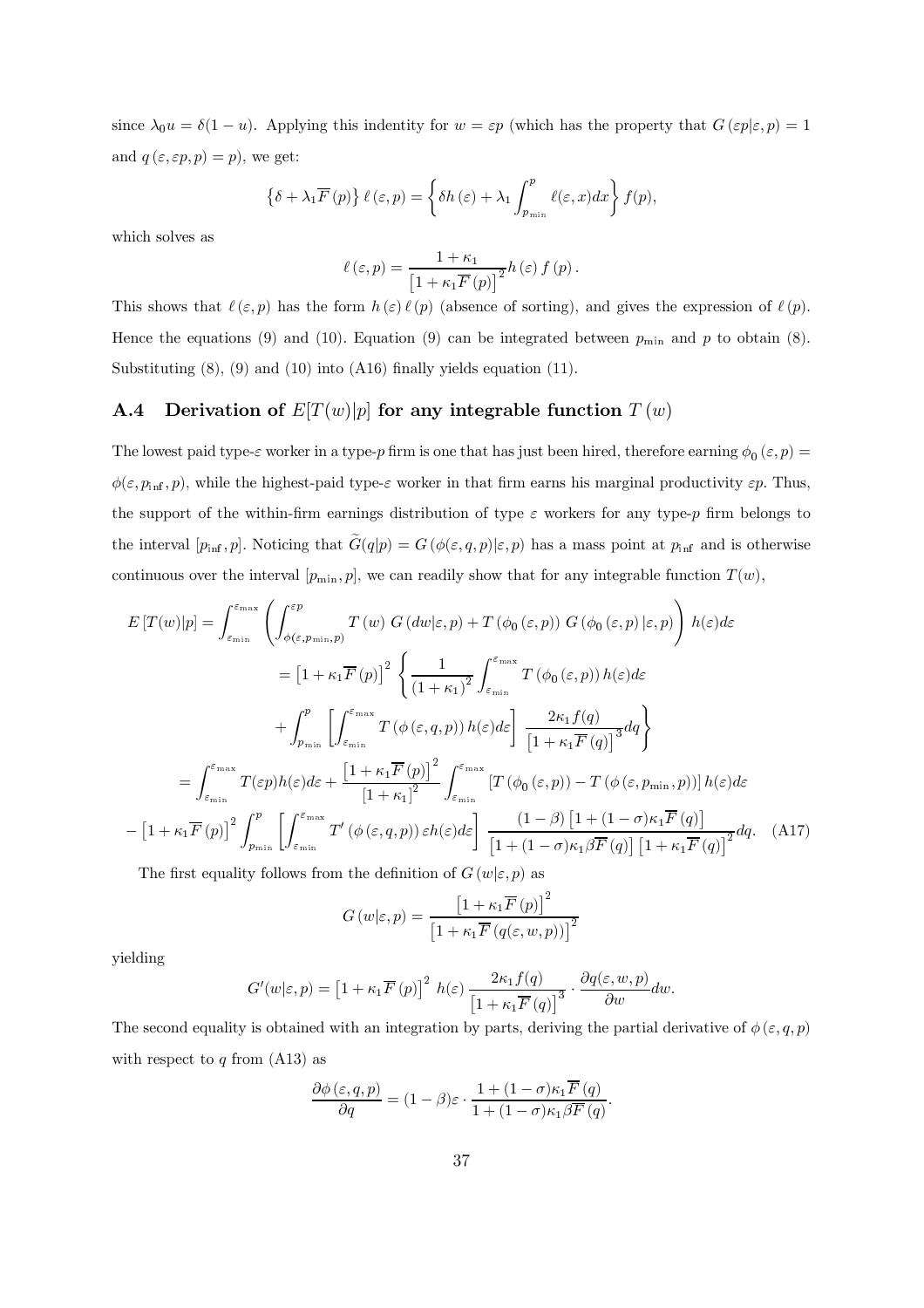since $\lambda_0 u = \delta(1-u)$. Applying this indentity for $w = \varepsilon p$ (which has the property that $G(\varepsilon p|\varepsilon, p) = 1$ and $q(\varepsilon, \varepsilon p, p) = p$), we get:

$$\left\{\delta + \lambda_1 \overline{F}(p)\right\} \ell(\varepsilon, p) = \left\{\delta h(\varepsilon) + \lambda_1 \int_{p_{\min}}^{p} \ell(\varepsilon, x) dx\right\} f(p),$$

which solves as

$$\ell(\varepsilon, p) = \frac{1+\kappa_1}{\left[1+\kappa_1 \overline{F}(p)\right]^2} h(\varepsilon) f(p).$$

This shows that $\ell(\varepsilon, p)$ has the form $h(\varepsilon)\ell(p)$ (absence of sorting), and gives the expression of $\ell(p)$. Hence the equations (9) and (10). Equation (9) can be integrated between $p_{\min}$ and $p$ to obtain (8). Substituting (8), (9) and (10) into (A16) finally yields equation (11).

## A.4 Derivation of $E[T(w)|p]$ for any integrable function $T(w)$

The lowest paid type-$\varepsilon$ worker in a type-$p$ firm is one that has just been hired, therefore earning $\phi_0(\varepsilon, p) = \phi(\varepsilon, p_{\inf}, p)$, while the highest-paid type-$\varepsilon$ worker in that firm earns his marginal productivity $\varepsilon p$. Thus, the support of the within-firm earnings distribution of type $\varepsilon$ workers for any type-$p$ firm belongs to the interval $[p_{\inf}, p]$. Noticing that $\widetilde{G}(q|p) = G(\phi(\varepsilon, q, p)|\varepsilon, p)$ has a mass point at $p_{\inf}$ and is otherwise continuous over the interval $[p_{\min}, p]$, we can readily show that for any integrable function $T(w)$,

$$\begin{aligned}
E[T(w)|p] &= \int_{\varepsilon_{\min}}^{\varepsilon_{\max}} \left(\int_{\phi(\varepsilon, p_{\min}, p)}^{\varepsilon p} T(w)\, G(dw|\varepsilon, p) + T(\phi_0(\varepsilon, p))\, G(\phi_0(\varepsilon, p)|\varepsilon, p)\right) h(\varepsilon) d\varepsilon \\
&= \left[1+\kappa_1 \overline{F}(p)\right]^2 \left\{\frac{1}{(1+\kappa_1)^2} \int_{\varepsilon_{\min}}^{\varepsilon_{\max}} T(\phi_0(\varepsilon, p)) h(\varepsilon) d\varepsilon \right. \\
&\quad \left. + \int_{p_{\min}}^{p} \left[\int_{\varepsilon_{\min}}^{\varepsilon_{\max}} T(\phi(\varepsilon, q, p)) h(\varepsilon) d\varepsilon\right] \frac{2\kappa_1 f(q)}{\left[1+\kappa_1 \overline{F}(q)\right]^3} dq\right\} \\
&= \int_{\varepsilon_{\min}}^{\varepsilon_{\max}} T(\varepsilon p) h(\varepsilon) d\varepsilon + \frac{\left[1+\kappa_1 \overline{F}(p)\right]^2}{\left[1+\kappa_1\right]^2} \int_{\varepsilon_{\min}}^{\varepsilon_{\max}} \left[T(\phi_0(\varepsilon, p)) - T(\phi(\varepsilon, p_{\min}, p))\right] h(\varepsilon) d\varepsilon \\
&\quad - \left[1+\kappa_1 \overline{F}(p)\right]^2 \int_{p_{\min}}^{p} \left[\int_{\varepsilon_{\min}}^{\varepsilon_{\max}} T'(\phi(\varepsilon, q, p)) \varepsilon h(\varepsilon) d\varepsilon\right] \frac{(1-\beta)\left[1+(1-\sigma)\kappa_1 \overline{F}(q)\right]}{\left[1+(1-\sigma)\kappa_1 \beta \overline{F}(q)\right]\left[1+\kappa_1 \overline{F}(q)\right]^2} dq. \quad \text{(A17)}
\end{aligned}$$

The first equality follows from the definition of $G(w|\varepsilon, p)$ as

$$G(w|\varepsilon, p) = \frac{\left[1+\kappa_1 \overline{F}(p)\right]^2}{\left[1+\kappa_1 \overline{F}(q(\varepsilon, w, p))\right]^2}$$

yielding

$$G'(w|\varepsilon, p) = \left[1+\kappa_1 \overline{F}(p)\right]^2\, h(\varepsilon) \frac{2\kappa_1 f(q)}{\left[1+\kappa_1 \overline{F}(q)\right]^3} \cdot \frac{\partial q(\varepsilon, w, p)}{\partial w} dw.$$

The second equality is obtained with an integration by parts, deriving the partial derivative of $\phi(\varepsilon, q, p)$ with respect to $q$ from (A13) as

$$\frac{\partial \phi(\varepsilon, q, p)}{\partial q} = (1-\beta)\varepsilon \cdot \frac{1+(1-\sigma)\kappa_1 \overline{F}(q)}{1+(1-\sigma)\kappa_1 \beta \overline{F}(q)}.$$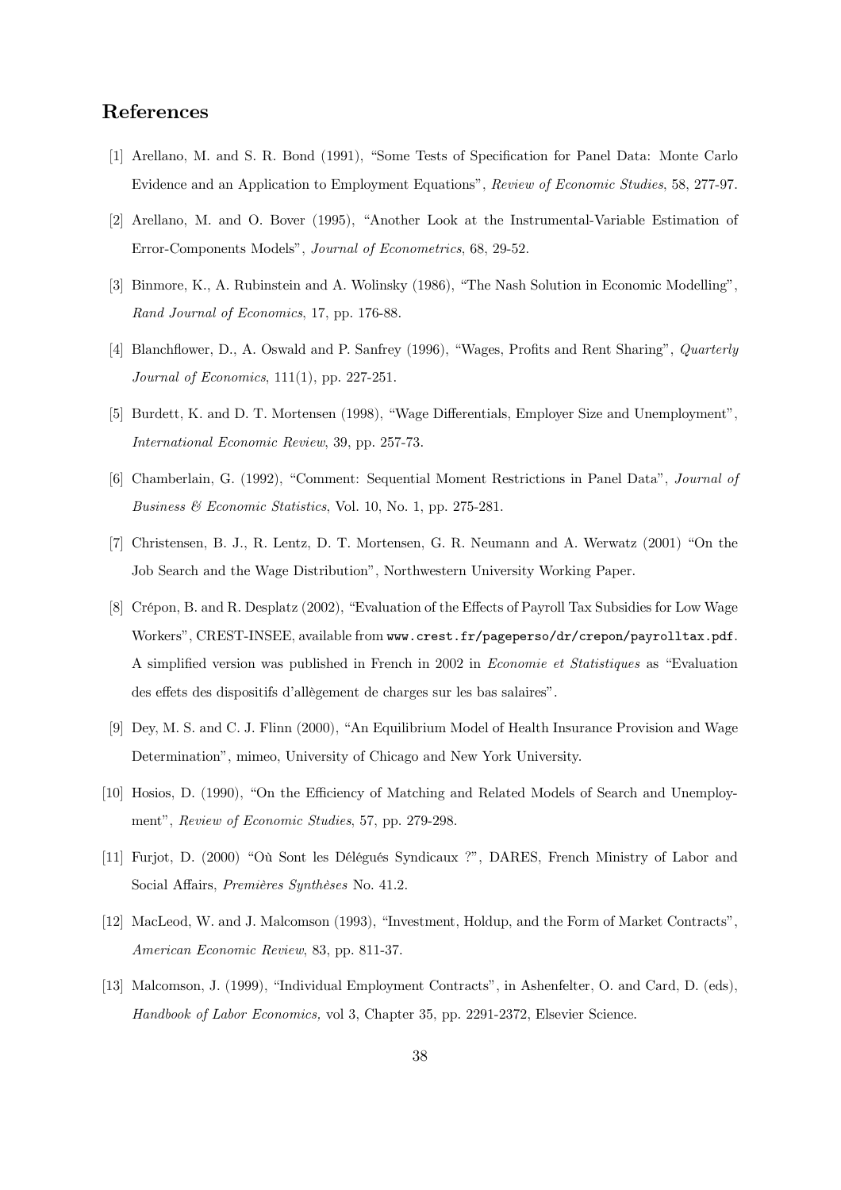## References

[1] Arellano, M. and S. R. Bond (1991), "Some Tests of Specification for Panel Data: Monte Carlo Evidence and an Application to Employment Equations", *Review of Economic Studies*, 58, 277-97.

[2] Arellano, M. and O. Bover (1995), "Another Look at the Instrumental-Variable Estimation of Error-Components Models", *Journal of Econometrics*, 68, 29-52.

[3] Binmore, K., A. Rubinstein and A. Wolinsky (1986), "The Nash Solution in Economic Modelling", *Rand Journal of Economics*, 17, pp. 176-88.

[4] Blanchflower, D., A. Oswald and P. Sanfrey (1996), "Wages, Profits and Rent Sharing", *Quarterly Journal of Economics*, 111(1), pp. 227-251.

[5] Burdett, K. and D. T. Mortensen (1998), "Wage Differentials, Employer Size and Unemployment", *International Economic Review*, 39, pp. 257-73.

[6] Chamberlain, G. (1992), "Comment: Sequential Moment Restrictions in Panel Data", *Journal of Business & Economic Statistics*, Vol. 10, No. 1, pp. 275-281.

[7] Christensen, B. J., R. Lentz, D. T. Mortensen, G. R. Neumann and A. Werwatz (2001) "On the Job Search and the Wage Distribution", Northwestern University Working Paper.

[8] Crépon, B. and R. Desplatz (2002), "Evaluation of the Effects of Payroll Tax Subsidies for Low Wage Workers", CREST-INSEE, available from `www.crest.fr/pageperso/dr/crepon/payrolltax.pdf`. A simplified version was published in French in 2002 in *Economie et Statistiques* as "Evaluation des effets des dispositifs d'allègement de charges sur les bas salaires".

[9] Dey, M. S. and C. J. Flinn (2000), "An Equilibrium Model of Health Insurance Provision and Wage Determination", mimeo, University of Chicago and New York University.

[10] Hosios, D. (1990), "On the Efficiency of Matching and Related Models of Search and Unemployment", *Review of Economic Studies*, 57, pp. 279-298.

[11] Furjot, D. (2000) "Où Sont les Délégués Syndicaux ?", DARES, French Ministry of Labor and Social Affairs, *Premières Synthèses* No. 41.2.

[12] MacLeod, W. and J. Malcomson (1993), "Investment, Holdup, and the Form of Market Contracts", *American Economic Review*, 83, pp. 811-37.

[13] Malcomson, J. (1999), "Individual Employment Contracts", in Ashenfelter, O. and Card, D. (eds), *Handbook of Labor Economics,* vol 3, Chapter 35, pp. 2291-2372, Elsevier Science.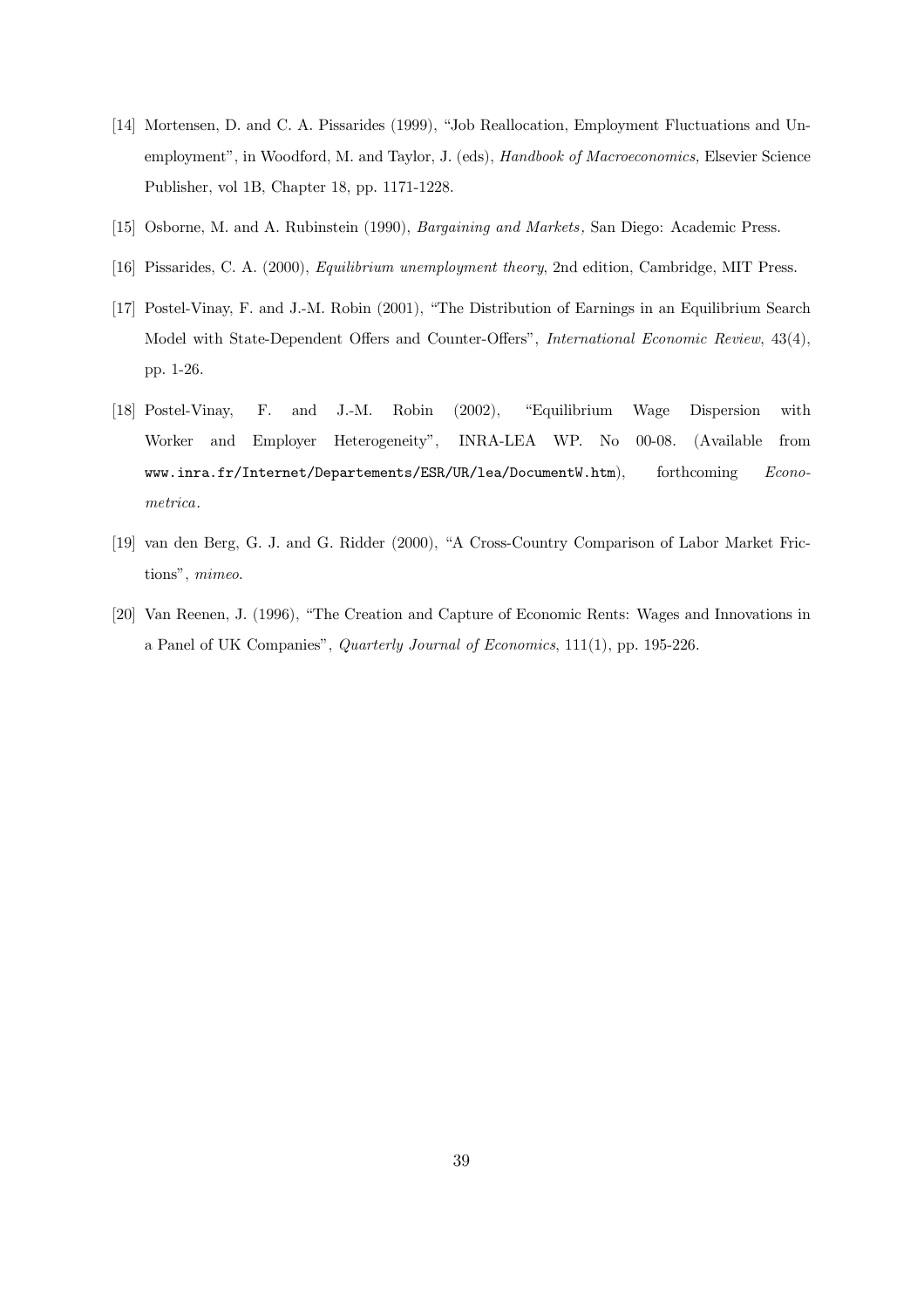[14] Mortensen, D. and C. A. Pissarides (1999), "Job Reallocation, Employment Fluctuations and Unemployment", in Woodford, M. and Taylor, J. (eds), *Handbook of Macroeconomics,* Elsevier Science Publisher, vol 1B, Chapter 18, pp. 1171-1228.

[15] Osborne, M. and A. Rubinstein (1990), *Bargaining and Markets,* San Diego: Academic Press.

[16] Pissarides, C. A. (2000), *Equilibrium unemployment theory*, 2nd edition, Cambridge, MIT Press.

[17] Postel-Vinay, F. and J.-M. Robin (2001), "The Distribution of Earnings in an Equilibrium Search Model with State-Dependent Offers and Counter-Offers", *International Economic Review*, 43(4), pp. 1-26.

[18] Postel-Vinay, F. and J.-M. Robin (2002), "Equilibrium Wage Dispersion with Worker and Employer Heterogeneity", INRA-LEA WP. No 00-08. (Available from `www.inra.fr/Internet/Departements/ESR/UR/lea/DocumentW.htm`), forthcoming *Econometrica*.

[19] van den Berg, G. J. and G. Ridder (2000), "A Cross-Country Comparison of Labor Market Frictions", *mimeo*.

[20] Van Reenen, J. (1996), "The Creation and Capture of Economic Rents: Wages and Innovations in a Panel of UK Companies", *Quarterly Journal of Economics*, 111(1), pp. 195-226.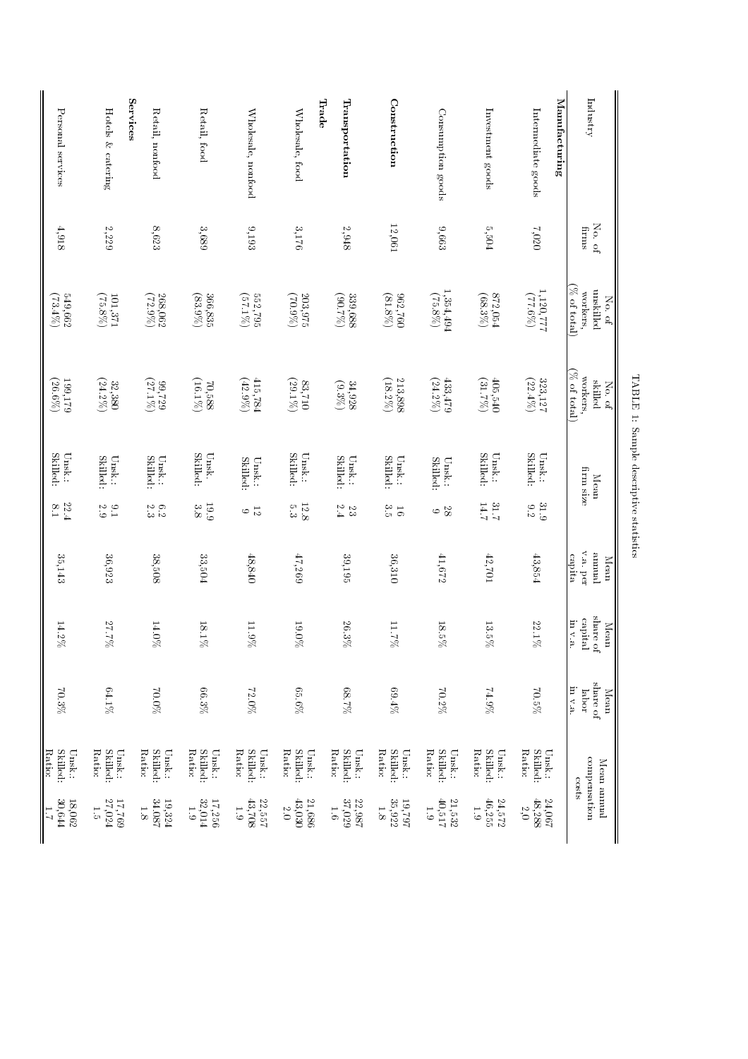TABLE 1: Sample descriptive statistics

| Industry | No. of firms | No. of unskilled workers, (% of total) | No. of skilled workers, (% of total) | Mean firm size | Mean annual v.a. per capita | Mean share of capital in v.a. | Mean share of labor in v.a. | Mean annual compensation costs |
|---|---|---|---|---|---|---|---|---|
| **Manufacturing** | | | | | | | | |
| Intermediate goods | 7,020 | 1,120,777 (77.6%) | 323,127 (22.4%) | Unsk.: 31.9<br>Skilled: 9.2 | 43854 | 22.1% | 70.5% | Unsk.: 24,067<br>Skilled: 48,288<br>Ratio: 2.0 |
| Investment goods | 5,504 | 872,054 (68.3%) | 405,540 (31.7%) | Unsk.: 31.7<br>Skilled: 14.7 | 42,701 | 13.5% | 74.9% | Unsk.: 24,572<br>Skilled: 46,255<br>Ratio: 1.9 |
| Consumption goods | 9,663 | 1,354,494 (75.8%) | 433,479 (24.2%) | Unsk.: 28<br>Skilled: 9 | 41,672 | 18.5% | 70.2% | Unsk.: 21,532<br>Skilled: 40,517<br>Ratio: 1.9 |
| **Construction** | 12,061 | 962,760 (81.8%) | 213,898 (18.2%) | Unsk.: 16<br>Skilled: 3.5 | 36,310 | 11.7% | 69.4% | Unsk.: 19,797<br>Skilled: 35,922<br>Ratio: 1.8 |
| **Transportation** | 2,948 | 339,688 (90.7%) | 34,928 (9.3%) | Unsk.: 23<br>Skilled: 2.4 | 39,195 | 26.3% | 68.7% | Unsk.: 22,987<br>Skilled: 37,029<br>Ratio: 1.6 |
| **Trade** | | | | | | | | |
| Wholesale, food | 3,176 | 203,975 (70.9%) | 83,740 (29.1%) | Unsk.: 12.8<br>Skilled: 5.3 | 47,269 | 19.0% | 65.6% | Unsk.: 21,686<br>Skilled: 43,030<br>Ratio: 2.0 |
| Wholesale, nonfood | 9,193 | 552,795 (57.1%) | 415,784 (42.9%) | Unsk.: 12<br>Skilled: 9 | 48,840 | 11.9% | 72.0% | Unsk.: 22,557<br>Skilled: 43,708<br>Ratio: 1.9 |
| Retail, food | 3,689 | 366,835 (83.9%) | 70,588 (16.1%) | Unsk. 19.9<br>Skilled: 3.8 | 33,504 | 18.1% | 66.3% | Unsk.: 17,256<br>Skilled: 32,014<br>Ratio: 1.9 |
| Retail, nonfood | 8,623 | 268,062 (72.9%) | 99,729 (27.1%) | Unsk.: 6.2<br>Skilled: 2.3 | 38,508 | 14.0% | 70.0% | Unsk.: 19,324<br>Skilled: 34,087<br>Ratio: 1.8 |
| **Services** | | | | | | | | |
| Hotels & catering | 2,229 | 101,371 (75.8%) | 32,380 (24.2%) | Unsk.: 9.1<br>Skilled: 2.9 | 36,923 | 27.7% | 64.1% | Unsk.: 17,769<br>Skilled: 27,024<br>Ratio: 1.5 |
| Personal services | 4,918 | 549,662 (73.4%) | 199,179 (26.6%) | Unsk.: 22.4<br>Skilled: 8.1 | 35,143 | 14.2% | 70.3% | Unsk.: 18,062<br>Skilled: 30,644<br>Ratio: 1.7 |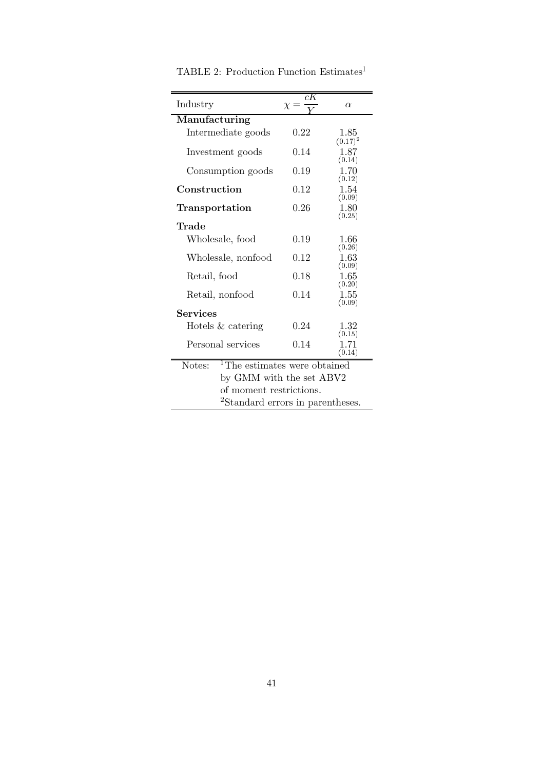TABLE 2: Production Function Estimates[1]

| Industry | $\chi = \frac{cK}{Y}$ | $\alpha$ |
|---|---|---|
| **Manufacturing** | | |
| Intermediate goods | 0.22 | 1.85 (0.17)[2] |
| Investment goods | 0.14 | 1.87 (0.14) |
| Consumption goods | 0.19 | 1.70 (0.12) |
| **Construction** | 0.12 | 1.54 (0.09) |
| **Transportation** | 0.26 | 1.80 (0.25) |
| **Trade** | | |
| Wholesale, food | 0.19 | 1.66 (0.26) |
| Wholesale, nonfood | 0.12 | 1.63 (0.09) |
| Retail, food | 0.18 | 1.65 (0.20) |
| Retail, nonfood | 0.14 | 1.55 (0.09) |
| **Services** | | |
| Hotels & catering | 0.24 | 1.32 (0.15) |
| Personal services | 0.14 | 1.71 (0.14) |

Notes: [1]The estimates were obtained by GMM with the set ABV2 of moment restrictions.
[2]Standard errors in parentheses.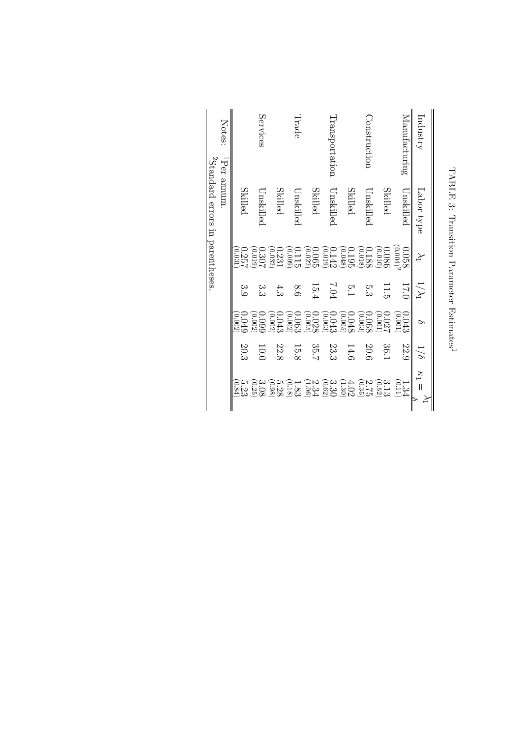TABLE 3: Transition Parameter Estimates[1]

| Industry | Labor type | $\lambda_1$ | $1/\lambda_1$ | $\delta$ | $1/\delta$ | $\kappa_1 = \frac{\lambda_1}{\delta}$ |
|---|---|---|---|---|---|---|
| Manufacturing | Unskilled | 0.058 (0.004)[2] | 17.0 | 0.043 (0.001) | 22.9 | 1.34 (0.11) |
| | Skilled | 0.086 (0.010) | 11.5 | 0.027 (0.001) | 36.1 | 3.13 (0.52) |
| Construction | Unskilled | 0.188 (0.018) | 5.3 | 0.068 (0.003) | 20.6 | 2.75 (0.35) |
| | Skilled | 0.195 (0.048) | 5.1 | 0.048 (0.005) | 14.6 | 4.02 (1.30) |
| Transportation | Unskilled | 0.142 (0.019) | 7.04 | 0.043 (0.003) | 23.3 | 3.30 (0.62) |
| | Skilled | 0.065 (0.022) | 15.4 | 0.028 (0.005) | 35.7 | 2.34 (1.06) |
| Trade | Unskilled | 0.115 (0.009) | 8.6 | 0.063 (0.002) | 15.8 | 1.83 (0.18) |
| | Skilled | 0.231 (0.032) | 4.3 | 0.043 (0.002) | 22.8 | 5.28 (0.98) |
| Services | Unskilled | 0.307 (0.019) | 3.3 | 0.099 (0.002) | 10.0 | 3.08 (0.25) |
| | Skilled | 0.257 (0.031) | 3.9 | 0.049 (0.002) | 20.3 | 5.23 (0.84) |

Notes: [1]Per annum.
[2]Standard errors in parentheses.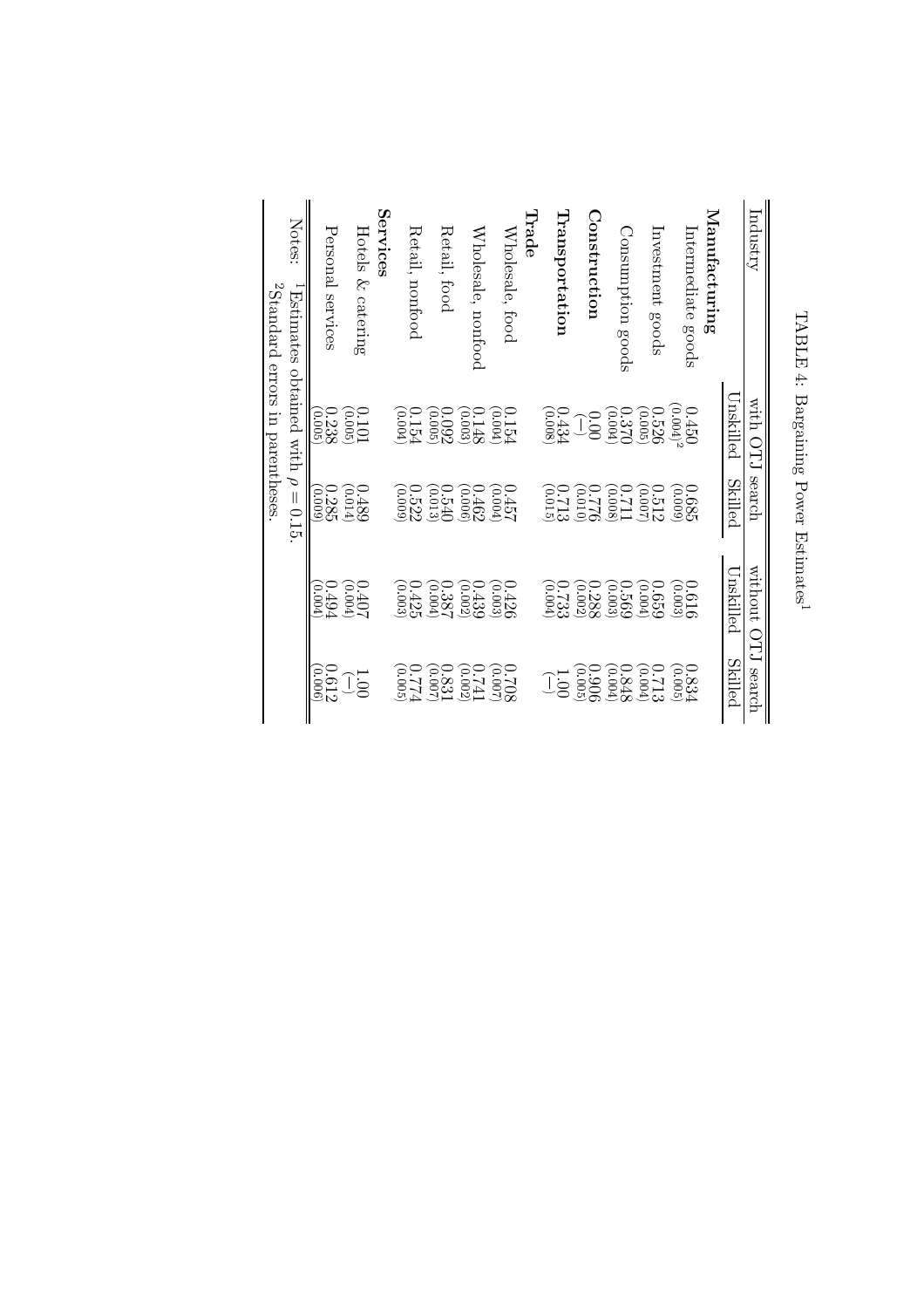TABLE 4: Bargaining Power Estimates[1]

| Industry | with OTJ search | | without OTJ search | |
|---|---|---|---|---|
| | Unskilled | Skilled | Unskilled | Skilled |
| **Manufacturing** | | | | |
| Intermediate goods | 0.450 (0.004)[2] | 0.685 (0.009) | 0.616 (0.003) | 0.834 (0.005) |
| Investment goods | 0.526 (0.005) | 0.512 (0.007) | 0.659 (0.004) | 0.713 (0.004) |
| Consumption goods | 0.370 (0.004) | 0.711 (0.008) | 0.569 (0.003) | 0.848 (0.004) |
| **Construction** | 0.00 (—) | 0.776 (0.010) | 0.288 (0.002) | 0.906 (0.005) |
| **Transportation** | 0.434 (0.008) | 0.713 (0.015) | 0.733 (0.004) | 1.00 (—) |
| **Trade** | | | | |
| Wholesale, food | 0.154 (0.004) | 0.457 (0.004) | 0.426 (0.003) | 0.708 (0.007) |
| Wholesale, nonfood | 0.148 (0.003) | 0.462 (0.006) | 0.439 (0.002) | 0.741 (0.002) |
| Retail, food | 0.092 (0.005) | 0.540 (0.013) | 0.387 (0.004) | 0.831 (0.007) |
| Retail, nonfood | 0.154 (0.004) | 0.522 (0.009) | 0.425 (0.003) | 0.774 (0.005) |
| **Services** | | | | |
| Hotels & catering | 0.101 (0.005) | 0.489 (0.014) | 0.407 (0.004) | 1.00 (—) |
| Personal services | 0.238 (0.005) | 0.285 (0.009) | 0.494 (0.004) | 0.612 (0.006) |

Notes: [1]Estimates obtained with $\rho = 0.15$.
[2]Standard errors in parentheses.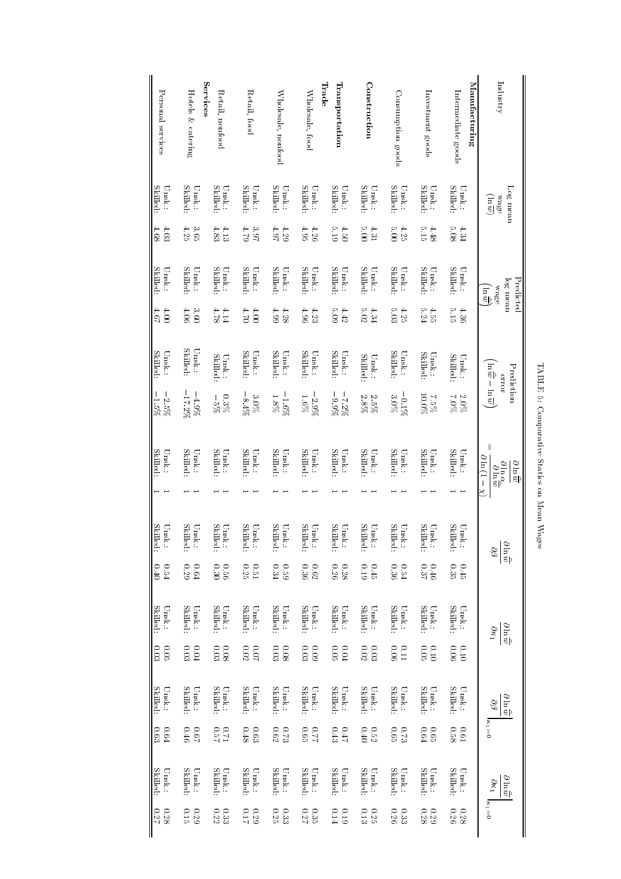TABLE 5: Comparative Statics on Mean Wages

| Industry | | Log mean wage $(\ln \overline{w})$ | Predicted log mean wage $(\ln \widehat{\overline{w}})$ | Prediction error $(\ln \widehat{\overline{w}} - \ln \overline{w})$ | $\dfrac{\partial \ln \widehat{\overline{w}}}{\partial \ln \alpha_{\infty}} = \dfrac{\partial \ln \widehat{\overline{w}}}{\partial \ln(1-\chi)}$ | $\dfrac{\partial \ln \widehat{\overline{w}}}{\partial \beta}$ | $\dfrac{\partial \ln \widehat{\overline{w}}}{\partial \kappa_1}$ | $\left.\dfrac{\partial \ln \widehat{\overline{w}}}{\partial \beta}\right\|_{\kappa_1=0}$ | $\left.\dfrac{\partial \ln \widehat{\overline{w}}}{\partial \kappa_1}\right\|_{\kappa_1=0}$ |
|---|---|---|---|---|---|---|---|---|---|
| **Manufacturing** | | | | | | | | | |
| Intermediate goods | Unsk.: | 4.34 | 4.36 | 2.0% | 1 | 0.45 | 0.10 | 0.61 | 0.28 |
| | Skilled: | 5.08 | 5.15 | 7.0% | 1 | 0.35 | 0.06 | 0.58 | 0.26 |
| Investment goods | Unsk.: | 4.48 | 4.55 | 7.5% | 1 | 0.46 | 0.10 | 0.65 | 0.29 |
| | Skilled: | 5.15 | 5.24 | 10.0% | 1 | 0.37 | 0.05 | 0.64 | 0.28 |
| Consumption goods | Unsk.: | 4.25 | 4.25 | −0.1% | 1 | 0.54 | 0.11 | 0.73 | 0.33 |
| | Skilled: | 5.00 | 5.03 | 3.0% | 1 | 0.36 | 0.06 | 0.65 | 0.26 |
| **Construction** | Unsk.: | 4.31 | 4.34 | 2.5% | 1 | 0.45 | 0.03 | 0.52 | 0.25 |
| | Skilled: | 5.00 | 5.02 | 2.8% | 1 | 0.19 | 0.02 | 0.40 | 0.13 |
| **Transportation** | Unsk.: | 4.50 | 4.42 | −7.2% | 1 | 0.28 | 0.04 | 0.47 | 0.19 |
| | Skilled: | 5.19 | 5.09 | −9.9% | 1 | 0.26 | 0.05 | 0.43 | 0.14 |
| **Trade** | | | | | | | | | |
| Wholesale, food | Unsk.: | 4.26 | 4.23 | −2.9% | 1 | 0.62 | 0.09 | 0.77 | 0.35 |
| | Skilled: | 4.95 | 4.96 | 1.6% | 1 | 0.36 | 0.03 | 0.65 | 0.27 |
| Wholesale, nonfood | Unsk.: | 4.29 | 4.28 | −1.6% | 1 | 0.59 | 0.08 | 0.73 | 0.33 |
| | Skilled: | 4.97 | 4.99 | 1.8% | 1 | 0.34 | 0.03 | 0.62 | 0.25 |
| Retail, food | Unsk.: | 3.97 | 4.00 | 3.0% | 1 | 0.51 | 0.07 | 0.63 | 0.29 |
| | Skilled: | 4.79 | 4.70 | −8.4% | 1 | 0.25 | 0.02 | 0.48 | 0.17 |
| Retail, nonfood | Unsk.: | 4.13 | 4.14 | 0.3% | 1 | 0.56 | 0.08 | 0.71 | 0.33 |
| | Skilled: | 4.83 | 4.78 | −5% | 1 | 0.30 | 0.03 | 0.57 | 0.22 |
| **Services** | | | | | | | | | |
| Hotels & catering | Unsk.: | 3.65 | 3.60 | −4.9% | 1 | 0.64 | 0.04 | 0.67 | 0.29 |
| | Skilled: | 4.25 | 4.06 | −17.2% | 1 | 0.29 | 0.03 | 0.46 | 0.15 |
| Personal services | Unsk.: | 4.03 | 4.00 | −2.5% | 1 | 0.54 | 0.05 | 0.64 | 0.28 |
| | Skilled: | 4.68 | 4.67 | −1.5% | 1 | 0.40 | 0.03 | 0.63 | 0.27 |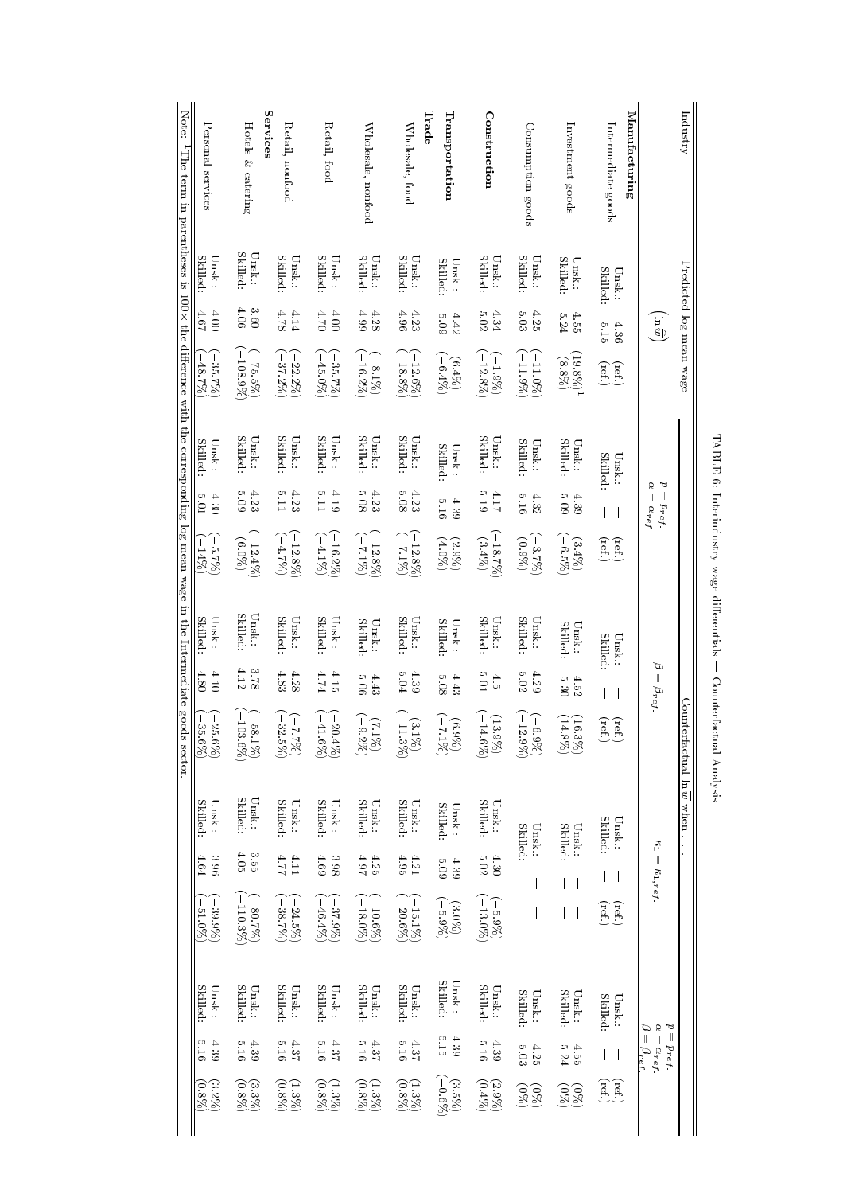TABLE 6: Interindustry wage differentials — Counterfactual Analysis

| Industry | | Predicted log mean wage $\left(\ln \widehat{\overline{w}}\right)$ | | Counterfactual $\ln \overline{w}$ when . . . | | | | | | | | | | | |
|---|---|---|---|---|---|---|---|---|---|---|---|---|---|---|---|
| | | | | | $p = p_{ref.}$ $\alpha = \alpha_{ref.}$ | | | $\beta = \beta_{ref.}$ | | | $\kappa_1 = \kappa_{1,ref.}$ | | | $p = p_{ref.}$ $\alpha = \alpha_{ref.}$ $\beta = \beta_{ref.}$ | |
| **Manufacturing** | | | | | | | | | | | | | | | |
| Intermediate goods | Unsk.: | 4.36 | (ref.) | Unsk.: | — | (ref.) | Unsk.: | — | (ref.) | Unsk.: | — | (ref.) | Unsk.: | — | (ref.) |
| | Skilled: | 5.15 | (ref.) | Skilled: | — | (ref.) | Skilled: | — | (ref.) | Skilled: | — | (ref.) | Skilled: | — | (ref.) |
| Investment goods | Unsk.: | 4.55 | (19.8%)[1] | Unsk.: | 4.39 | (3.4%) | Unsk.: | 4.52 | (16.3%) | Unsk.: | — | — | Unsk.: | 4.55 | (0%) |
| | Skilled: | 5.24 | (8.8%) | Skilled: | 5.09 | (−6.5%) | Skilled: | 5.30 | (14.8%) | Skilled: | — | — | Skilled: | 5.24 | (0%) |
| Consumption goods | Unsk.: | 4.25 | (−11.0%) | Unsk.: | 4.32 | (−3.7%) | Unsk.: | 4.29 | (−6.9%) | Unsk.: | — | — | Unsk.: | 4.25 | (0%) |
| | Skilled: | 5.03 | (−11.9%) | Skilled: | 5.16 | (0.9%) | Skilled: | 5.02 | (−12.9%) | Skilled: | — | — | Skilled: | 5.03 | (0%) |
| **Construction** | Unsk.: | 4.34 | (−1.9%) | Unsk.: | 4.17 | (−18.7%) | Unsk.: | 4.5 | (13.9%) | Unsk.: | 4.30 | (−5.9%) | Unsk.: | 4.39 | (2.9%) |
| | Skilled: | 5.02 | (−12.8%) | Skilled: | 5.19 | (3.4%) | Skilled: | 5.01 | (−14.6%) | Skilled: | 5.02 | (−13.0%) | Skilled: | 5.16 | (0.4%) |
| **Transportation** | Unsk.: | 4.42 | (6.4%) | Unsk.: | 4.39 | (2.9%) | Unsk.: | 4.43 | (6.9%) | Unsk.: | 4.39 | (3.0%) | Unsk.: | 4.39 | (3.5%) |
| | Skilled: | 5.09 | (−6.4%) | Skilled: | 5.16 | (4.0%) | Skilled: | 5.08 | (−7.1%) | Skilled: | 5.09 | (−5.9%) | Skilled: | 5.15 | (−0.6%) |
| **Trade** | | | | | | | | | | | | | | | |
| Wholesale, food | Unsk.: | 4.23 | (−12.6%) | Unsk.: | 4.23 | (−12.8%) | Unsk.: | 4.39 | (3.1%) | Unsk.: | 4.21 | (−15.1%) | Unsk.: | 4.37 | (1.3%) |
| | Skilled: | 4.96 | (−18.8%) | Skilled: | 5.08 | (−7.1%) | Skilled: | 5.04 | (−11.3%) | Skilled: | 4.95 | (−20.6%) | Skilled: | 5.16 | (0.8%) |
| Wholesale, nonfood | Unsk.: | 4.28 | (−8.1%) | Unsk.: | 4.23 | (−12.8%) | Unsk.: | 4.43 | (7.1%) | Unsk.: | 4.25 | (−10.6%) | Unsk.: | 4.37 | (1.3%) |
| | Skilled: | 4.99 | (−16.2%) | Skilled: | 5.08 | (−7.1%) | Skilled: | 5.06 | (−9.2%) | Skilled: | 4.97 | (−18.0%) | Skilled: | 5.16 | (0.8%) |
| Retail, food | Unsk.: | 4.00 | (−35.7%) | Unsk.: | 4.19 | (−16.2%) | Unsk.: | 4.15 | (−20.4%) | Unsk.: | 3.98 | (−37.9%) | Unsk.: | 4.37 | (1.3%) |
| | Skilled: | 4.70 | (−45.0%) | Skilled: | 5.11 | (−4.1%) | Skilled: | 4.74 | (−41.6%) | Skilled: | 4.69 | (−46.4%) | Skilled: | 5.16 | (0.8%) |
| Retail, nonfood | Unsk.: | 4.14 | (−22.2%) | Unsk.: | 4.23 | (−12.8%) | Unsk.: | 4.28 | (−7.7%) | Unsk.: | 4.11 | (−24.5%) | Unsk.: | 4.37 | (1.3%) |
| | Skilled: | 4.78 | (−37.2%) | Skilled: | 5.11 | (−4.7%) | Skilled: | 4.83 | (−32.5%) | Skilled: | 4.77 | (−38.7%) | Skilled: | 5.16 | (0.8%) |
| **Services** | | | | | | | | | | | | | | | |
| Hotels & catering | Unsk.: | 3.60 | (−75.5%) | Unsk.: | 4.23 | (−12.4%) | Unsk.: | 3.78 | (−58.1%) | Unsk.: | 3.55 | (−80.7%) | Unsk.: | 4.39 | (3.3%) |
| | Skilled: | 4.06 | (−108.9%) | Skilled: | 5.09 | (6.0%) | Skilled: | 4.12 | (−103.6%) | Skilled: | 4.05 | (−110.3%) | Skilled: | 5.16 | (0.8%) |
| Personal services | Unsk.: | 4.00 | (−35.7%) | Unsk.: | 4.30 | (−5.7%) | Unsk.: | 4.10 | (−25.6%) | Unsk.: | 3.96 | (−39.9%) | Unsk.: | 4.39 | (3.2%) |
| | Skilled: | 4.67 | (−48.7%) | Skilled: | 5.01 | (−14%) | Skilled: | 4.80 | (−35.6%) | Skilled: | 4.64 | (−51.0%) | Skilled: | 5.16 | (0.8%) |

Note: [1]The term in parentheses is 100× the difference with the corresponding log mean wage in the Intermediate goods sector.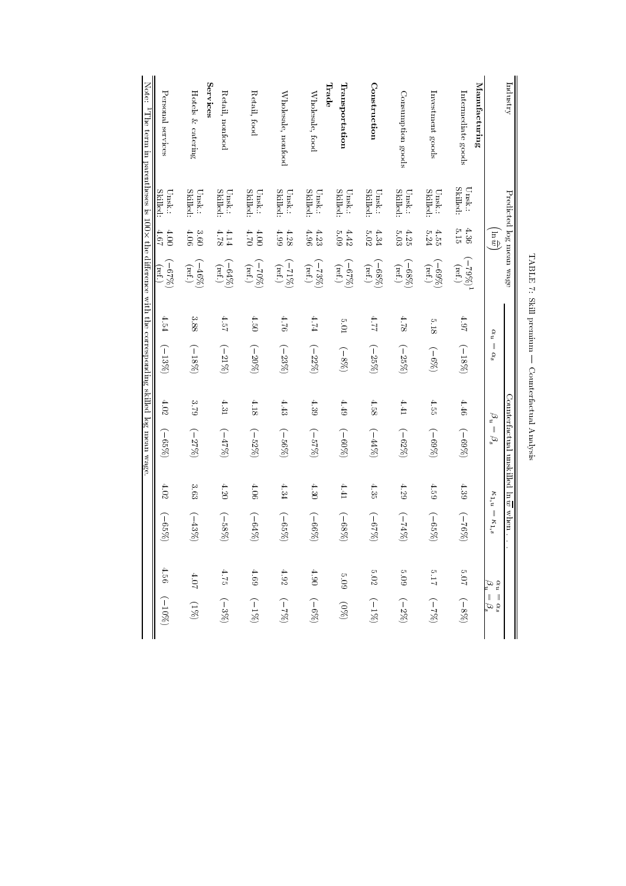TABLE 7: Skill premium — Counterfactual Analysis

| Industry | | Predicted log mean wage $\left(\widehat{\ln \overline{w}}\right)$ | | Counterfactual unskilled $\ln \overline{w}$ when . . . | | | | | | | |
|---|---|---|---|---|---|---|---|---|---|---|---|
| | | | | $\alpha_u = \alpha_s$ | | $\beta_u = \beta_s$ | | $\kappa_{1,u} = \kappa_{1,s}$ | | $\alpha_u = \alpha_s$, $\beta_u = \beta_s$ | |
| **Manufacturing** | | | | | | | | | | | |
| Intermediate goods | Unsk.: | 4.36 | (−79%)[1] | 4.97 | (−18%) | 4.46 | (−69%) | 4.39 | (−76%) | 5.07 | (−8%) |
| | Skilled: | 5.15 | (ref.) | | | | | | | | |
| Investment goods | Unsk.: | 4.55 | (−69%) | 5.18 | (−6%) | 4.55 | (−69%) | 4.59 | (−65%) | 5.17 | (−7%) |
| | Skilled: | 5.24 | (ref.) | | | | | | | | |
| Consumption goods | Unsk.: | 4.25 | (−68%) | 4.78 | (−25%) | 4.41 | (−62%) | 4.29 | (−74%) | 5.09 | (−2%) |
| | Skilled: | 5.03 | (ref.) | | | | | | | | |
| **Construction** | Unsk.: | 4.34 | (−68%) | 4.77 | (−25%) | 4.58 | (−44%) | 4.35 | (−67%) | 5.02 | (−1%) |
| | Skilled: | 5.02 | (ref.) | | | | | | | | |
| **Transportation** | Unsk.: | 4.42 | (−67%) | 5.01 | (−8%) | 4.49 | (−60%) | 4.41 | (−68%) | 5.09 | (0%) |
| | Skilled: | 5.09 | (ref.) | | | | | | | | |
| **Trade** | | | | | | | | | | | |
| Wholesale, food | Unsk.: | 4.23 | (−73%) | 4.74 | (−22%) | 4.39 | (−57%) | 4.30 | (−66%) | 4.90 | (−6%) |
| | Skilled: | 4.96 | (ref.) | | | | | | | | |
| Wholesale, nonfood | Unsk.: | 4.28 | (−71%) | 4.76 | (−23%) | 4.43 | (−56%) | 4.34 | (−65%) | 4.92 | (−7%) |
| | Skilled: | 4.99 | (ref.) | | | | | | | | |
| Retail, food | Unsk.: | 4.00 | (−70%) | 4.50 | (−20%) | 4.18 | (−52%) | 4.06 | (−64%) | 4.69 | (−1%) |
| | Skilled: | 4.70 | (ref.) | | | | | | | | |
| Retail, nonfood | Unsk.: | 4.14 | (−64%) | 4.57 | (−21%) | 4.31 | (−47%) | 4.20 | (−58%) | 4.75 | (−3%) |
| | Skilled: | 4.78 | (ref.) | | | | | | | | |
| **Services** | | | | | | | | | | | |
| Hotels & catering | Unsk.: | 3.60 | (−46%) | 3.88 | (−18%) | 3.79 | (−27%) | 3.63 | (−43%) | 4.07 | (1%) |
| | Skilled: | 4.06 | (ref.) | | | | | | | | |
| Personal services | Unsk.: | 4.00 | (−67%) | 4.54 | (−13%) | 4.02 | (−65%) | 4.02 | (−65%) | 4.56 | (−10%) |
| | Skilled: | 4.67 | (ref.) | | | | | | | | |

Note: [1]The term in parentheses is 100× the difference with the corresponding skilled log mean wage.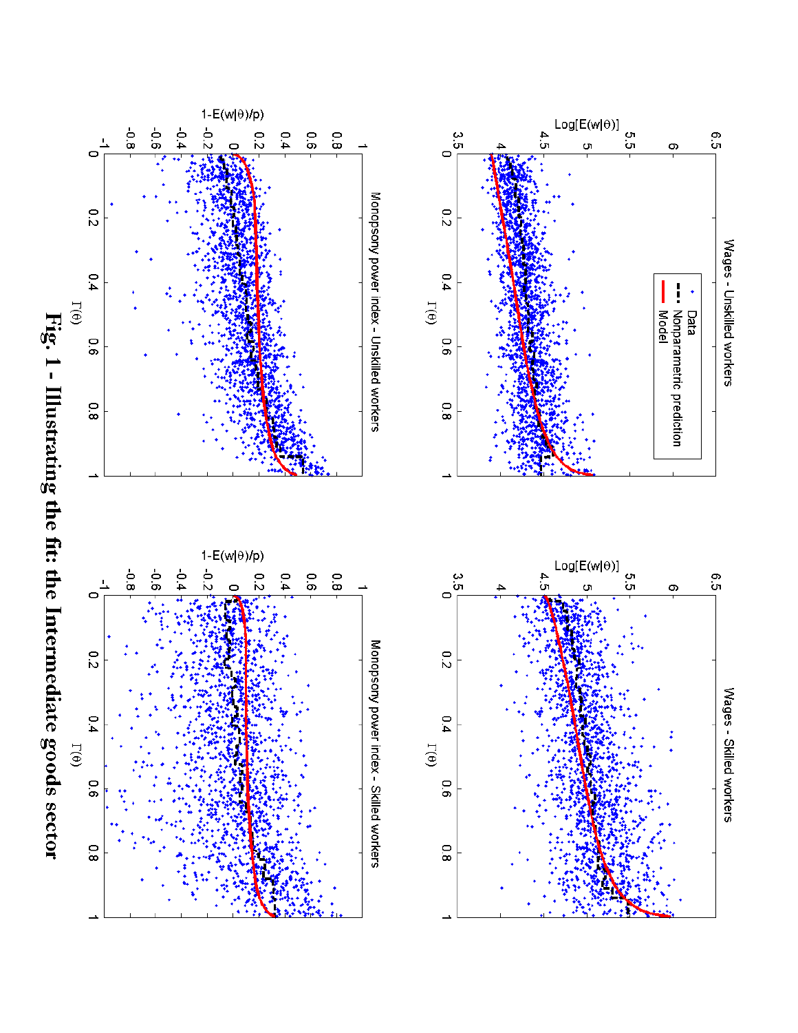Wages - Unskilled workers

Log[E(w|θ)]

6.5
6
5.5
5
4.5
4
3.5

0 0.2 0.4 0.6 0.8 1

Γ(θ)

Data
Nonparametric prediction
Model

Wages - Skilled workers

Log[E(w|θ)]

6.5
6
5.5
5
4.5
4
3.5

0 0.2 0.4 0.6 0.8 1

Γ(θ)

Monopsony power index - Unskilled workers

1-E(w|θ)/p)

1
0.8
0.6
0.4
0.2
0
-0.2
-0.4
-0.6
-0.8
-1

0 0.2 0.4 0.6 0.8 1

Γ(θ)

Monopsony power index - Skilled workers

1-E(w|θ)/p)

1
0.8
0.6
0.4
0.2
0
-0.2
-0.4
-0.6
-0.8
-1

0 0.2 0.4 0.6 0.8 1

Γ(θ)

**Fig. 1 - Illustrating the fit: the Intermediate goods sector**